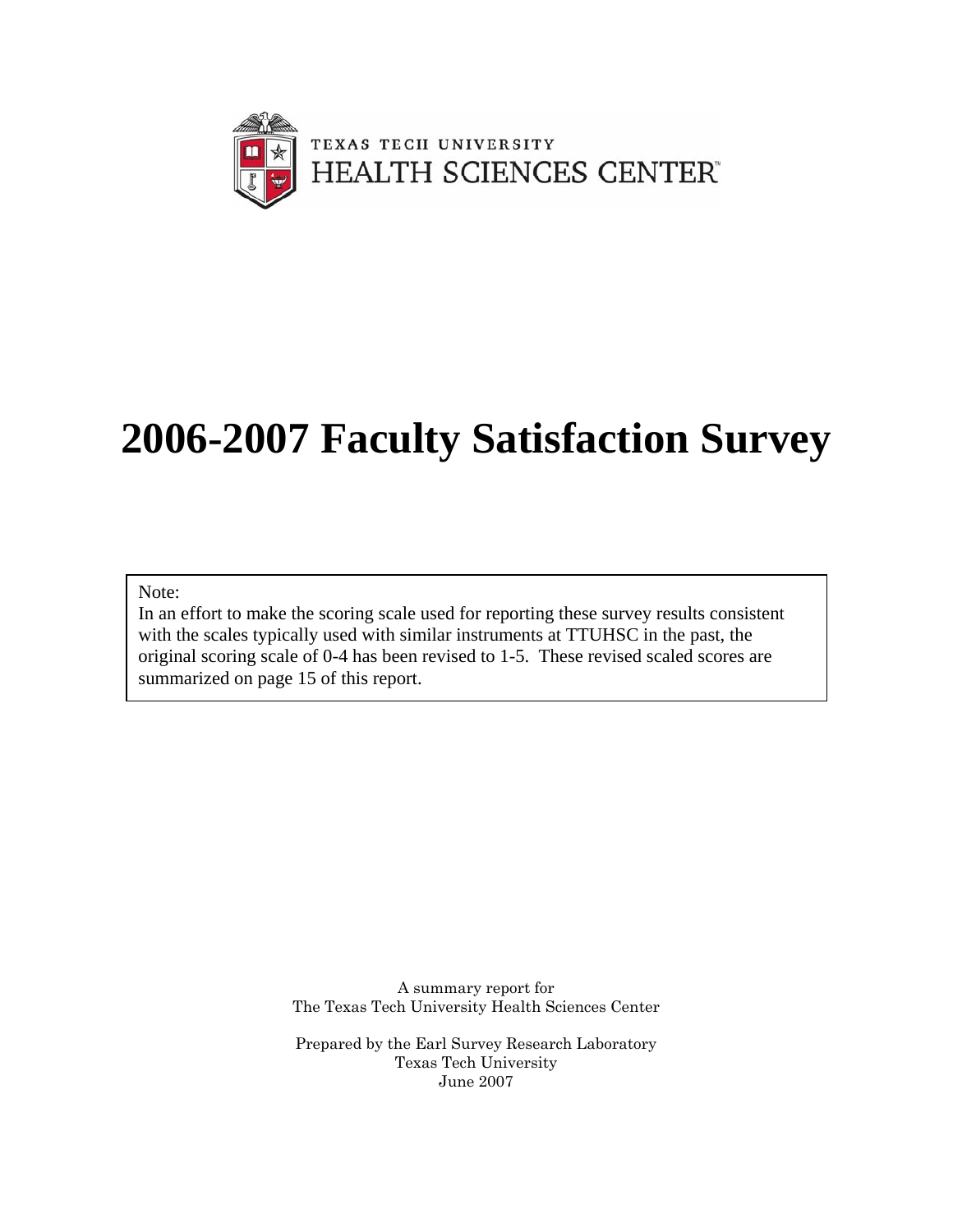TEXAS TECH UNIVERSITY
HEALTH SCIENCES CENTER

# 2006-2007 Faculty Satisfaction Survey

Note:
In an effort to make the scoring scale used for reporting these survey results consistent with the scales typically used with similar instruments at TTUHSC in the past, the original scoring scale of 0-4 has been revised to 1-5. These revised scaled scores are summarized on page 15 of this report.

A summary report for
The Texas Tech University Health Sciences Center

Prepared by the Earl Survey Research Laboratory
Texas Tech University
June 2007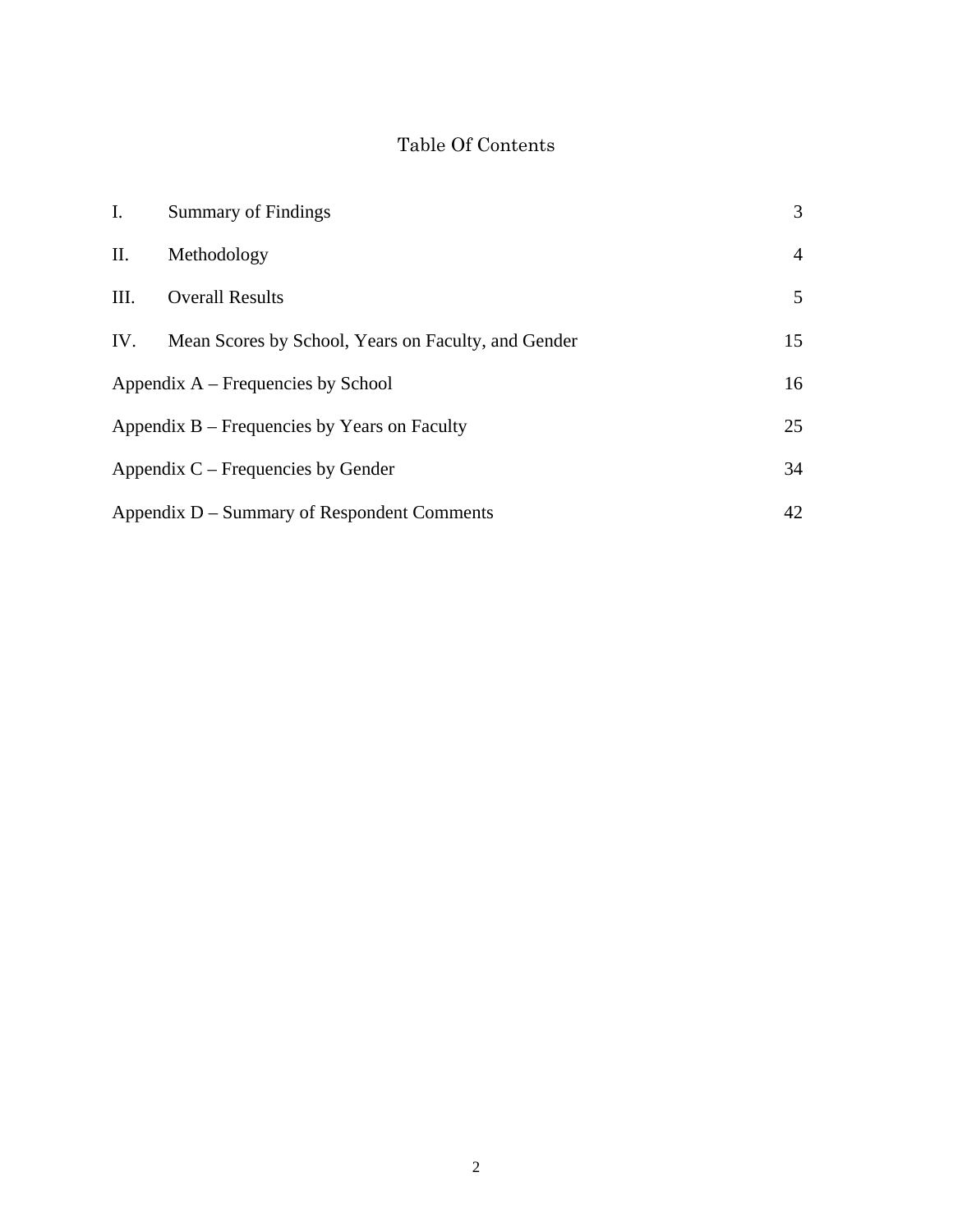# Table Of Contents

| | | |
|---|---|---|
| I. | Summary of Findings | 3 |
| II. | Methodology | 4 |
| III. | Overall Results | 5 |
| IV. | Mean Scores by School, Years on Faculty, and Gender | 15 |
| Appendix A – Frequencies by School | | 16 |
| Appendix B – Frequencies by Years on Faculty | | 25 |
| Appendix C – Frequencies by Gender | | 34 |
| Appendix D – Summary of Respondent Comments | | 42 |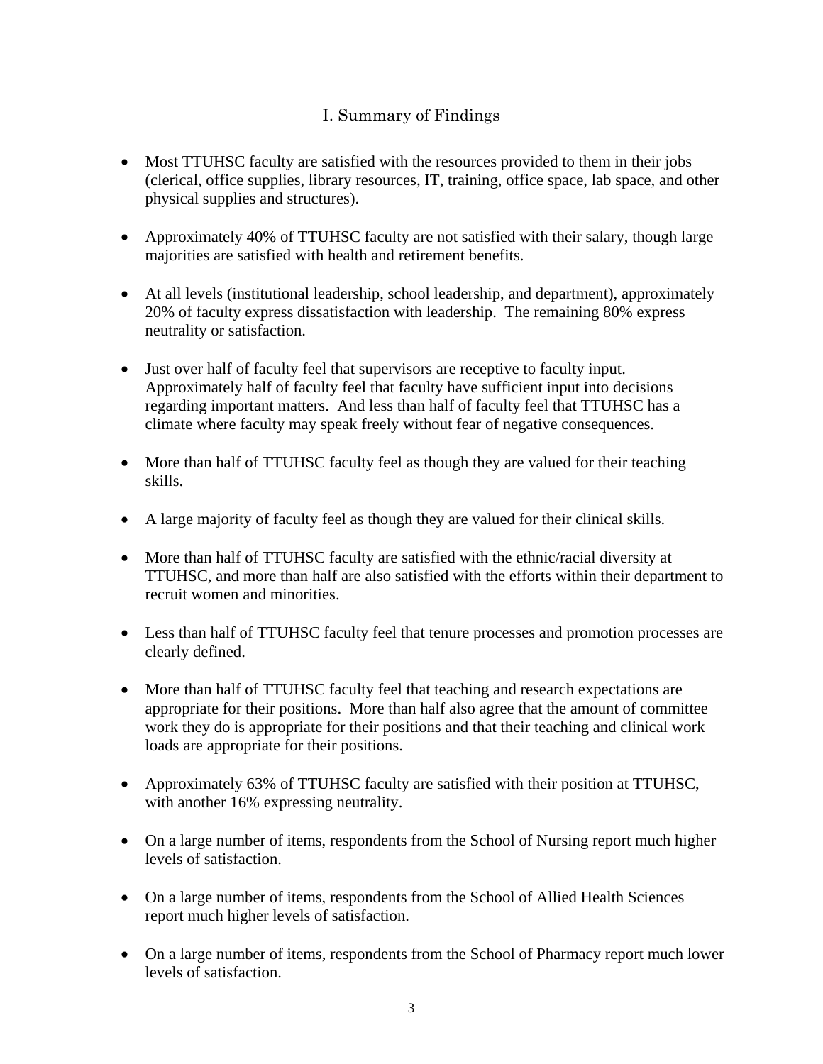# I. Summary of Findings

- Most TTUHSC faculty are satisfied with the resources provided to them in their jobs (clerical, office supplies, library resources, IT, training, office space, lab space, and other physical supplies and structures).

- Approximately 40% of TTUHSC faculty are not satisfied with their salary, though large majorities are satisfied with health and retirement benefits.

- At all levels (institutional leadership, school leadership, and department), approximately 20% of faculty express dissatisfaction with leadership. The remaining 80% express neutrality or satisfaction.

- Just over half of faculty feel that supervisors are receptive to faculty input. Approximately half of faculty feel that faculty have sufficient input into decisions regarding important matters. And less than half of faculty feel that TTUHSC has a climate where faculty may speak freely without fear of negative consequences.

- More than half of TTUHSC faculty feel as though they are valued for their teaching skills.

- A large majority of faculty feel as though they are valued for their clinical skills.

- More than half of TTUHSC faculty are satisfied with the ethnic/racial diversity at TTUHSC, and more than half are also satisfied with the efforts within their department to recruit women and minorities.

- Less than half of TTUHSC faculty feel that tenure processes and promotion processes are clearly defined.

- More than half of TTUHSC faculty feel that teaching and research expectations are appropriate for their positions. More than half also agree that the amount of committee work they do is appropriate for their positions and that their teaching and clinical work loads are appropriate for their positions.

- Approximately 63% of TTUHSC faculty are satisfied with their position at TTUHSC, with another 16% expressing neutrality.

- On a large number of items, respondents from the School of Nursing report much higher levels of satisfaction.

- On a large number of items, respondents from the School of Allied Health Sciences report much higher levels of satisfaction.

- On a large number of items, respondents from the School of Pharmacy report much lower levels of satisfaction.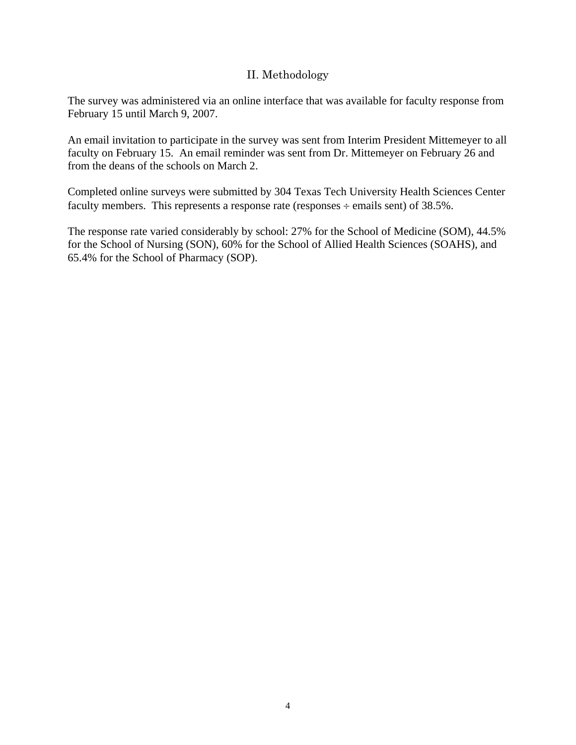## II. Methodology

The survey was administered via an online interface that was available for faculty response from February 15 until March 9, 2007.

An email invitation to participate in the survey was sent from Interim President Mittemeyer to all faculty on February 15. An email reminder was sent from Dr. Mittemeyer on February 26 and from the deans of the schools on March 2.

Completed online surveys were submitted by 304 Texas Tech University Health Sciences Center faculty members. This represents a response rate (responses ÷ emails sent) of 38.5%.

The response rate varied considerably by school: 27% for the School of Medicine (SOM), 44.5% for the School of Nursing (SON), 60% for the School of Allied Health Sciences (SOAHS), and 65.4% for the School of Pharmacy (SOP).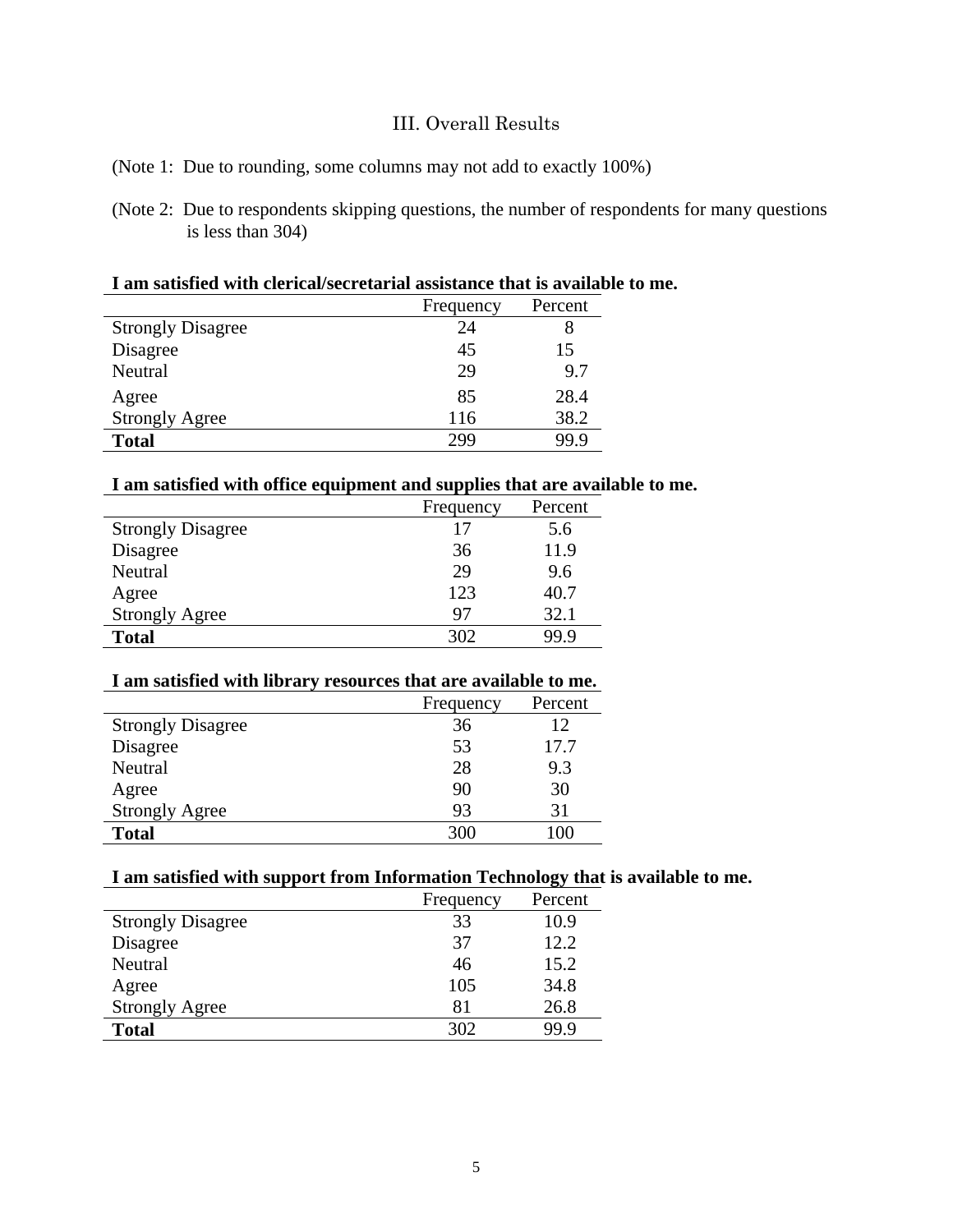## III. Overall Results

(Note 1: Due to rounding, some columns may not add to exactly 100%)

(Note 2: Due to respondents skipping questions, the number of respondents for many questions is less than 304)

**I am satisfied with clerical/secretarial assistance that is available to me.**

| | Frequency | Percent |
|---|---|---|
| Strongly Disagree | 24 | 8 |
| Disagree | 45 | 15 |
| Neutral | 29 | 9.7 |
| Agree | 85 | 28.4 |
| Strongly Agree | 116 | 38.2 |
| **Total** | 299 | 99.9 |

**I am satisfied with office equipment and supplies that are available to me.**

| | Frequency | Percent |
|---|---|---|
| Strongly Disagree | 17 | 5.6 |
| Disagree | 36 | 11.9 |
| Neutral | 29 | 9.6 |
| Agree | 123 | 40.7 |
| Strongly Agree | 97 | 32.1 |
| **Total** | 302 | 99.9 |

**I am satisfied with library resources that are available to me.**

| | Frequency | Percent |
|---|---|---|
| Strongly Disagree | 36 | 12 |
| Disagree | 53 | 17.7 |
| Neutral | 28 | 9.3 |
| Agree | 90 | 30 |
| Strongly Agree | 93 | 31 |
| **Total** | 300 | 100 |

**I am satisfied with support from Information Technology that is available to me.**

| | Frequency | Percent |
|---|---|---|
| Strongly Disagree | 33 | 10.9 |
| Disagree | 37 | 12.2 |
| Neutral | 46 | 15.2 |
| Agree | 105 | 34.8 |
| Strongly Agree | 81 | 26.8 |
| **Total** | 302 | 99.9 |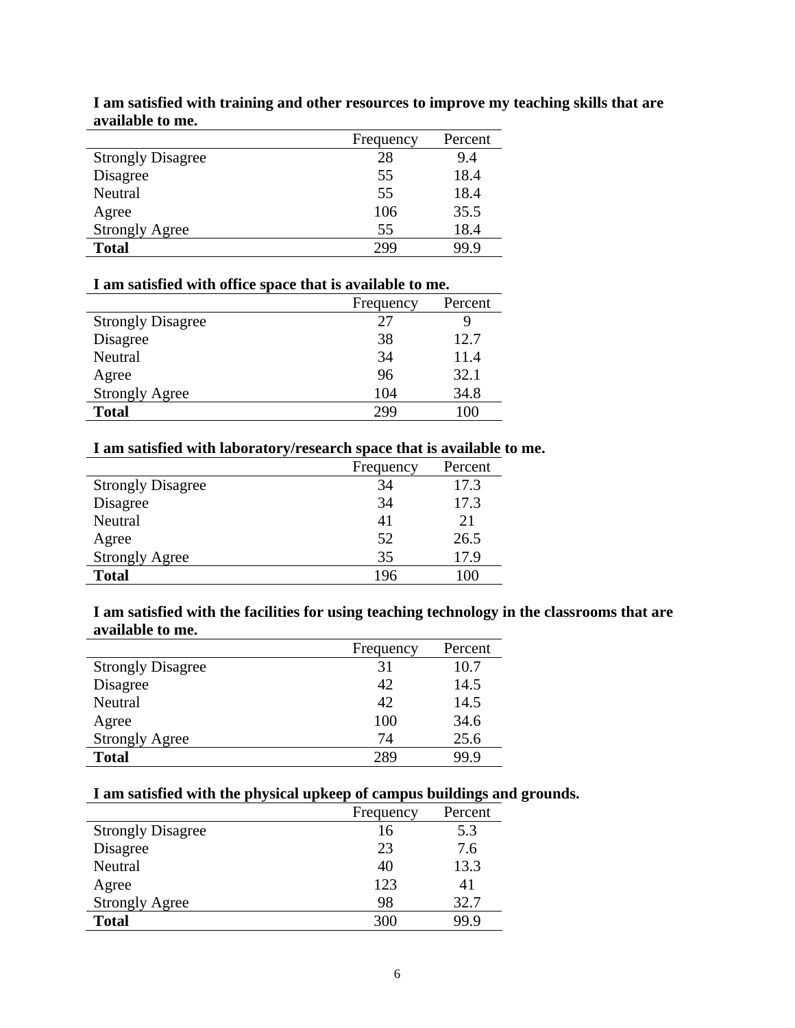**I am satisfied with training and other resources to improve my teaching skills that are available to me.**

| | Frequency | Percent |
|---|---|---|
| Strongly Disagree | 28 | 9.4 |
| Disagree | 55 | 18.4 |
| Neutral | 55 | 18.4 |
| Agree | 106 | 35.5 |
| Strongly Agree | 55 | 18.4 |
| **Total** | 299 | 99.9 |

**I am satisfied with office space that is available to me.**

| | Frequency | Percent |
|---|---|---|
| Strongly Disagree | 27 | 9 |
| Disagree | 38 | 12.7 |
| Neutral | 34 | 11.4 |
| Agree | 96 | 32.1 |
| Strongly Agree | 104 | 34.8 |
| **Total** | 299 | 100 |

**I am satisfied with laboratory/research space that is available to me.**

| | Frequency | Percent |
|---|---|---|
| Strongly Disagree | 34 | 17.3 |
| Disagree | 34 | 17.3 |
| Neutral | 41 | 21 |
| Agree | 52 | 26.5 |
| Strongly Agree | 35 | 17.9 |
| **Total** | 196 | 100 |

**I am satisfied with the facilities for using teaching technology in the classrooms that are available to me.**

| | Frequency | Percent |
|---|---|---|
| Strongly Disagree | 31 | 10.7 |
| Disagree | 42 | 14.5 |
| Neutral | 42 | 14.5 |
| Agree | 100 | 34.6 |
| Strongly Agree | 74 | 25.6 |
| **Total** | 289 | 99.9 |

**I am satisfied with the physical upkeep of campus buildings and grounds.**

| | Frequency | Percent |
|---|---|---|
| Strongly Disagree | 16 | 5.3 |
| Disagree | 23 | 7.6 |
| Neutral | 40 | 13.3 |
| Agree | 123 | 41 |
| Strongly Agree | 98 | 32.7 |
| **Total** | 300 | 99.9 |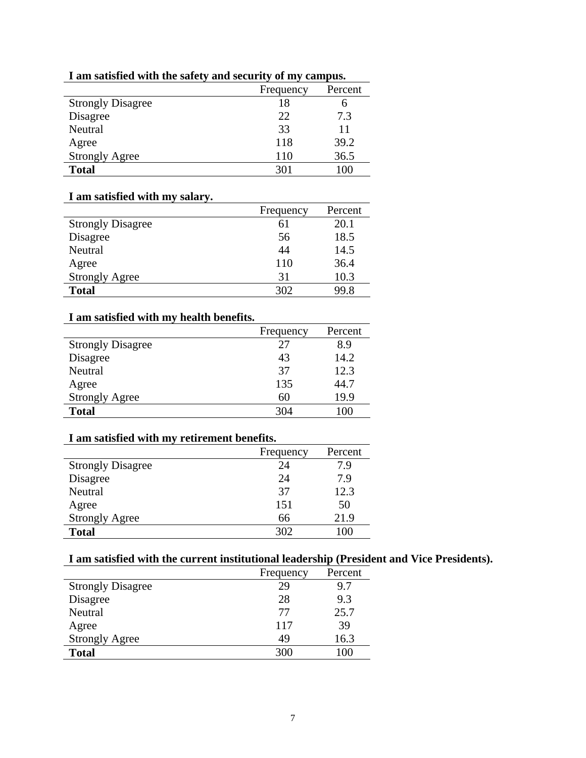**I am satisfied with the safety and security of my campus.**

| | Frequency | Percent |
|---|---|---|
| Strongly Disagree | 18 | 6 |
| Disagree | 22 | 7.3 |
| Neutral | 33 | 11 |
| Agree | 118 | 39.2 |
| Strongly Agree | 110 | 36.5 |
| **Total** | 301 | 100 |

**I am satisfied with my salary.**

| | Frequency | Percent |
|---|---|---|
| Strongly Disagree | 61 | 20.1 |
| Disagree | 56 | 18.5 |
| Neutral | 44 | 14.5 |
| Agree | 110 | 36.4 |
| Strongly Agree | 31 | 10.3 |
| **Total** | 302 | 99.8 |

**I am satisfied with my health benefits.**

| | Frequency | Percent |
|---|---|---|
| Strongly Disagree | 27 | 8.9 |
| Disagree | 43 | 14.2 |
| Neutral | 37 | 12.3 |
| Agree | 135 | 44.7 |
| Strongly Agree | 60 | 19.9 |
| **Total** | 304 | 100 |

**I am satisfied with my retirement benefits.**

| | Frequency | Percent |
|---|---|---|
| Strongly Disagree | 24 | 7.9 |
| Disagree | 24 | 7.9 |
| Neutral | 37 | 12.3 |
| Agree | 151 | 50 |
| Strongly Agree | 66 | 21.9 |
| **Total** | 302 | 100 |

**I am satisfied with the current institutional leadership (President and Vice Presidents).**

| | Frequency | Percent |
|---|---|---|
| Strongly Disagree | 29 | 9.7 |
| Disagree | 28 | 9.3 |
| Neutral | 77 | 25.7 |
| Agree | 117 | 39 |
| Strongly Agree | 49 | 16.3 |
| **Total** | 300 | 100 |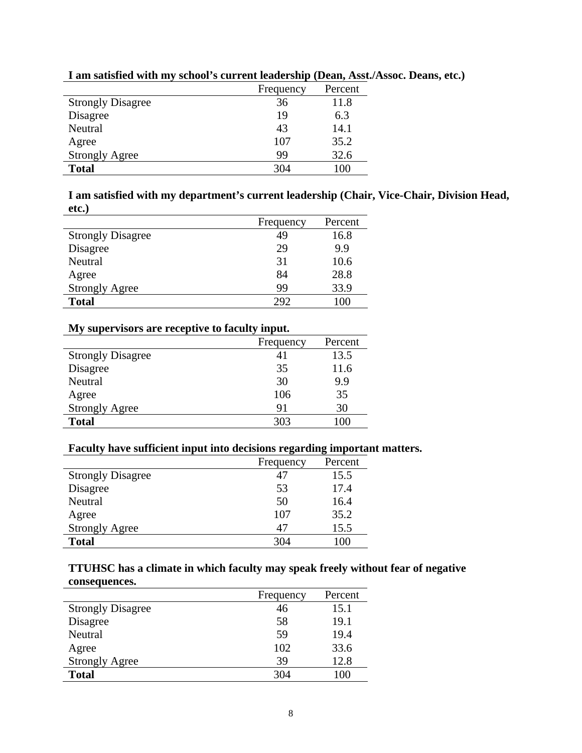**I am satisfied with my school's current leadership (Dean, Asst./Assoc. Deans, etc.)**

| | Frequency | Percent |
|---|---|---|
| Strongly Disagree | 36 | 11.8 |
| Disagree | 19 | 6.3 |
| Neutral | 43 | 14.1 |
| Agree | 107 | 35.2 |
| Strongly Agree | 99 | 32.6 |
| **Total** | 304 | 100 |

**I am satisfied with my department's current leadership (Chair, Vice-Chair, Division Head, etc.)**

| | Frequency | Percent |
|---|---|---|
| Strongly Disagree | 49 | 16.8 |
| Disagree | 29 | 9.9 |
| Neutral | 31 | 10.6 |
| Agree | 84 | 28.8 |
| Strongly Agree | 99 | 33.9 |
| **Total** | 292 | 100 |

**My supervisors are receptive to faculty input.**

| | Frequency | Percent |
|---|---|---|
| Strongly Disagree | 41 | 13.5 |
| Disagree | 35 | 11.6 |
| Neutral | 30 | 9.9 |
| Agree | 106 | 35 |
| Strongly Agree | 91 | 30 |
| **Total** | 303 | 100 |

**Faculty have sufficient input into decisions regarding important matters.**

| | Frequency | Percent |
|---|---|---|
| Strongly Disagree | 47 | 15.5 |
| Disagree | 53 | 17.4 |
| Neutral | 50 | 16.4 |
| Agree | 107 | 35.2 |
| Strongly Agree | 47 | 15.5 |
| **Total** | 304 | 100 |

**TTUHSC has a climate in which faculty may speak freely without fear of negative consequences.**

| | Frequency | Percent |
|---|---|---|
| Strongly Disagree | 46 | 15.1 |
| Disagree | 58 | 19.1 |
| Neutral | 59 | 19.4 |
| Agree | 102 | 33.6 |
| Strongly Agree | 39 | 12.8 |
| **Total** | 304 | 100 |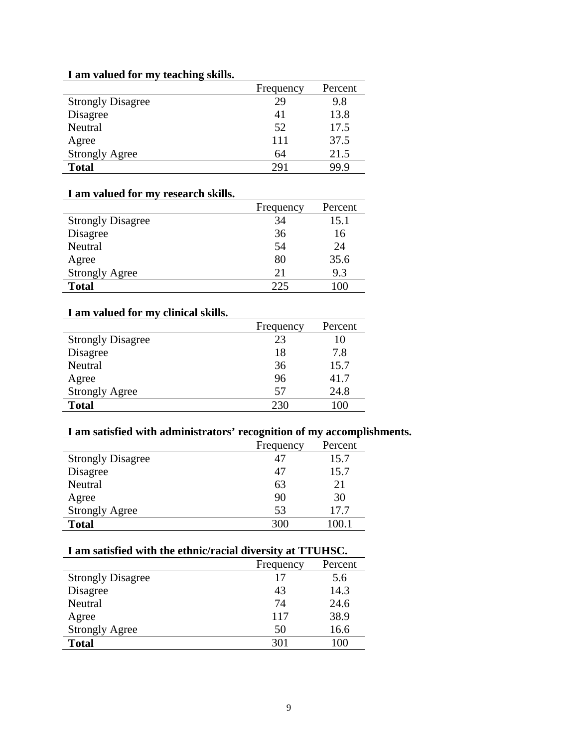**I am valued for my teaching skills.**

| | Frequency | Percent |
|---|---|---|
| Strongly Disagree | 29 | 9.8 |
| Disagree | 41 | 13.8 |
| Neutral | 52 | 17.5 |
| Agree | 111 | 37.5 |
| Strongly Agree | 64 | 21.5 |
| **Total** | 291 | 99.9 |

**I am valued for my research skills.**

| | Frequency | Percent |
|---|---|---|
| Strongly Disagree | 34 | 15.1 |
| Disagree | 36 | 16 |
| Neutral | 54 | 24 |
| Agree | 80 | 35.6 |
| Strongly Agree | 21 | 9.3 |
| **Total** | 225 | 100 |

**I am valued for my clinical skills.**

| | Frequency | Percent |
|---|---|---|
| Strongly Disagree | 23 | 10 |
| Disagree | 18 | 7.8 |
| Neutral | 36 | 15.7 |
| Agree | 96 | 41.7 |
| Strongly Agree | 57 | 24.8 |
| **Total** | 230 | 100 |

**I am satisfied with administrators' recognition of my accomplishments.**

| | Frequency | Percent |
|---|---|---|
| Strongly Disagree | 47 | 15.7 |
| Disagree | 47 | 15.7 |
| Neutral | 63 | 21 |
| Agree | 90 | 30 |
| Strongly Agree | 53 | 17.7 |
| **Total** | 300 | 100.1 |

**I am satisfied with the ethnic/racial diversity at TTUHSC.**

| | Frequency | Percent |
|---|---|---|
| Strongly Disagree | 17 | 5.6 |
| Disagree | 43 | 14.3 |
| Neutral | 74 | 24.6 |
| Agree | 117 | 38.9 |
| Strongly Agree | 50 | 16.6 |
| **Total** | 301 | 100 |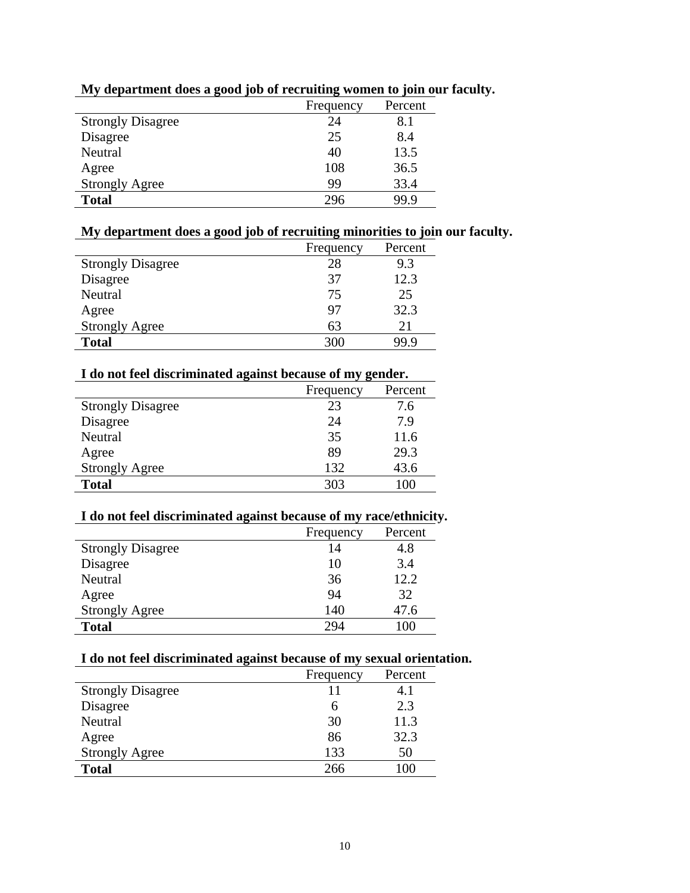**My department does a good job of recruiting women to join our faculty.**

| | Frequency | Percent |
|---|---|---|
| Strongly Disagree | 24 | 8.1 |
| Disagree | 25 | 8.4 |
| Neutral | 40 | 13.5 |
| Agree | 108 | 36.5 |
| Strongly Agree | 99 | 33.4 |
| **Total** | 296 | 99.9 |

**My department does a good job of recruiting minorities to join our faculty.**

| | Frequency | Percent |
|---|---|---|
| Strongly Disagree | 28 | 9.3 |
| Disagree | 37 | 12.3 |
| Neutral | 75 | 25 |
| Agree | 97 | 32.3 |
| Strongly Agree | 63 | 21 |
| **Total** | 300 | 99.9 |

**I do not feel discriminated against because of my gender.**

| | Frequency | Percent |
|---|---|---|
| Strongly Disagree | 23 | 7.6 |
| Disagree | 24 | 7.9 |
| Neutral | 35 | 11.6 |
| Agree | 89 | 29.3 |
| Strongly Agree | 132 | 43.6 |
| **Total** | 303 | 100 |

**I do not feel discriminated against because of my race/ethnicity.**

| | Frequency | Percent |
|---|---|---|
| Strongly Disagree | 14 | 4.8 |
| Disagree | 10 | 3.4 |
| Neutral | 36 | 12.2 |
| Agree | 94 | 32 |
| Strongly Agree | 140 | 47.6 |
| **Total** | 294 | 100 |

**I do not feel discriminated against because of my sexual orientation.**

| | Frequency | Percent |
|---|---|---|
| Strongly Disagree | 11 | 4.1 |
| Disagree | 6 | 2.3 |
| Neutral | 30 | 11.3 |
| Agree | 86 | 32.3 |
| Strongly Agree | 133 | 50 |
| **Total** | 266 | 100 |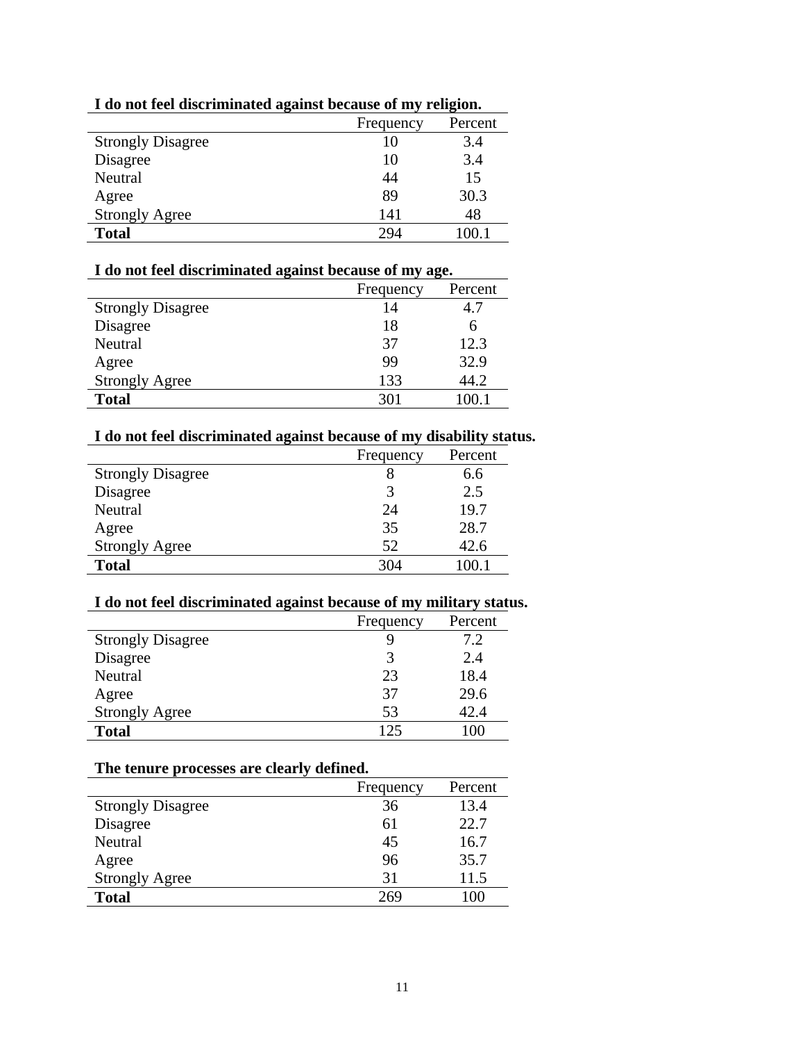**I do not feel discriminated against because of my religion.**

| | Frequency | Percent |
|---|---|---|
| Strongly Disagree | 10 | 3.4 |
| Disagree | 10 | 3.4 |
| Neutral | 44 | 15 |
| Agree | 89 | 30.3 |
| Strongly Agree | 141 | 48 |
| **Total** | 294 | 100.1 |

**I do not feel discriminated against because of my age.**

| | Frequency | Percent |
|---|---|---|
| Strongly Disagree | 14 | 4.7 |
| Disagree | 18 | 6 |
| Neutral | 37 | 12.3 |
| Agree | 99 | 32.9 |
| Strongly Agree | 133 | 44.2 |
| **Total** | 301 | 100.1 |

**I do not feel discriminated against because of my disability status.**

| | Frequency | Percent |
|---|---|---|
| Strongly Disagree | 8 | 6.6 |
| Disagree | 3 | 2.5 |
| Neutral | 24 | 19.7 |
| Agree | 35 | 28.7 |
| Strongly Agree | 52 | 42.6 |
| **Total** | 304 | 100.1 |

**I do not feel discriminated against because of my military status.**

| | Frequency | Percent |
|---|---|---|
| Strongly Disagree | 9 | 7.2 |
| Disagree | 3 | 2.4 |
| Neutral | 23 | 18.4 |
| Agree | 37 | 29.6 |
| Strongly Agree | 53 | 42.4 |
| **Total** | 125 | 100 |

**The tenure processes are clearly defined.**

| | Frequency | Percent |
|---|---|---|
| Strongly Disagree | 36 | 13.4 |
| Disagree | 61 | 22.7 |
| Neutral | 45 | 16.7 |
| Agree | 96 | 35.7 |
| Strongly Agree | 31 | 11.5 |
| **Total** | 269 | 100 |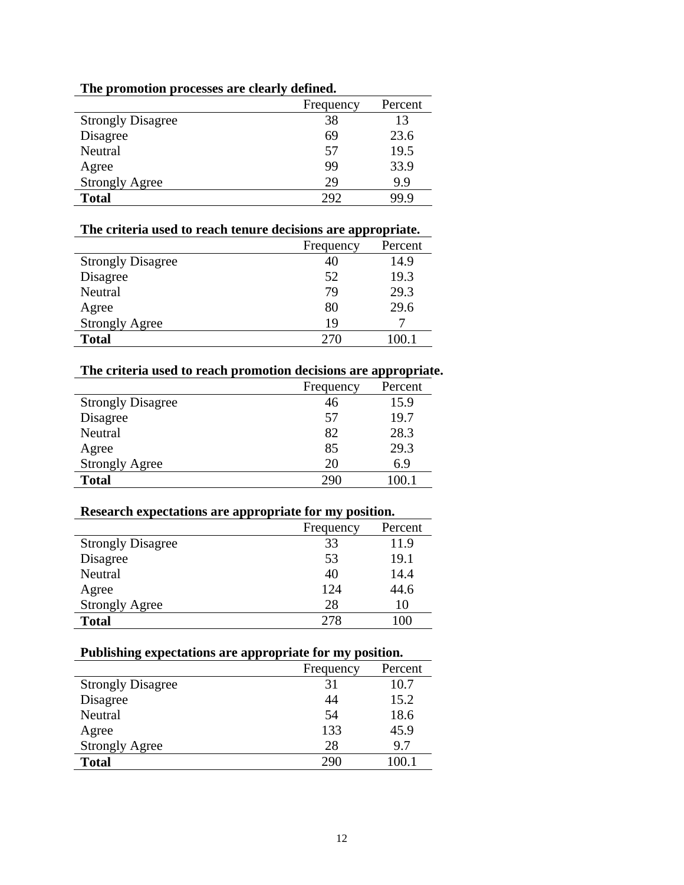**The promotion processes are clearly defined.**

| | Frequency | Percent |
|---|---|---|
| Strongly Disagree | 38 | 13 |
| Disagree | 69 | 23.6 |
| Neutral | 57 | 19.5 |
| Agree | 99 | 33.9 |
| Strongly Agree | 29 | 9.9 |
| **Total** | 292 | 99.9 |

**The criteria used to reach tenure decisions are appropriate.**

| | Frequency | Percent |
|---|---|---|
| Strongly Disagree | 40 | 14.9 |
| Disagree | 52 | 19.3 |
| Neutral | 79 | 29.3 |
| Agree | 80 | 29.6 |
| Strongly Agree | 19 | 7 |
| **Total** | 270 | 100.1 |

**The criteria used to reach promotion decisions are appropriate.**

| | Frequency | Percent |
|---|---|---|
| Strongly Disagree | 46 | 15.9 |
| Disagree | 57 | 19.7 |
| Neutral | 82 | 28.3 |
| Agree | 85 | 29.3 |
| Strongly Agree | 20 | 6.9 |
| **Total** | 290 | 100.1 |

**Research expectations are appropriate for my position.**

| | Frequency | Percent |
|---|---|---|
| Strongly Disagree | 33 | 11.9 |
| Disagree | 53 | 19.1 |
| Neutral | 40 | 14.4 |
| Agree | 124 | 44.6 |
| Strongly Agree | 28 | 10 |
| **Total** | 278 | 100 |

**Publishing expectations are appropriate for my position.**

| | Frequency | Percent |
|---|---|---|
| Strongly Disagree | 31 | 10.7 |
| Disagree | 44 | 15.2 |
| Neutral | 54 | 18.6 |
| Agree | 133 | 45.9 |
| Strongly Agree | 28 | 9.7 |
| **Total** | 290 | 100.1 |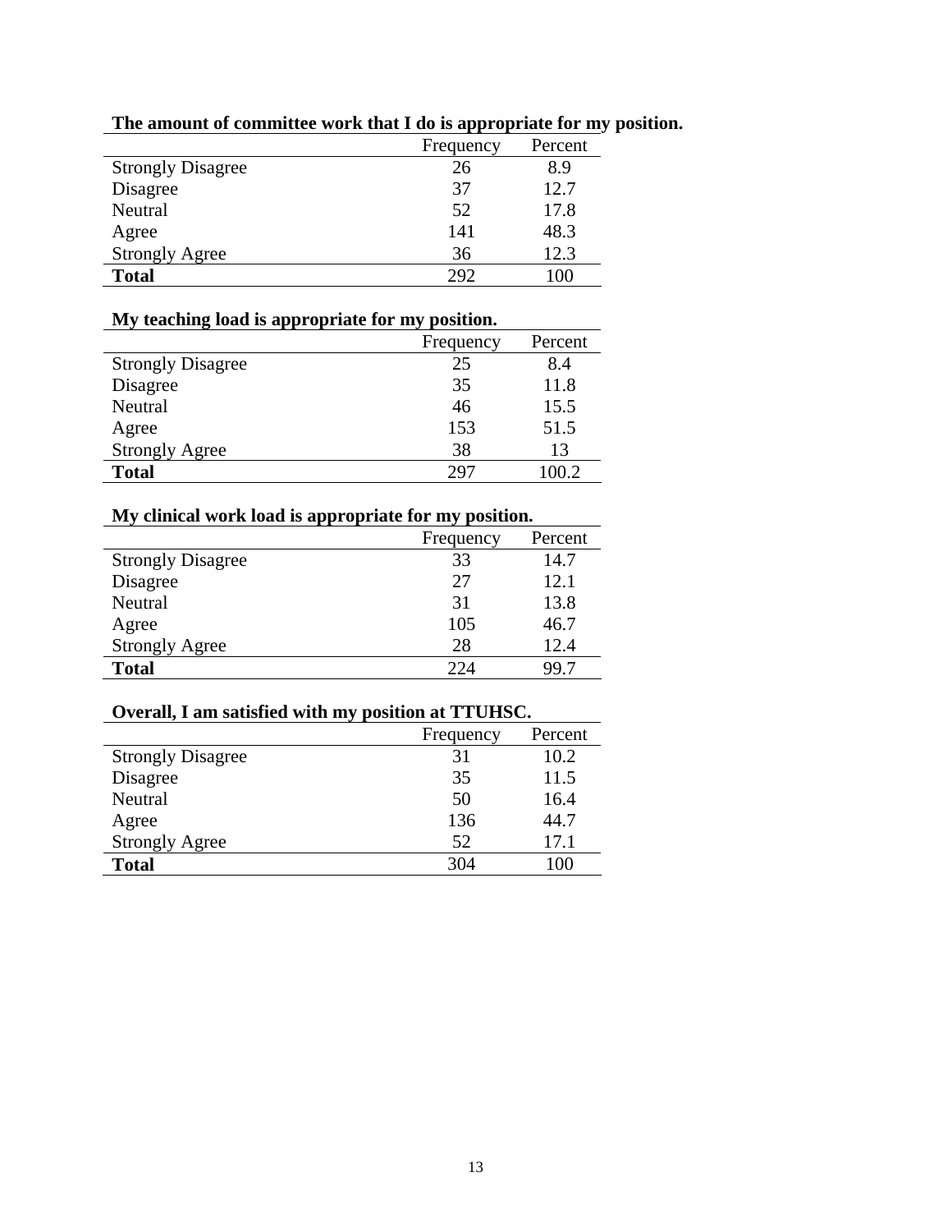**The amount of committee work that I do is appropriate for my position.**

| | Frequency | Percent |
|---|---|---|
| Strongly Disagree | 26 | 8.9 |
| Disagree | 37 | 12.7 |
| Neutral | 52 | 17.8 |
| Agree | 141 | 48.3 |
| Strongly Agree | 36 | 12.3 |
| **Total** | 292 | 100 |

**My teaching load is appropriate for my position.**

| | Frequency | Percent |
|---|---|---|
| Strongly Disagree | 25 | 8.4 |
| Disagree | 35 | 11.8 |
| Neutral | 46 | 15.5 |
| Agree | 153 | 51.5 |
| Strongly Agree | 38 | 13 |
| **Total** | 297 | 100.2 |

**My clinical work load is appropriate for my position.**

| | Frequency | Percent |
|---|---|---|
| Strongly Disagree | 33 | 14.7 |
| Disagree | 27 | 12.1 |
| Neutral | 31 | 13.8 |
| Agree | 105 | 46.7 |
| Strongly Agree | 28 | 12.4 |
| **Total** | 224 | 99.7 |

**Overall, I am satisfied with my position at TTUHSC.**

| | Frequency | Percent |
|---|---|---|
| Strongly Disagree | 31 | 10.2 |
| Disagree | 35 | 11.5 |
| Neutral | 50 | 16.4 |
| Agree | 136 | 44.7 |
| Strongly Agree | 52 | 17.1 |
| **Total** | 304 | 100 |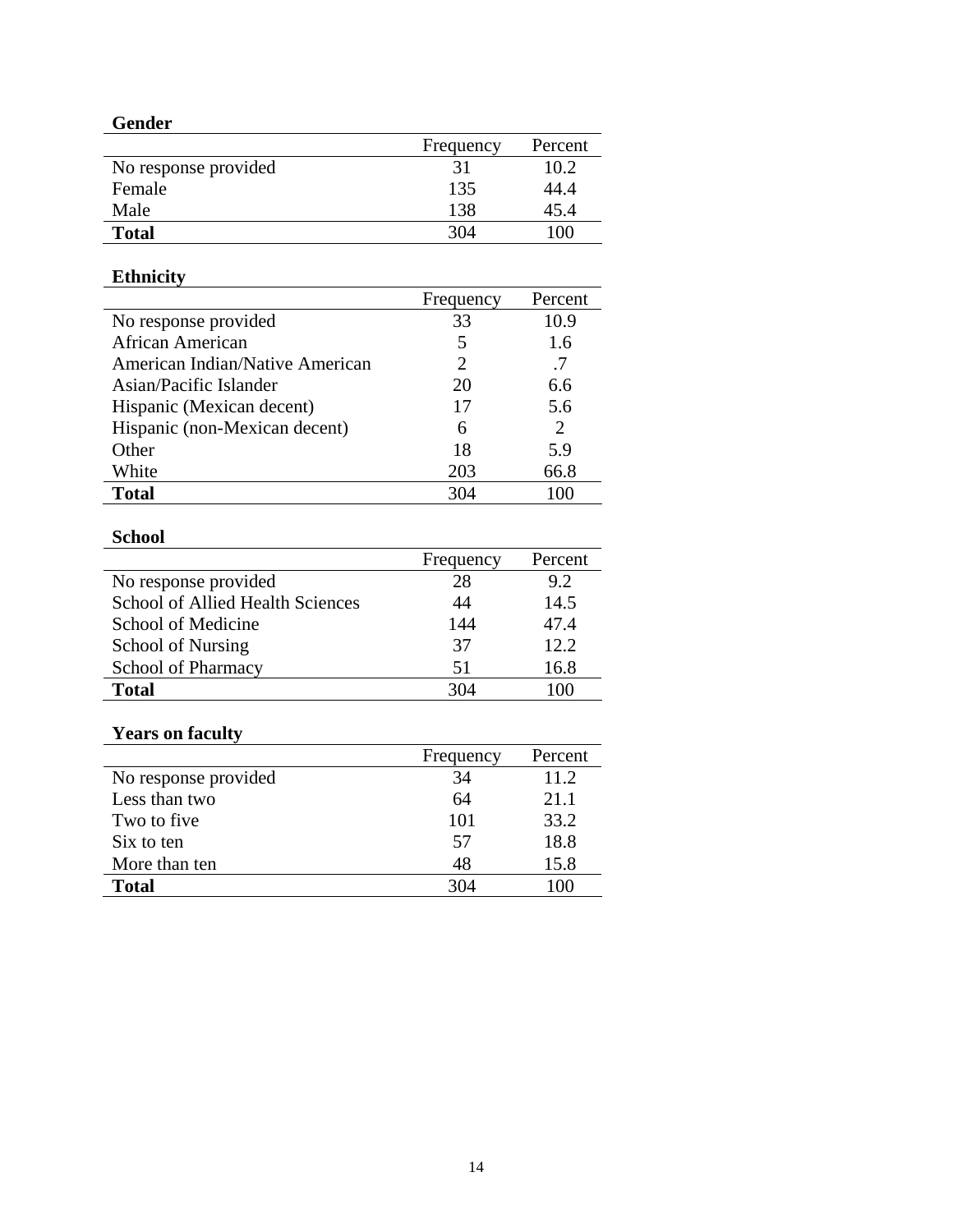**Gender**

| | Frequency | Percent |
|---|---|---|
| No response provided | 31 | 10.2 |
| Female | 135 | 44.4 |
| Male | 138 | 45.4 |
| **Total** | 304 | 100 |

**Ethnicity**

| | Frequency | Percent |
|---|---|---|
| No response provided | 33 | 10.9 |
| African American | 5 | 1.6 |
| American Indian/Native American | 2 | .7 |
| Asian/Pacific Islander | 20 | 6.6 |
| Hispanic (Mexican decent) | 17 | 5.6 |
| Hispanic (non-Mexican decent) | 6 | 2 |
| Other | 18 | 5.9 |
| White | 203 | 66.8 |
| **Total** | 304 | 100 |

**School**

| | Frequency | Percent |
|---|---|---|
| No response provided | 28 | 9.2 |
| School of Allied Health Sciences | 44 | 14.5 |
| School of Medicine | 144 | 47.4 |
| School of Nursing | 37 | 12.2 |
| School of Pharmacy | 51 | 16.8 |
| **Total** | 304 | 100 |

**Years on faculty**

| | Frequency | Percent |
|---|---|---|
| No response provided | 34 | 11.2 |
| Less than two | 64 | 21.1 |
| Two to five | 101 | 33.2 |
| Six to ten | 57 | 18.8 |
| More than ten | 48 | 15.8 |
| **Total** | 304 | 100 |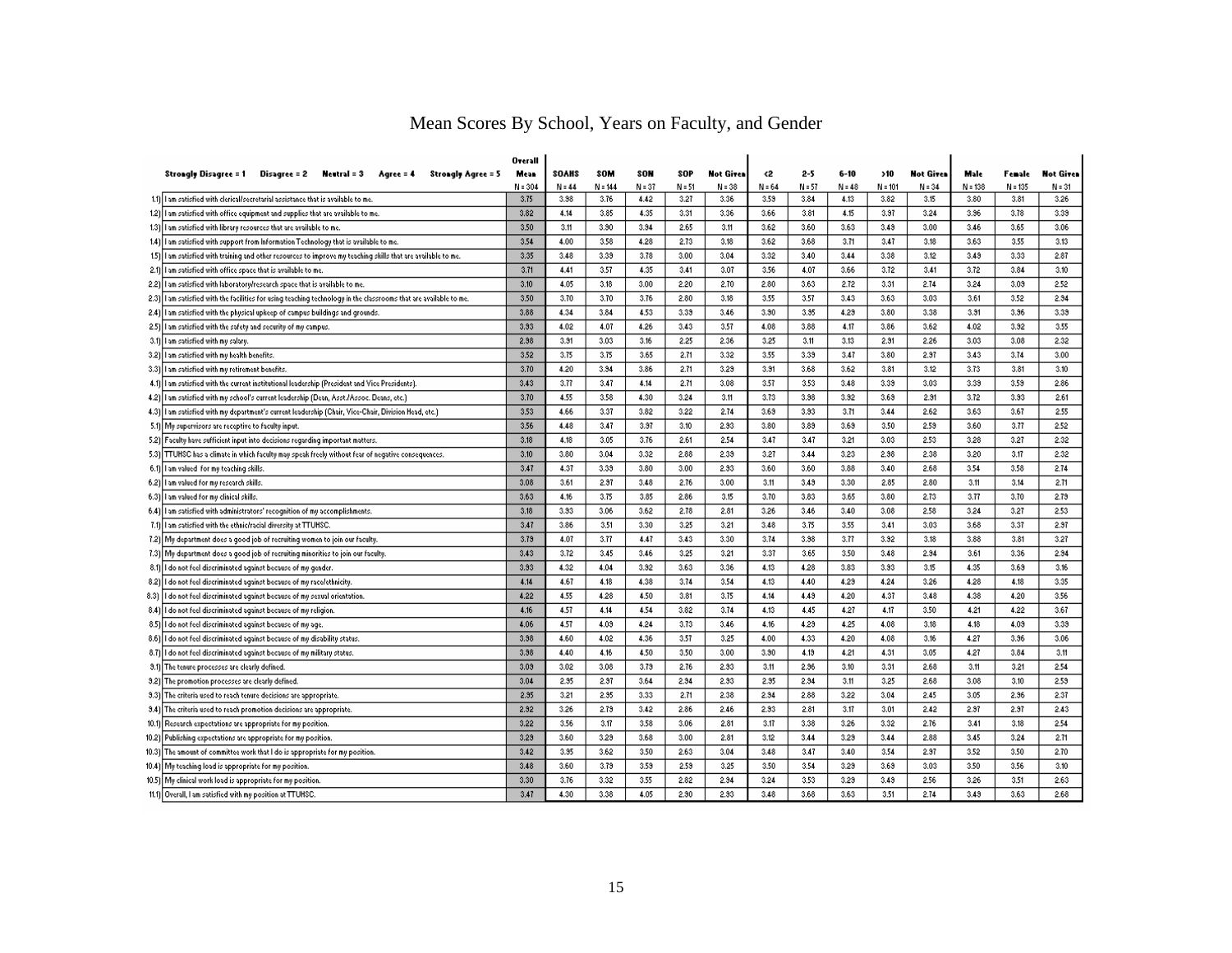# Mean Scores By School, Years on Faculty, and Gender

| | Strongly Disagree = 1 Disagree = 2 Neutral = 3 Agree = 4 Strongly Agree = 5 | Overall Mean | SOAHS | SOM | SON | SOP | Not Given | <2 | 2-5 | 6-10 | >10 | Not Given | Male | Female | Not Given |
|---|---|---|---|---|---|---|---|---|---|---|---|---|---|---|---|
| | | N = 304 | N = 44 | N = 144 | N = 37 | N = 51 | N = 38 | N = 64 | N = 57 | N = 48 | N = 101 | N = 34 | N = 138 | N = 135 | N = 31 |
| 1.1) | I am satisfied with clerical/secretarial assistance that is available to me. | 3.75 | 3.98 | 3.76 | 4.42 | 3.27 | 3.36 | 3.59 | 3.84 | 4.13 | 3.82 | 3.15 | 3.80 | 3.81 | 3.26 |
| 1.2) | I am satisfied with office equipment and supplies that are available to me. | 3.82 | 4.14 | 3.85 | 4.35 | 3.31 | 3.36 | 3.66 | 3.81 | 4.15 | 3.97 | 3.24 | 3.96 | 3.78 | 3.39 |
| 1.3) | I am satisfied with library resources that are available to me. | 3.50 | 3.11 | 3.90 | 3.94 | 2.65 | 3.11 | 3.62 | 3.60 | 3.63 | 3.49 | 3.00 | 3.46 | 3.65 | 3.06 |
| 1.4) | I am satisfied with support from Information Technology that is available to me. | 3.54 | 4.00 | 3.58 | 4.28 | 2.73 | 3.18 | 3.62 | 3.68 | 3.71 | 3.47 | 3.18 | 3.63 | 3.55 | 3.13 |
| 1.5) | I am satisfied with training and other resources to improve my teaching skills that are available to me. | 3.35 | 3.48 | 3.39 | 3.78 | 3.00 | 3.04 | 3.32 | 3.40 | 3.44 | 3.38 | 3.12 | 3.49 | 3.33 | 2.87 |
| 2.1) | I am satisfied with office space that is available to me. | 3.71 | 4.41 | 3.57 | 4.35 | 3.41 | 3.07 | 3.56 | 4.07 | 3.66 | 3.72 | 3.41 | 3.72 | 3.84 | 3.10 |
| 2.2) | I am satisfied with laboratory/research space that is available to me. | 3.10 | 4.05 | 3.18 | 3.00 | 2.20 | 2.70 | 2.80 | 3.63 | 2.72 | 3.31 | 2.74 | 3.24 | 3.09 | 2.52 |
| 2.3) | I am satisfied with the facilities for using teaching technology in the classrooms that are available to me. | 3.50 | 3.70 | 3.70 | 3.76 | 2.80 | 3.18 | 3.55 | 3.57 | 3.43 | 3.63 | 3.03 | 3.61 | 3.52 | 2.94 |
| 2.4) | I am satisfied with the physical upkeep of campus buildings and grounds. | 3.88 | 4.34 | 3.84 | 4.53 | 3.39 | 3.46 | 3.90 | 3.95 | 4.29 | 3.80 | 3.38 | 3.91 | 3.96 | 3.39 |
| 2.5) | I am satisfied with the safety and security of my campus. | 3.93 | 4.02 | 4.07 | 4.26 | 3.43 | 3.57 | 4.08 | 3.88 | 4.17 | 3.86 | 3.62 | 4.02 | 3.92 | 3.55 |
| 3.1) | I am satisfied with my salary. | 2.98 | 3.91 | 3.03 | 3.16 | 2.25 | 2.36 | 3.25 | 3.11 | 3.13 | 2.91 | 2.26 | 3.03 | 3.08 | 2.32 |
| 3.2) | I am satisfied with my health benefits. | 3.52 | 3.75 | 3.75 | 3.65 | 2.71 | 3.32 | 3.55 | 3.39 | 3.47 | 3.80 | 2.97 | 3.43 | 3.74 | 3.00 |
| 3.3) | I am satisfied with my retirement benefits. | 3.70 | 4.20 | 3.94 | 3.86 | 2.71 | 3.29 | 3.91 | 3.68 | 3.62 | 3.81 | 3.12 | 3.73 | 3.81 | 3.10 |
| 4.1) | I am satisfied with the current institutional leadership (President and Vice Presidents). | 3.43 | 3.77 | 3.47 | 4.14 | 2.71 | 3.08 | 3.57 | 3.53 | 3.48 | 3.39 | 3.03 | 3.39 | 3.59 | 2.86 |
| 4.2) | I am satisfied with my school's current leadership (Dean, Asst./Assoc. Deans, etc.) | 3.70 | 4.55 | 3.58 | 4.30 | 3.24 | 3.11 | 3.73 | 3.98 | 3.92 | 3.69 | 2.91 | 3.72 | 3.93 | 2.61 |
| 4.3) | I am satisfied with my department's current leadership (Chair, Vice-Chair, Division Head, etc.) | 3.53 | 4.66 | 3.37 | 3.82 | 3.22 | 2.74 | 3.69 | 3.93 | 3.71 | 3.44 | 2.62 | 3.63 | 3.67 | 2.55 |
| 5.1) | My supervisors are receptive to faculty input. | 3.56 | 4.48 | 3.47 | 3.97 | 3.10 | 2.93 | 3.80 | 3.89 | 3.69 | 3.50 | 2.59 | 3.60 | 3.77 | 2.52 |
| 5.2) | Faculty have sufficient input into decisions regarding important matters. | 3.18 | 4.18 | 3.05 | 3.76 | 2.61 | 2.54 | 3.47 | 3.47 | 3.21 | 3.03 | 2.53 | 3.28 | 3.27 | 2.32 |
| 5.3) | TTUHSC has a climate in which faculty may speak freely without fear of negative consequences. | 3.10 | 3.80 | 3.04 | 3.32 | 2.88 | 2.39 | 3.27 | 3.44 | 3.23 | 2.98 | 2.38 | 3.20 | 3.17 | 2.32 |
| 6.1) | I am valued for my teaching skills. | 3.47 | 4.37 | 3.39 | 3.80 | 3.00 | 2.93 | 3.60 | 3.60 | 3.88 | 3.40 | 2.68 | 3.54 | 3.58 | 2.74 |
| 6.2) | I am valued for my research skills. | 3.08 | 3.61 | 2.97 | 3.48 | 2.76 | 3.00 | 3.11 | 3.49 | 3.30 | 2.85 | 2.80 | 3.11 | 3.14 | 2.71 |
| 6.3) | I am valued for my clinical skills. | 3.63 | 4.16 | 3.75 | 3.85 | 2.86 | 3.15 | 3.70 | 3.83 | 3.65 | 3.80 | 2.73 | 3.77 | 3.70 | 2.79 |
| 6.4) | I am satisfied with administrators' recognition of my accomplishments. | 3.18 | 3.93 | 3.06 | 3.62 | 2.78 | 2.81 | 3.26 | 3.46 | 3.40 | 3.08 | 2.58 | 3.24 | 3.27 | 2.53 |
| 7.1) | I am satisfied with the ethnic/racial diversity at TTUHSC. | 3.47 | 3.86 | 3.51 | 3.30 | 3.25 | 3.21 | 3.48 | 3.75 | 3.55 | 3.41 | 3.03 | 3.68 | 3.37 | 2.97 |
| 7.2) | My department does a good job of recruiting women to join our faculty. | 3.79 | 4.07 | 3.77 | 4.47 | 3.43 | 3.30 | 3.74 | 3.98 | 3.77 | 3.92 | 3.18 | 3.88 | 3.81 | 3.27 |
| 7.3) | My department does a good job of recruiting minorities to join our faculty. | 3.43 | 3.72 | 3.45 | 3.46 | 3.25 | 3.21 | 3.37 | 3.65 | 3.50 | 3.48 | 2.94 | 3.61 | 3.36 | 2.94 |
| 8.1) | I do not feel discriminated against because of my gender. | 3.93 | 4.32 | 4.04 | 3.92 | 3.63 | 3.36 | 4.13 | 4.28 | 3.83 | 3.93 | 3.15 | 4.35 | 3.69 | 3.16 |
| 8.2) | I do not feel discriminated against because of my race/ethnicity. | 4.14 | 4.67 | 4.18 | 4.38 | 3.74 | 3.54 | 4.13 | 4.40 | 4.29 | 4.24 | 3.26 | 4.28 | 4.18 | 3.35 |
| 8.3) | I do not feel discriminated against because of my sexual orientation. | 4.22 | 4.55 | 4.28 | 4.50 | 3.81 | 3.75 | 4.14 | 4.49 | 4.20 | 4.37 | 3.48 | 4.38 | 4.20 | 3.56 |
| 8.4) | I do not feel discriminated against because of my religion. | 4.16 | 4.57 | 4.14 | 4.54 | 3.82 | 3.74 | 4.13 | 4.45 | 4.27 | 4.17 | 3.50 | 4.21 | 4.22 | 3.67 |
| 8.5) | I do not feel discriminated against because of my age. | 4.06 | 4.57 | 4.09 | 4.24 | 3.73 | 3.46 | 4.16 | 4.29 | 4.25 | 4.08 | 3.18 | 4.18 | 4.09 | 3.39 |
| 8.6) | I do not feel discriminated against because of my disability status. | 3.98 | 4.60 | 4.02 | 4.36 | 3.57 | 3.25 | 4.00 | 4.33 | 4.20 | 4.08 | 3.16 | 4.27 | 3.96 | 3.06 |
| 8.7) | I do not feel discriminated against because of my military status. | 3.98 | 4.40 | 4.16 | 4.50 | 3.50 | 3.00 | 3.90 | 4.19 | 4.21 | 4.31 | 3.05 | 4.27 | 3.84 | 3.11 |
| 9.1) | The tenure processes are clearly defined. | 3.09 | 3.02 | 3.08 | 3.79 | 2.76 | 2.93 | 3.11 | 2.96 | 3.10 | 3.31 | 2.68 | 3.11 | 3.21 | 2.54 |
| 9.2) | The promotion processes are clearly defined. | 3.04 | 2.95 | 2.97 | 3.64 | 2.94 | 2.93 | 2.95 | 2.94 | 3.11 | 3.25 | 2.68 | 3.08 | 3.10 | 2.59 |
| 9.3) | The criteria used to reach tenure decisions are appropriate. | 2.95 | 3.21 | 2.95 | 3.33 | 2.71 | 2.38 | 2.94 | 2.88 | 3.22 | 3.04 | 2.45 | 3.05 | 2.96 | 2.37 |
| 9.4) | The criteria used to reach promotion decisions are appropriate. | 2.92 | 3.26 | 2.79 | 3.42 | 2.86 | 2.46 | 2.93 | 2.81 | 3.17 | 3.01 | 2.42 | 2.97 | 2.97 | 2.43 |
| 10.1) | Research expectations are appropriate for my position. | 3.22 | 3.56 | 3.17 | 3.58 | 3.06 | 2.81 | 3.17 | 3.38 | 3.26 | 3.32 | 2.76 | 3.41 | 3.18 | 2.54 |
| 10.2) | Publishing expectations are appropriate for my position. | 3.29 | 3.60 | 3.29 | 3.68 | 3.00 | 2.81 | 3.12 | 3.44 | 3.29 | 3.44 | 2.88 | 3.45 | 3.24 | 2.71 |
| 10.3) | The amount of committee work that I do is appropriate for my position. | 3.42 | 3.95 | 3.62 | 3.50 | 2.63 | 3.04 | 3.48 | 3.47 | 3.40 | 3.54 | 2.97 | 3.52 | 3.50 | 2.70 |
| 10.4) | My teaching load is appropriate for my position. | 3.48 | 3.60 | 3.79 | 3.59 | 2.59 | 3.25 | 3.50 | 3.54 | 3.29 | 3.69 | 3.03 | 3.50 | 3.56 | 3.10 |
| 10.5) | My clinical work load is appropriate for my position. | 3.30 | 3.76 | 3.32 | 3.55 | 2.82 | 2.94 | 3.24 | 3.53 | 3.29 | 3.49 | 2.56 | 3.26 | 3.51 | 2.63 |
| 11.1) | Overall, I am satisfied with my position at TTUHSC. | 3.47 | 4.30 | 3.38 | 4.05 | 2.90 | 2.93 | 3.48 | 3.68 | 3.63 | 3.51 | 2.74 | 3.49 | 3.63 | 2.68 |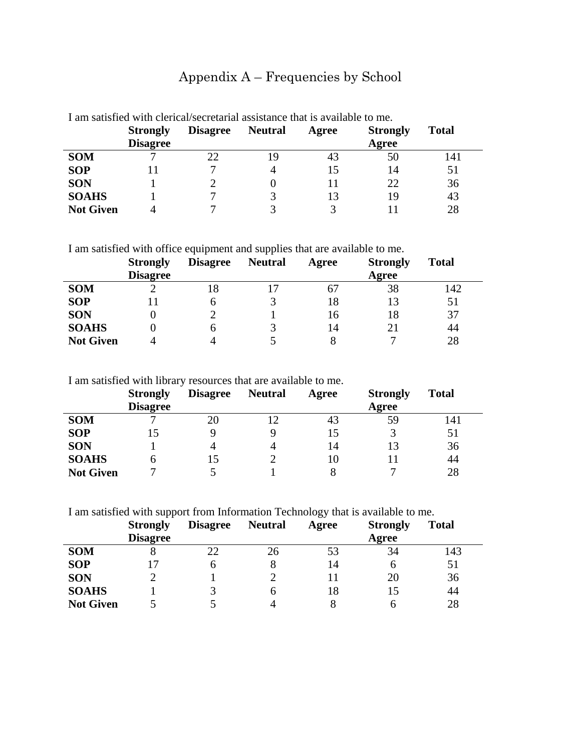# Appendix A – Frequencies by School

I am satisfied with clerical/secretarial assistance that is available to me.

| | Strongly Disagree | Disagree | Neutral | Agree | Strongly Agree | Total |
|---|---|---|---|---|---|---|
| **SOM** | 7 | 22 | 19 | 43 | 50 | 141 |
| **SOP** | 11 | 7 | 4 | 15 | 14 | 51 |
| **SON** | 1 | 2 | 0 | 11 | 22 | 36 |
| **SOAHS** | 1 | 7 | 3 | 13 | 19 | 43 |
| **Not Given** | 4 | 7 | 3 | 3 | 11 | 28 |

I am satisfied with office equipment and supplies that are available to me.

| | Strongly Disagree | Disagree | Neutral | Agree | Strongly Agree | Total |
|---|---|---|---|---|---|---|
| **SOM** | 2 | 18 | 17 | 67 | 38 | 142 |
| **SOP** | 11 | 6 | 3 | 18 | 13 | 51 |
| **SON** | 0 | 2 | 1 | 16 | 18 | 37 |
| **SOAHS** | 0 | 6 | 3 | 14 | 21 | 44 |
| **Not Given** | 4 | 4 | 5 | 8 | 7 | 28 |

I am satisfied with library resources that are available to me.

| | Strongly Disagree | Disagree | Neutral | Agree | Strongly Agree | Total |
|---|---|---|---|---|---|---|
| **SOM** | 7 | 20 | 12 | 43 | 59 | 141 |
| **SOP** | 15 | 9 | 9 | 15 | 3 | 51 |
| **SON** | 1 | 4 | 4 | 14 | 13 | 36 |
| **SOAHS** | 6 | 15 | 2 | 10 | 11 | 44 |
| **Not Given** | 7 | 5 | 1 | 8 | 7 | 28 |

I am satisfied with support from Information Technology that is available to me.

| | Strongly Disagree | Disagree | Neutral | Agree | Strongly Agree | Total |
|---|---|---|---|---|---|---|
| **SOM** | 8 | 22 | 26 | 53 | 34 | 143 |
| **SOP** | 17 | 6 | 8 | 14 | 6 | 51 |
| **SON** | 2 | 1 | 2 | 11 | 20 | 36 |
| **SOAHS** | 1 | 3 | 6 | 18 | 15 | 44 |
| **Not Given** | 5 | 5 | 4 | 8 | 6 | 28 |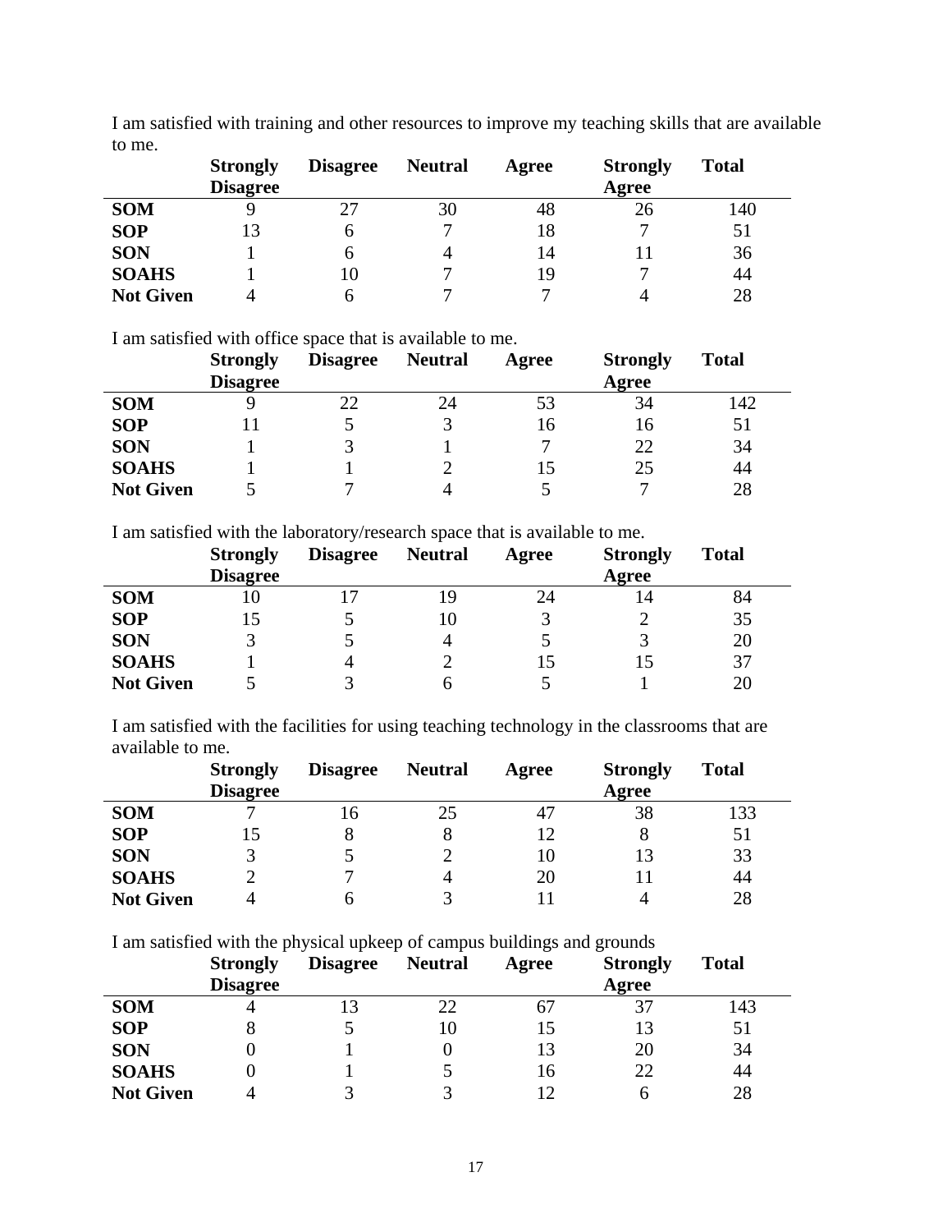I am satisfied with training and other resources to improve my teaching skills that are available to me.

| | Strongly Disagree | Disagree | Neutral | Agree | Strongly Agree | Total |
|---|---|---|---|---|---|---|
| **SOM** | 9 | 27 | 30 | 48 | 26 | 140 |
| **SOP** | 13 | 6 | 7 | 18 | 7 | 51 |
| **SON** | 1 | 6 | 4 | 14 | 11 | 36 |
| **SOAHS** | 1 | 10 | 7 | 19 | 7 | 44 |
| **Not Given** | 4 | 6 | 7 | 7 | 4 | 28 |

I am satisfied with office space that is available to me.

| | Strongly Disagree | Disagree | Neutral | Agree | Strongly Agree | Total |
|---|---|---|---|---|---|---|
| **SOM** | 9 | 22 | 24 | 53 | 34 | 142 |
| **SOP** | 11 | 5 | 3 | 16 | 16 | 51 |
| **SON** | 1 | 3 | 1 | 7 | 22 | 34 |
| **SOAHS** | 1 | 1 | 2 | 15 | 25 | 44 |
| **Not Given** | 5 | 7 | 4 | 5 | 7 | 28 |

I am satisfied with the laboratory/research space that is available to me.

| | Strongly Disagree | Disagree | Neutral | Agree | Strongly Agree | Total |
|---|---|---|---|---|---|---|
| **SOM** | 10 | 17 | 19 | 24 | 14 | 84 |
| **SOP** | 15 | 5 | 10 | 3 | 2 | 35 |
| **SON** | 3 | 5 | 4 | 5 | 3 | 20 |
| **SOAHS** | 1 | 4 | 2 | 15 | 15 | 37 |
| **Not Given** | 5 | 3 | 6 | 5 | 1 | 20 |

I am satisfied with the facilities for using teaching technology in the classrooms that are available to me.

| | Strongly Disagree | Disagree | Neutral | Agree | Strongly Agree | Total |
|---|---|---|---|---|---|---|
| **SOM** | 7 | 16 | 25 | 47 | 38 | 133 |
| **SOP** | 15 | 8 | 8 | 12 | 8 | 51 |
| **SON** | 3 | 5 | 2 | 10 | 13 | 33 |
| **SOAHS** | 2 | 7 | 4 | 20 | 11 | 44 |
| **Not Given** | 4 | 6 | 3 | 11 | 4 | 28 |

I am satisfied with the physical upkeep of campus buildings and grounds

| | Strongly Disagree | Disagree | Neutral | Agree | Strongly Agree | Total |
|---|---|---|---|---|---|---|
| **SOM** | 4 | 13 | 22 | 67 | 37 | 143 |
| **SOP** | 8 | 5 | 10 | 15 | 13 | 51 |
| **SON** | 0 | 1 | 0 | 13 | 20 | 34 |
| **SOAHS** | 0 | 1 | 5 | 16 | 22 | 44 |
| **Not Given** | 4 | 3 | 3 | 12 | 6 | 28 |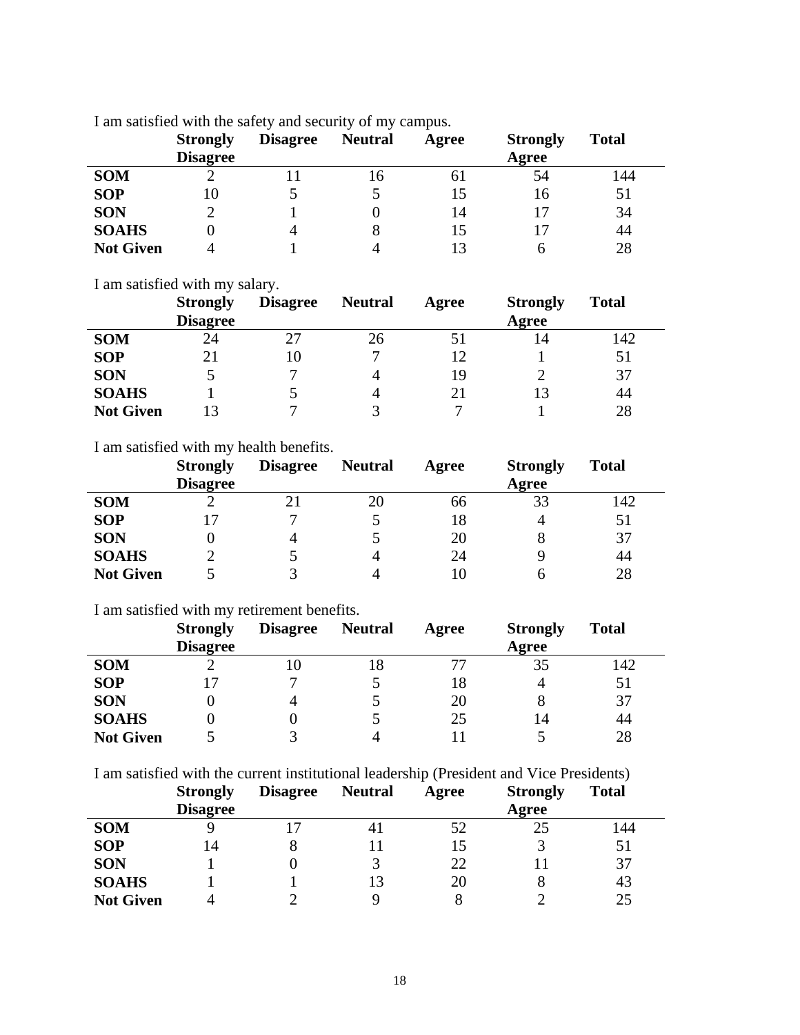I am satisfied with the safety and security of my campus.

| | Strongly Disagree | Disagree | Neutral | Agree | Strongly Agree | Total |
|---|---|---|---|---|---|---|
| **SOM** | 2 | 11 | 16 | 61 | 54 | 144 |
| **SOP** | 10 | 5 | 5 | 15 | 16 | 51 |
| **SON** | 2 | 1 | 0 | 14 | 17 | 34 |
| **SOAHS** | 0 | 4 | 8 | 15 | 17 | 44 |
| **Not Given** | 4 | 1 | 4 | 13 | 6 | 28 |

I am satisfied with my salary.

| | Strongly Disagree | Disagree | Neutral | Agree | Strongly Agree | Total |
|---|---|---|---|---|---|---|
| **SOM** | 24 | 27 | 26 | 51 | 14 | 142 |
| **SOP** | 21 | 10 | 7 | 12 | 1 | 51 |
| **SON** | 5 | 7 | 4 | 19 | 2 | 37 |
| **SOAHS** | 1 | 5 | 4 | 21 | 13 | 44 |
| **Not Given** | 13 | 7 | 3 | 7 | 1 | 28 |

I am satisfied with my health benefits.

| | Strongly Disagree | Disagree | Neutral | Agree | Strongly Agree | Total |
|---|---|---|---|---|---|---|
| **SOM** | 2 | 21 | 20 | 66 | 33 | 142 |
| **SOP** | 17 | 7 | 5 | 18 | 4 | 51 |
| **SON** | 0 | 4 | 5 | 20 | 8 | 37 |
| **SOAHS** | 2 | 5 | 4 | 24 | 9 | 44 |
| **Not Given** | 5 | 3 | 4 | 10 | 6 | 28 |

I am satisfied with my retirement benefits.

| | Strongly Disagree | Disagree | Neutral | Agree | Strongly Agree | Total |
|---|---|---|---|---|---|---|
| **SOM** | 2 | 10 | 18 | 77 | 35 | 142 |
| **SOP** | 17 | 7 | 5 | 18 | 4 | 51 |
| **SON** | 0 | 4 | 5 | 20 | 8 | 37 |
| **SOAHS** | 0 | 0 | 5 | 25 | 14 | 44 |
| **Not Given** | 5 | 3 | 4 | 11 | 5 | 28 |

I am satisfied with the current institutional leadership (President and Vice Presidents)

| | Strongly Disagree | Disagree | Neutral | Agree | Strongly Agree | Total |
|---|---|---|---|---|---|---|
| **SOM** | 9 | 17 | 41 | 52 | 25 | 144 |
| **SOP** | 14 | 8 | 11 | 15 | 3 | 51 |
| **SON** | 1 | 0 | 3 | 22 | 11 | 37 |
| **SOAHS** | 1 | 1 | 13 | 20 | 8 | 43 |
| **Not Given** | 4 | 2 | 9 | 8 | 2 | 25 |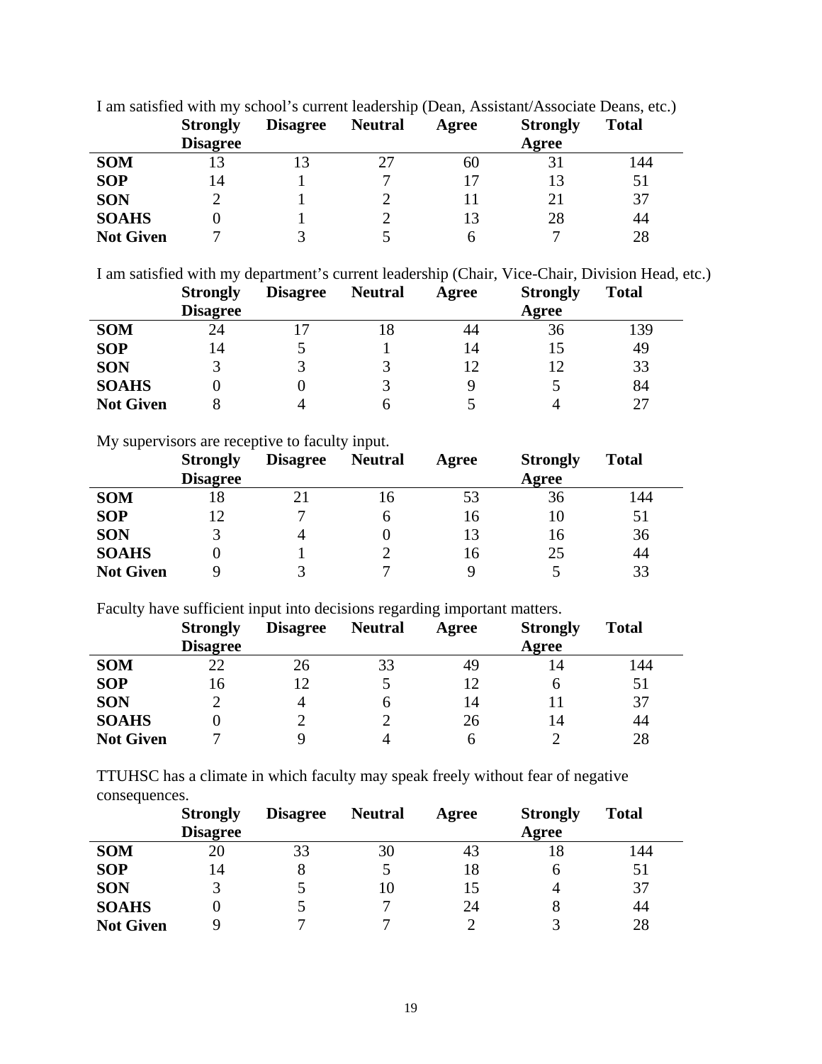I am satisfied with my school's current leadership (Dean, Assistant/Associate Deans, etc.)

| | Strongly Disagree | Disagree | Neutral | Agree | Strongly Agree | Total |
|---|---|---|---|---|---|---|
| **SOM** | 13 | 13 | 27 | 60 | 31 | 144 |
| **SOP** | 14 | 1 | 7 | 17 | 13 | 51 |
| **SON** | 2 | 1 | 2 | 11 | 21 | 37 |
| **SOAHS** | 0 | 1 | 2 | 13 | 28 | 44 |
| **Not Given** | 7 | 3 | 5 | 6 | 7 | 28 |

I am satisfied with my department's current leadership (Chair, Vice-Chair, Division Head, etc.)

| | Strongly Disagree | Disagree | Neutral | Agree | Strongly Agree | Total |
|---|---|---|---|---|---|---|
| **SOM** | 24 | 17 | 18 | 44 | 36 | 139 |
| **SOP** | 14 | 5 | 1 | 14 | 15 | 49 |
| **SON** | 3 | 3 | 3 | 12 | 12 | 33 |
| **SOAHS** | 0 | 0 | 3 | 9 | 5 | 84 |
| **Not Given** | 8 | 4 | 6 | 5 | 4 | 27 |

My supervisors are receptive to faculty input.

| | Strongly Disagree | Disagree | Neutral | Agree | Strongly Agree | Total |
|---|---|---|---|---|---|---|
| **SOM** | 18 | 21 | 16 | 53 | 36 | 144 |
| **SOP** | 12 | 7 | 6 | 16 | 10 | 51 |
| **SON** | 3 | 4 | 0 | 13 | 16 | 36 |
| **SOAHS** | 0 | 1 | 2 | 16 | 25 | 44 |
| **Not Given** | 9 | 3 | 7 | 9 | 5 | 33 |

Faculty have sufficient input into decisions regarding important matters.

| | Strongly Disagree | Disagree | Neutral | Agree | Strongly Agree | Total |
|---|---|---|---|---|---|---|
| **SOM** | 22 | 26 | 33 | 49 | 14 | 144 |
| **SOP** | 16 | 12 | 5 | 12 | 6 | 51 |
| **SON** | 2 | 4 | 6 | 14 | 11 | 37 |
| **SOAHS** | 0 | 2 | 2 | 26 | 14 | 44 |
| **Not Given** | 7 | 9 | 4 | 6 | 2 | 28 |

TTUHSC has a climate in which faculty may speak freely without fear of negative consequences.

| | Strongly Disagree | Disagree | Neutral | Agree | Strongly Agree | Total |
|---|---|---|---|---|---|---|
| **SOM** | 20 | 33 | 30 | 43 | 18 | 144 |
| **SOP** | 14 | 8 | 5 | 18 | 6 | 51 |
| **SON** | 3 | 5 | 10 | 15 | 4 | 37 |
| **SOAHS** | 0 | 5 | 7 | 24 | 8 | 44 |
| **Not Given** | 9 | 7 | 7 | 2 | 3 | 28 |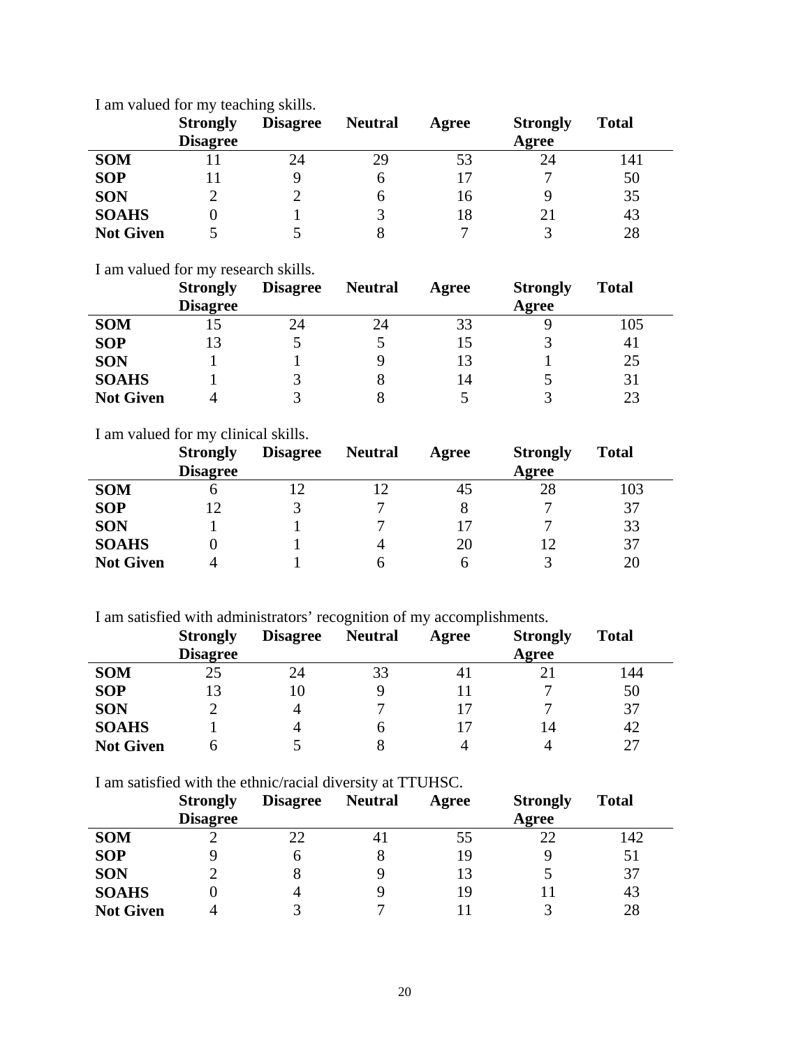I am valued for my teaching skills.

| | Strongly Disagree | Disagree | Neutral | Agree | Strongly Agree | Total |
|---|---|---|---|---|---|---|
| **SOM** | 11 | 24 | 29 | 53 | 24 | 141 |
| **SOP** | 11 | 9 | 6 | 17 | 7 | 50 |
| **SON** | 2 | 2 | 6 | 16 | 9 | 35 |
| **SOAHS** | 0 | 1 | 3 | 18 | 21 | 43 |
| **Not Given** | 5 | 5 | 8 | 7 | 3 | 28 |

I am valued for my research skills.

| | Strongly Disagree | Disagree | Neutral | Agree | Strongly Agree | Total |
|---|---|---|---|---|---|---|
| **SOM** | 15 | 24 | 24 | 33 | 9 | 105 |
| **SOP** | 13 | 5 | 5 | 15 | 3 | 41 |
| **SON** | 1 | 1 | 9 | 13 | 1 | 25 |
| **SOAHS** | 1 | 3 | 8 | 14 | 5 | 31 |
| **Not Given** | 4 | 3 | 8 | 5 | 3 | 23 |

I am valued for my clinical skills.

| | Strongly Disagree | Disagree | Neutral | Agree | Strongly Agree | Total |
|---|---|---|---|---|---|---|
| **SOM** | 6 | 12 | 12 | 45 | 28 | 103 |
| **SOP** | 12 | 3 | 7 | 8 | 7 | 37 |
| **SON** | 1 | 1 | 7 | 17 | 7 | 33 |
| **SOAHS** | 0 | 1 | 4 | 20 | 12 | 37 |
| **Not Given** | 4 | 1 | 6 | 6 | 3 | 20 |

I am satisfied with administrators' recognition of my accomplishments.

| | Strongly Disagree | Disagree | Neutral | Agree | Strongly Agree | Total |
|---|---|---|---|---|---|---|
| **SOM** | 25 | 24 | 33 | 41 | 21 | 144 |
| **SOP** | 13 | 10 | 9 | 11 | 7 | 50 |
| **SON** | 2 | 4 | 7 | 17 | 7 | 37 |
| **SOAHS** | 1 | 4 | 6 | 17 | 14 | 42 |
| **Not Given** | 6 | 5 | 8 | 4 | 4 | 27 |

I am satisfied with the ethnic/racial diversity at TTUHSC.

| | Strongly Disagree | Disagree | Neutral | Agree | Strongly Agree | Total |
|---|---|---|---|---|---|---|
| **SOM** | 2 | 22 | 41 | 55 | 22 | 142 |
| **SOP** | 9 | 6 | 8 | 19 | 9 | 51 |
| **SON** | 2 | 8 | 9 | 13 | 5 | 37 |
| **SOAHS** | 0 | 4 | 9 | 19 | 11 | 43 |
| **Not Given** | 4 | 3 | 7 | 11 | 3 | 28 |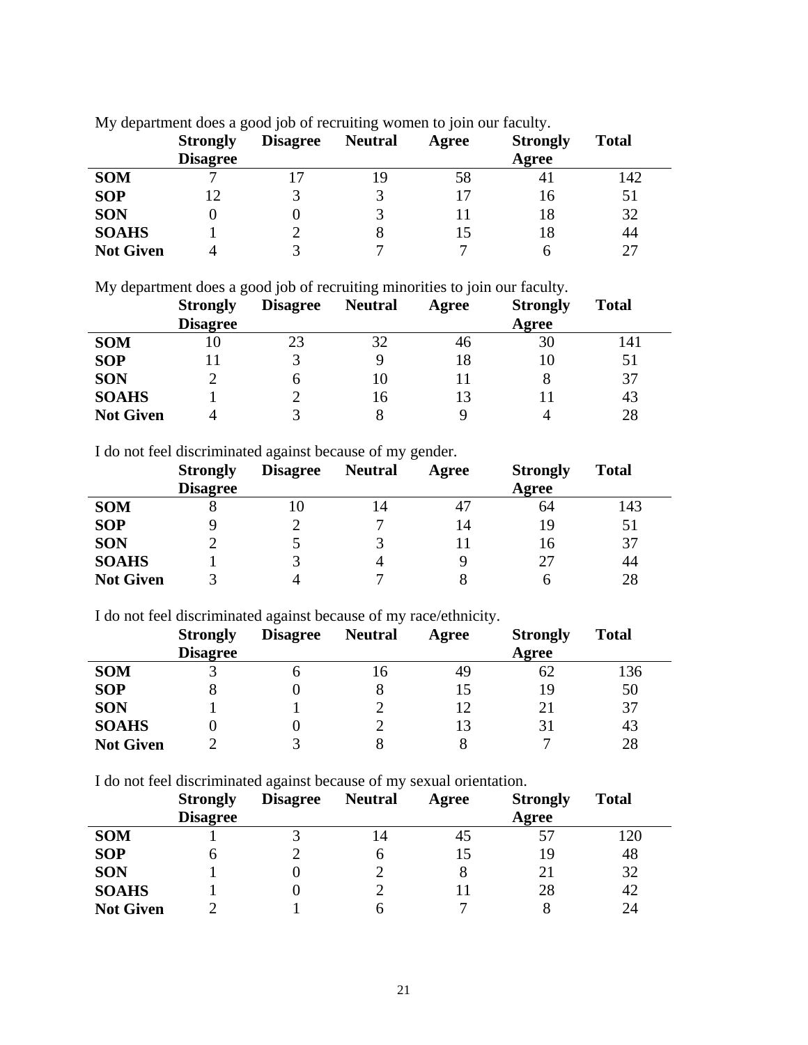My department does a good job of recruiting women to join our faculty.

| | Strongly Disagree | Disagree | Neutral | Agree | Strongly Agree | Total |
|---|---|---|---|---|---|---|
| **SOM** | 7 | 17 | 19 | 58 | 41 | 142 |
| **SOP** | 12 | 3 | 3 | 17 | 16 | 51 |
| **SON** | 0 | 0 | 3 | 11 | 18 | 32 |
| **SOAHS** | 1 | 2 | 8 | 15 | 18 | 44 |
| **Not Given** | 4 | 3 | 7 | 7 | 6 | 27 |

My department does a good job of recruiting minorities to join our faculty.

| | Strongly Disagree | Disagree | Neutral | Agree | Strongly Agree | Total |
|---|---|---|---|---|---|---|
| **SOM** | 10 | 23 | 32 | 46 | 30 | 141 |
| **SOP** | 11 | 3 | 9 | 18 | 10 | 51 |
| **SON** | 2 | 6 | 10 | 11 | 8 | 37 |
| **SOAHS** | 1 | 2 | 16 | 13 | 11 | 43 |
| **Not Given** | 4 | 3 | 8 | 9 | 4 | 28 |

I do not feel discriminated against because of my gender.

| | Strongly Disagree | Disagree | Neutral | Agree | Strongly Agree | Total |
|---|---|---|---|---|---|---|
| **SOM** | 8 | 10 | 14 | 47 | 64 | 143 |
| **SOP** | 9 | 2 | 7 | 14 | 19 | 51 |
| **SON** | 2 | 5 | 3 | 11 | 16 | 37 |
| **SOAHS** | 1 | 3 | 4 | 9 | 27 | 44 |
| **Not Given** | 3 | 4 | 7 | 8 | 6 | 28 |

I do not feel discriminated against because of my race/ethnicity.

| | Strongly Disagree | Disagree | Neutral | Agree | Strongly Agree | Total |
|---|---|---|---|---|---|---|
| **SOM** | 3 | 6 | 16 | 49 | 62 | 136 |
| **SOP** | 8 | 0 | 8 | 15 | 19 | 50 |
| **SON** | 1 | 1 | 2 | 12 | 21 | 37 |
| **SOAHS** | 0 | 0 | 2 | 13 | 31 | 43 |
| **Not Given** | 2 | 3 | 8 | 8 | 7 | 28 |

I do not feel discriminated against because of my sexual orientation.

| | Strongly Disagree | Disagree | Neutral | Agree | Strongly Agree | Total |
|---|---|---|---|---|---|---|
| **SOM** | 1 | 3 | 14 | 45 | 57 | 120 |
| **SOP** | 6 | 2 | 6 | 15 | 19 | 48 |
| **SON** | 1 | 0 | 2 | 8 | 21 | 32 |
| **SOAHS** | 1 | 0 | 2 | 11 | 28 | 42 |
| **Not Given** | 2 | 1 | 6 | 7 | 8 | 24 |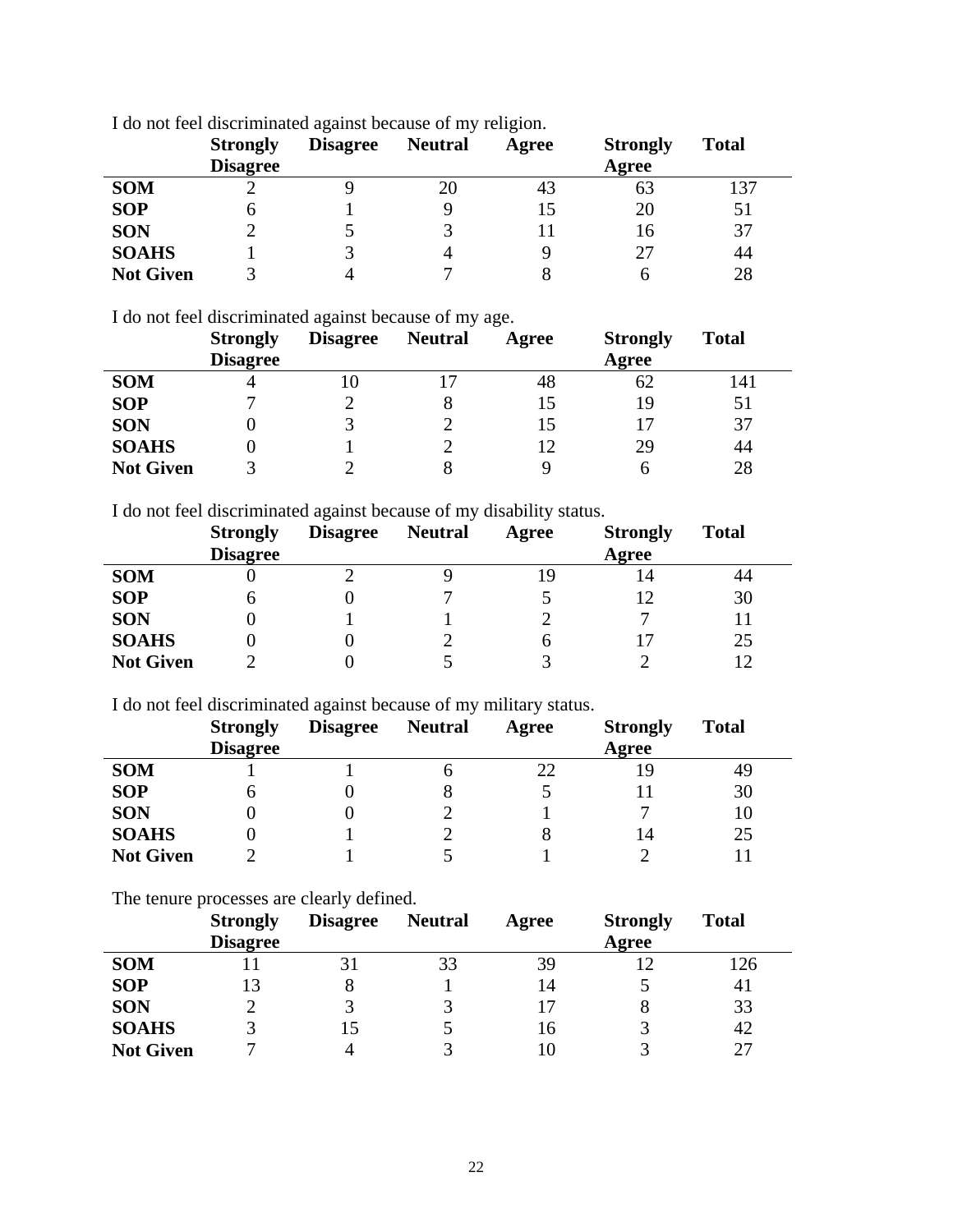I do not feel discriminated against because of my religion.

| | Strongly Disagree | Disagree | Neutral | Agree | Strongly Agree | Total |
|---|---|---|---|---|---|---|
| **SOM** | 2 | 9 | 20 | 43 | 63 | 137 |
| **SOP** | 6 | 1 | 9 | 15 | 20 | 51 |
| **SON** | 2 | 5 | 3 | 11 | 16 | 37 |
| **SOAHS** | 1 | 3 | 4 | 9 | 27 | 44 |
| **Not Given** | 3 | 4 | 7 | 8 | 6 | 28 |

I do not feel discriminated against because of my age.

| | Strongly Disagree | Disagree | Neutral | Agree | Strongly Agree | Total |
|---|---|---|---|---|---|---|
| **SOM** | 4 | 10 | 17 | 48 | 62 | 141 |
| **SOP** | 7 | 2 | 8 | 15 | 19 | 51 |
| **SON** | 0 | 3 | 2 | 15 | 17 | 37 |
| **SOAHS** | 0 | 1 | 2 | 12 | 29 | 44 |
| **Not Given** | 3 | 2 | 8 | 9 | 6 | 28 |

I do not feel discriminated against because of my disability status.

| | Strongly Disagree | Disagree | Neutral | Agree | Strongly Agree | Total |
|---|---|---|---|---|---|---|
| **SOM** | 0 | 2 | 9 | 19 | 14 | 44 |
| **SOP** | 6 | 0 | 7 | 5 | 12 | 30 |
| **SON** | 0 | 1 | 1 | 2 | 7 | 11 |
| **SOAHS** | 0 | 0 | 2 | 6 | 17 | 25 |
| **Not Given** | 2 | 0 | 5 | 3 | 2 | 12 |

I do not feel discriminated against because of my military status.

| | Strongly Disagree | Disagree | Neutral | Agree | Strongly Agree | Total |
|---|---|---|---|---|---|---|
| **SOM** | 1 | 1 | 6 | 22 | 19 | 49 |
| **SOP** | 6 | 0 | 8 | 5 | 11 | 30 |
| **SON** | 0 | 0 | 2 | 1 | 7 | 10 |
| **SOAHS** | 0 | 1 | 2 | 8 | 14 | 25 |
| **Not Given** | 2 | 1 | 5 | 1 | 2 | 11 |

The tenure processes are clearly defined.

| | Strongly Disagree | Disagree | Neutral | Agree | Strongly Agree | Total |
|---|---|---|---|---|---|---|
| **SOM** | 11 | 31 | 33 | 39 | 12 | 126 |
| **SOP** | 13 | 8 | 1 | 14 | 5 | 41 |
| **SON** | 2 | 3 | 3 | 17 | 8 | 33 |
| **SOAHS** | 3 | 15 | 5 | 16 | 3 | 42 |
| **Not Given** | 7 | 4 | 3 | 10 | 3 | 27 |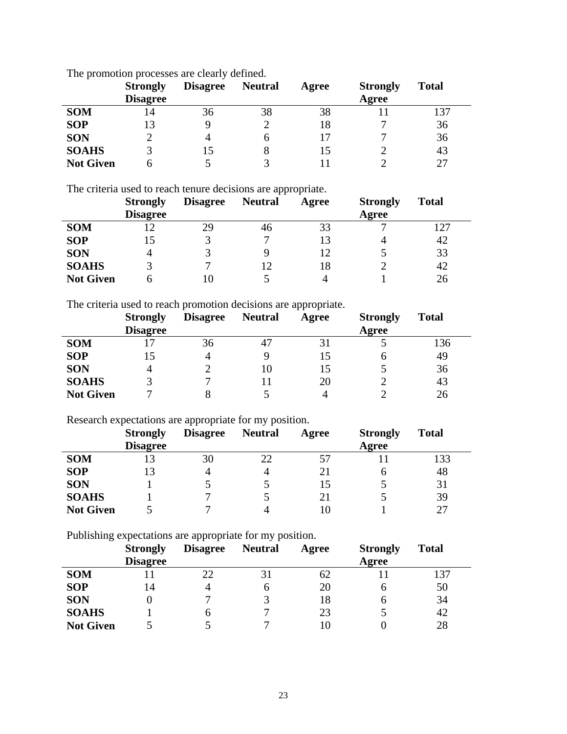The promotion processes are clearly defined.

| | Strongly Disagree | Disagree | Neutral | Agree | Strongly Agree | Total |
|---|---|---|---|---|---|---|
| **SOM** | 14 | 36 | 38 | 38 | 11 | 137 |
| **SOP** | 13 | 9 | 2 | 18 | 7 | 36 |
| **SON** | 2 | 4 | 6 | 17 | 7 | 36 |
| **SOAHS** | 3 | 15 | 8 | 15 | 2 | 43 |
| **Not Given** | 6 | 5 | 3 | 11 | 2 | 27 |

The criteria used to reach tenure decisions are appropriate.

| | Strongly Disagree | Disagree | Neutral | Agree | Strongly Agree | Total |
|---|---|---|---|---|---|---|
| **SOM** | 12 | 29 | 46 | 33 | 7 | 127 |
| **SOP** | 15 | 3 | 7 | 13 | 4 | 42 |
| **SON** | 4 | 3 | 9 | 12 | 5 | 33 |
| **SOAHS** | 3 | 7 | 12 | 18 | 2 | 42 |
| **Not Given** | 6 | 10 | 5 | 4 | 1 | 26 |

The criteria used to reach promotion decisions are appropriate.

| | Strongly Disagree | Disagree | Neutral | Agree | Strongly Agree | Total |
|---|---|---|---|---|---|---|
| **SOM** | 17 | 36 | 47 | 31 | 5 | 136 |
| **SOP** | 15 | 4 | 9 | 15 | 6 | 49 |
| **SON** | 4 | 2 | 10 | 15 | 5 | 36 |
| **SOAHS** | 3 | 7 | 11 | 20 | 2 | 43 |
| **Not Given** | 7 | 8 | 5 | 4 | 2 | 26 |

Research expectations are appropriate for my position.

| | Strongly Disagree | Disagree | Neutral | Agree | Strongly Agree | Total |
|---|---|---|---|---|---|---|
| **SOM** | 13 | 30 | 22 | 57 | 11 | 133 |
| **SOP** | 13 | 4 | 4 | 21 | 6 | 48 |
| **SON** | 1 | 5 | 5 | 15 | 5 | 31 |
| **SOAHS** | 1 | 7 | 5 | 21 | 5 | 39 |
| **Not Given** | 5 | 7 | 4 | 10 | 1 | 27 |

Publishing expectations are appropriate for my position.

| | Strongly Disagree | Disagree | Neutral | Agree | Strongly Agree | Total |
|---|---|---|---|---|---|---|
| **SOM** | 11 | 22 | 31 | 62 | 11 | 137 |
| **SOP** | 14 | 4 | 6 | 20 | 6 | 50 |
| **SON** | 0 | 7 | 3 | 18 | 6 | 34 |
| **SOAHS** | 1 | 6 | 7 | 23 | 5 | 42 |
| **Not Given** | 5 | 5 | 7 | 10 | 0 | 28 |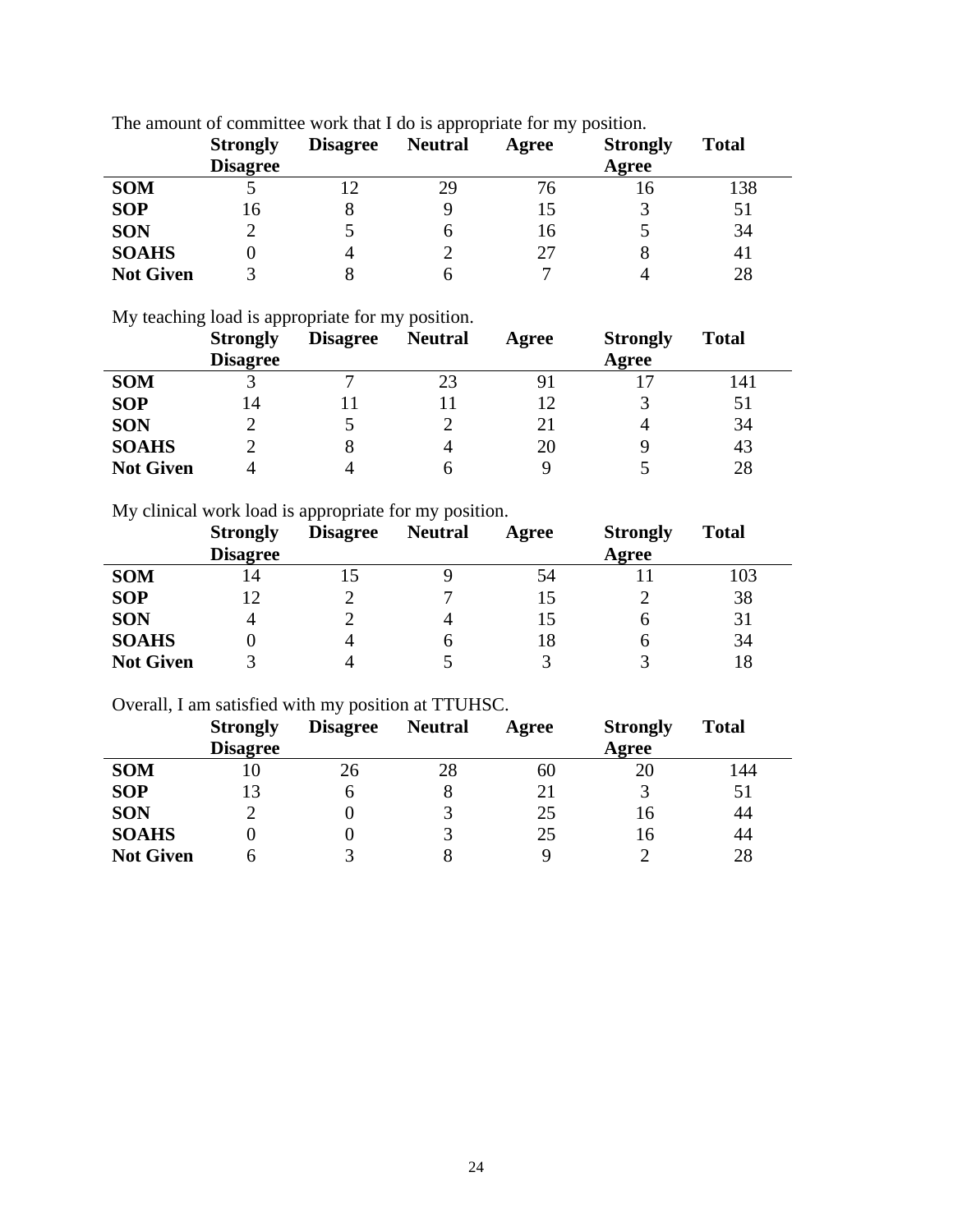The amount of committee work that I do is appropriate for my position.

| | Strongly Disagree | Disagree | Neutral | Agree | Strongly Agree | Total |
|---|---|---|---|---|---|---|
| **SOM** | 5 | 12 | 29 | 76 | 16 | 138 |
| **SOP** | 16 | 8 | 9 | 15 | 3 | 51 |
| **SON** | 2 | 5 | 6 | 16 | 5 | 34 |
| **SOAHS** | 0 | 4 | 2 | 27 | 8 | 41 |
| **Not Given** | 3 | 8 | 6 | 7 | 4 | 28 |

My teaching load is appropriate for my position.

| | Strongly Disagree | Disagree | Neutral | Agree | Strongly Agree | Total |
|---|---|---|---|---|---|---|
| **SOM** | 3 | 7 | 23 | 91 | 17 | 141 |
| **SOP** | 14 | 11 | 11 | 12 | 3 | 51 |
| **SON** | 2 | 5 | 2 | 21 | 4 | 34 |
| **SOAHS** | 2 | 8 | 4 | 20 | 9 | 43 |
| **Not Given** | 4 | 4 | 6 | 9 | 5 | 28 |

My clinical work load is appropriate for my position.

| | Strongly Disagree | Disagree | Neutral | Agree | Strongly Agree | Total |
|---|---|---|---|---|---|---|
| **SOM** | 14 | 15 | 9 | 54 | 11 | 103 |
| **SOP** | 12 | 2 | 7 | 15 | 2 | 38 |
| **SON** | 4 | 2 | 4 | 15 | 6 | 31 |
| **SOAHS** | 0 | 4 | 6 | 18 | 6 | 34 |
| **Not Given** | 3 | 4 | 5 | 3 | 3 | 18 |

Overall, I am satisfied with my position at TTUHSC.

| | Strongly Disagree | Disagree | Neutral | Agree | Strongly Agree | Total |
|---|---|---|---|---|---|---|
| **SOM** | 10 | 26 | 28 | 60 | 20 | 144 |
| **SOP** | 13 | 6 | 8 | 21 | 3 | 51 |
| **SON** | 2 | 0 | 3 | 25 | 16 | 44 |
| **SOAHS** | 0 | 0 | 3 | 25 | 16 | 44 |
| **Not Given** | 6 | 3 | 8 | 9 | 2 | 28 |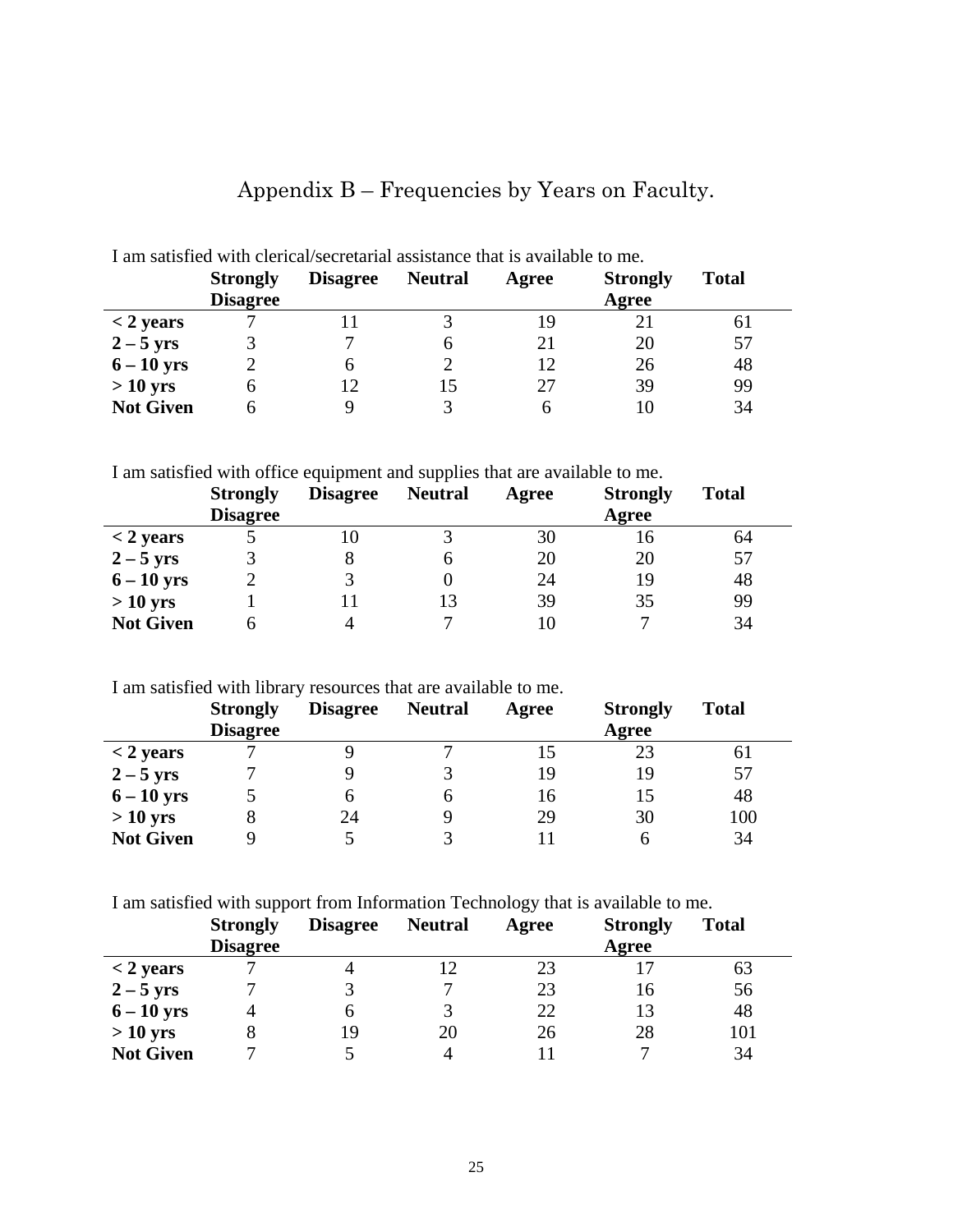# Appendix B – Frequencies by Years on Faculty.

I am satisfied with clerical/secretarial assistance that is available to me.

| | Strongly Disagree | Disagree | Neutral | Agree | Strongly Agree | Total |
|---|---|---|---|---|---|---|
| **< 2 years** | 7 | 11 | 3 | 19 | 21 | 61 |
| **2 – 5 yrs** | 3 | 7 | 6 | 21 | 20 | 57 |
| **6 – 10 yrs** | 2 | 6 | 2 | 12 | 26 | 48 |
| **> 10 yrs** | 6 | 12 | 15 | 27 | 39 | 99 |
| **Not Given** | 6 | 9 | 3 | 6 | 10 | 34 |

I am satisfied with office equipment and supplies that are available to me.

| | Strongly Disagree | Disagree | Neutral | Agree | Strongly Agree | Total |
|---|---|---|---|---|---|---|
| **< 2 years** | 5 | 10 | 3 | 30 | 16 | 64 |
| **2 – 5 yrs** | 3 | 8 | 6 | 20 | 20 | 57 |
| **6 – 10 yrs** | 2 | 3 | 0 | 24 | 19 | 48 |
| **> 10 yrs** | 1 | 11 | 13 | 39 | 35 | 99 |
| **Not Given** | 6 | 4 | 7 | 10 | 7 | 34 |

I am satisfied with library resources that are available to me.

| | Strongly Disagree | Disagree | Neutral | Agree | Strongly Agree | Total |
|---|---|---|---|---|---|---|
| **< 2 years** | 7 | 9 | 7 | 15 | 23 | 61 |
| **2 – 5 yrs** | 7 | 9 | 3 | 19 | 19 | 57 |
| **6 – 10 yrs** | 5 | 6 | 6 | 16 | 15 | 48 |
| **> 10 yrs** | 8 | 24 | 9 | 29 | 30 | 100 |
| **Not Given** | 9 | 5 | 3 | 11 | 6 | 34 |

I am satisfied with support from Information Technology that is available to me.

| | Strongly Disagree | Disagree | Neutral | Agree | Strongly Agree | Total |
|---|---|---|---|---|---|---|
| **< 2 years** | 7 | 4 | 12 | 23 | 17 | 63 |
| **2 – 5 yrs** | 7 | 3 | 7 | 23 | 16 | 56 |
| **6 – 10 yrs** | 4 | 6 | 3 | 22 | 13 | 48 |
| **> 10 yrs** | 8 | 19 | 20 | 26 | 28 | 101 |
| **Not Given** | 7 | 5 | 4 | 11 | 7 | 34 |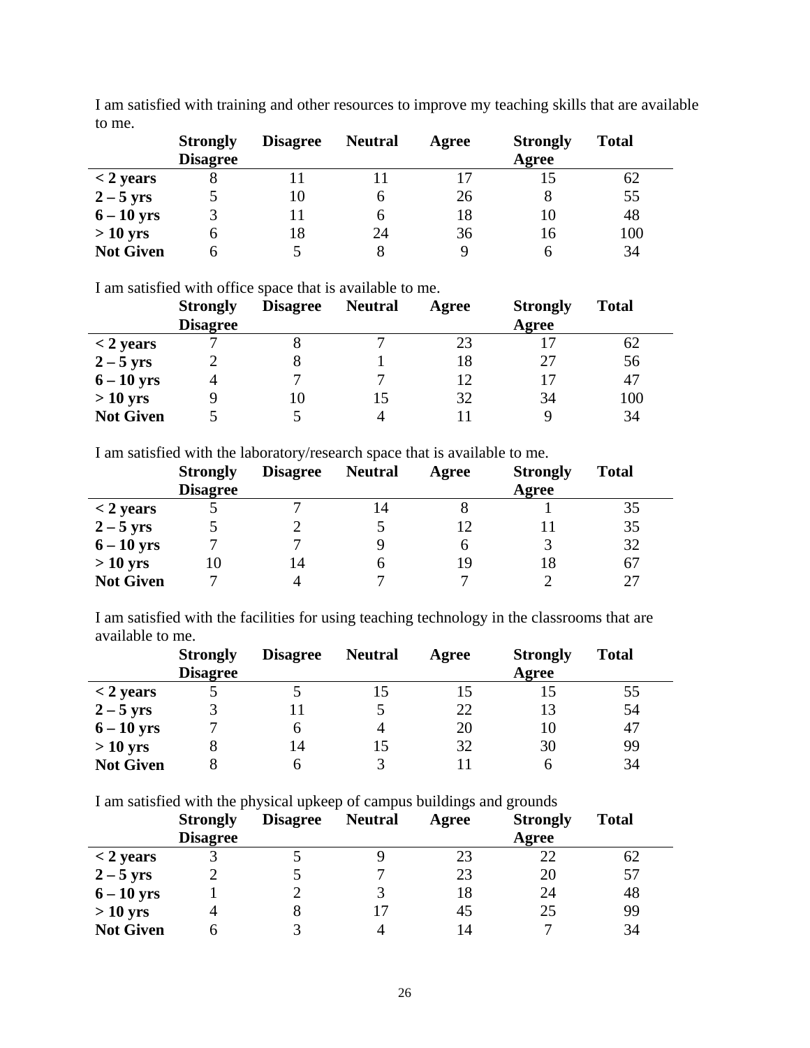I am satisfied with training and other resources to improve my teaching skills that are available to me.

| | Strongly Disagree | Disagree | Neutral | Agree | Strongly Agree | Total |
|---|---|---|---|---|---|---|
| **< 2 years** | 8 | 11 | 11 | 17 | 15 | 62 |
| **2 – 5 yrs** | 5 | 10 | 6 | 26 | 8 | 55 |
| **6 – 10 yrs** | 3 | 11 | 6 | 18 | 10 | 48 |
| **> 10 yrs** | 6 | 18 | 24 | 36 | 16 | 100 |
| **Not Given** | 6 | 5 | 8 | 9 | 6 | 34 |

I am satisfied with office space that is available to me.

| | Strongly Disagree | Disagree | Neutral | Agree | Strongly Agree | Total |
|---|---|---|---|---|---|---|
| **< 2 years** | 7 | 8 | 7 | 23 | 17 | 62 |
| **2 – 5 yrs** | 2 | 8 | 1 | 18 | 27 | 56 |
| **6 – 10 yrs** | 4 | 7 | 7 | 12 | 17 | 47 |
| **> 10 yrs** | 9 | 10 | 15 | 32 | 34 | 100 |
| **Not Given** | 5 | 5 | 4 | 11 | 9 | 34 |

I am satisfied with the laboratory/research space that is available to me.

| | Strongly Disagree | Disagree | Neutral | Agree | Strongly Agree | Total |
|---|---|---|---|---|---|---|
| **< 2 years** | 5 | 7 | 14 | 8 | 1 | 35 |
| **2 – 5 yrs** | 5 | 2 | 5 | 12 | 11 | 35 |
| **6 – 10 yrs** | 7 | 7 | 9 | 6 | 3 | 32 |
| **> 10 yrs** | 10 | 14 | 6 | 19 | 18 | 67 |
| **Not Given** | 7 | 4 | 7 | 7 | 2 | 27 |

I am satisfied with the facilities for using teaching technology in the classrooms that are available to me.

| | Strongly Disagree | Disagree | Neutral | Agree | Strongly Agree | Total |
|---|---|---|---|---|---|---|
| **< 2 years** | 5 | 5 | 15 | 15 | 15 | 55 |
| **2 – 5 yrs** | 3 | 11 | 5 | 22 | 13 | 54 |
| **6 – 10 yrs** | 7 | 6 | 4 | 20 | 10 | 47 |
| **> 10 yrs** | 8 | 14 | 15 | 32 | 30 | 99 |
| **Not Given** | 8 | 6 | 3 | 11 | 6 | 34 |

I am satisfied with the physical upkeep of campus buildings and grounds

| | Strongly Disagree | Disagree | Neutral | Agree | Strongly Agree | Total |
|---|---|---|---|---|---|---|
| **< 2 years** | 3 | 5 | 9 | 23 | 22 | 62 |
| **2 – 5 yrs** | 2 | 5 | 7 | 23 | 20 | 57 |
| **6 – 10 yrs** | 1 | 2 | 3 | 18 | 24 | 48 |
| **> 10 yrs** | 4 | 8 | 17 | 45 | 25 | 99 |
| **Not Given** | 6 | 3 | 4 | 14 | 7 | 34 |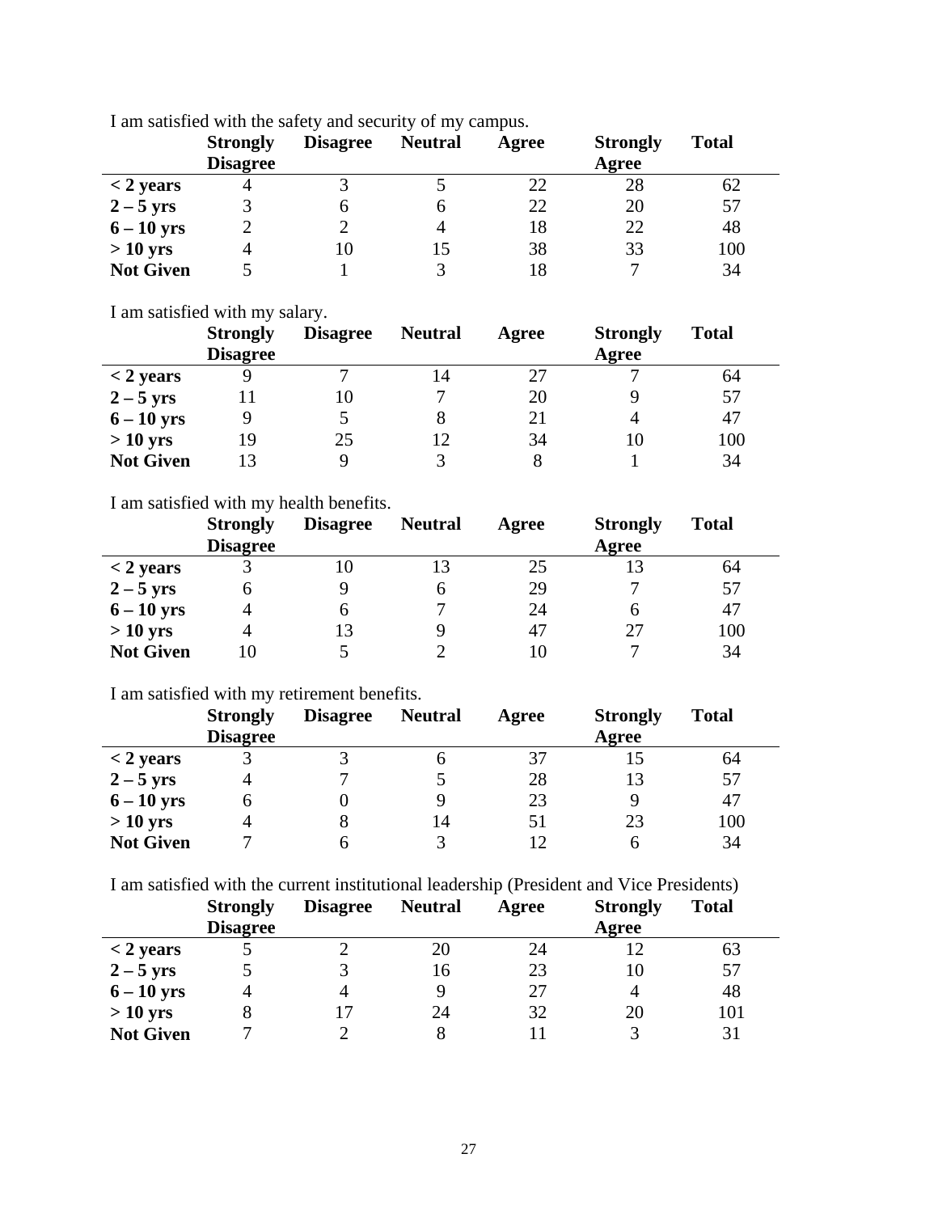I am satisfied with the safety and security of my campus.

| | Strongly Disagree | Disagree | Neutral | Agree | Strongly Agree | Total |
|---|---|---|---|---|---|---|
| **< 2 years** | 4 | 3 | 5 | 22 | 28 | 62 |
| **2 – 5 yrs** | 3 | 6 | 6 | 22 | 20 | 57 |
| **6 – 10 yrs** | 2 | 2 | 4 | 18 | 22 | 48 |
| **> 10 yrs** | 4 | 10 | 15 | 38 | 33 | 100 |
| **Not Given** | 5 | 1 | 3 | 18 | 7 | 34 |

I am satisfied with my salary.

| | Strongly Disagree | Disagree | Neutral | Agree | Strongly Agree | Total |
|---|---|---|---|---|---|---|
| **< 2 years** | 9 | 7 | 14 | 27 | 7 | 64 |
| **2 – 5 yrs** | 11 | 10 | 7 | 20 | 9 | 57 |
| **6 – 10 yrs** | 9 | 5 | 8 | 21 | 4 | 47 |
| **> 10 yrs** | 19 | 25 | 12 | 34 | 10 | 100 |
| **Not Given** | 13 | 9 | 3 | 8 | 1 | 34 |

I am satisfied with my health benefits.

| | Strongly Disagree | Disagree | Neutral | Agree | Strongly Agree | Total |
|---|---|---|---|---|---|---|
| **< 2 years** | 3 | 10 | 13 | 25 | 13 | 64 |
| **2 – 5 yrs** | 6 | 9 | 6 | 29 | 7 | 57 |
| **6 – 10 yrs** | 4 | 6 | 7 | 24 | 6 | 47 |
| **> 10 yrs** | 4 | 13 | 9 | 47 | 27 | 100 |
| **Not Given** | 10 | 5 | 2 | 10 | 7 | 34 |

I am satisfied with my retirement benefits.

| | Strongly Disagree | Disagree | Neutral | Agree | Strongly Agree | Total |
|---|---|---|---|---|---|---|
| **< 2 years** | 3 | 3 | 6 | 37 | 15 | 64 |
| **2 – 5 yrs** | 4 | 7 | 5 | 28 | 13 | 57 |
| **6 – 10 yrs** | 6 | 0 | 9 | 23 | 9 | 47 |
| **> 10 yrs** | 4 | 8 | 14 | 51 | 23 | 100 |
| **Not Given** | 7 | 6 | 3 | 12 | 6 | 34 |

I am satisfied with the current institutional leadership (President and Vice Presidents)

| | Strongly Disagree | Disagree | Neutral | Agree | Strongly Agree | Total |
|---|---|---|---|---|---|---|
| **< 2 years** | 5 | 2 | 20 | 24 | 12 | 63 |
| **2 – 5 yrs** | 5 | 3 | 16 | 23 | 10 | 57 |
| **6 – 10 yrs** | 4 | 4 | 9 | 27 | 4 | 48 |
| **> 10 yrs** | 8 | 17 | 24 | 32 | 20 | 101 |
| **Not Given** | 7 | 2 | 8 | 11 | 3 | 31 |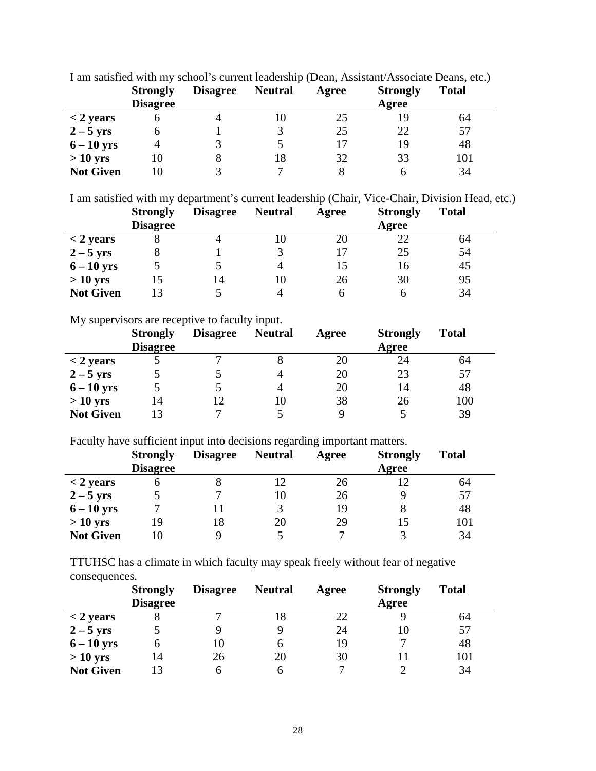I am satisfied with my school's current leadership (Dean, Assistant/Associate Deans, etc.)

| | Strongly Disagree | Disagree | Neutral | Agree | Strongly Agree | Total |
|---|---|---|---|---|---|---|
| **< 2 years** | 6 | 4 | 10 | 25 | 19 | 64 |
| **2 – 5 yrs** | 6 | 1 | 3 | 25 | 22 | 57 |
| **6 – 10 yrs** | 4 | 3 | 5 | 17 | 19 | 48 |
| **> 10 yrs** | 10 | 8 | 18 | 32 | 33 | 101 |
| **Not Given** | 10 | 3 | 7 | 8 | 6 | 34 |

I am satisfied with my department's current leadership (Chair, Vice-Chair, Division Head, etc.)

| | Strongly Disagree | Disagree | Neutral | Agree | Strongly Agree | Total |
|---|---|---|---|---|---|---|
| **< 2 years** | 8 | 4 | 10 | 20 | 22 | 64 |
| **2 – 5 yrs** | 8 | 1 | 3 | 17 | 25 | 54 |
| **6 – 10 yrs** | 5 | 5 | 4 | 15 | 16 | 45 |
| **> 10 yrs** | 15 | 14 | 10 | 26 | 30 | 95 |
| **Not Given** | 13 | 5 | 4 | 6 | 6 | 34 |

My supervisors are receptive to faculty input.

| | Strongly Disagree | Disagree | Neutral | Agree | Strongly Agree | Total |
|---|---|---|---|---|---|---|
| **< 2 years** | 5 | 7 | 8 | 20 | 24 | 64 |
| **2 – 5 yrs** | 5 | 5 | 4 | 20 | 23 | 57 |
| **6 – 10 yrs** | 5 | 5 | 4 | 20 | 14 | 48 |
| **> 10 yrs** | 14 | 12 | 10 | 38 | 26 | 100 |
| **Not Given** | 13 | 7 | 5 | 9 | 5 | 39 |

Faculty have sufficient input into decisions regarding important matters.

| | Strongly Disagree | Disagree | Neutral | Agree | Strongly Agree | Total |
|---|---|---|---|---|---|---|
| **< 2 years** | 6 | 8 | 12 | 26 | 12 | 64 |
| **2 – 5 yrs** | 5 | 7 | 10 | 26 | 9 | 57 |
| **6 – 10 yrs** | 7 | 11 | 3 | 19 | 8 | 48 |
| **> 10 yrs** | 19 | 18 | 20 | 29 | 15 | 101 |
| **Not Given** | 10 | 9 | 5 | 7 | 3 | 34 |

TTUHSC has a climate in which faculty may speak freely without fear of negative consequences.

| | Strongly Disagree | Disagree | Neutral | Agree | Strongly Agree | Total |
|---|---|---|---|---|---|---|
| **< 2 years** | 8 | 7 | 18 | 22 | 9 | 64 |
| **2 – 5 yrs** | 5 | 9 | 9 | 24 | 10 | 57 |
| **6 – 10 yrs** | 6 | 10 | 6 | 19 | 7 | 48 |
| **> 10 yrs** | 14 | 26 | 20 | 30 | 11 | 101 |
| **Not Given** | 13 | 6 | 6 | 7 | 2 | 34 |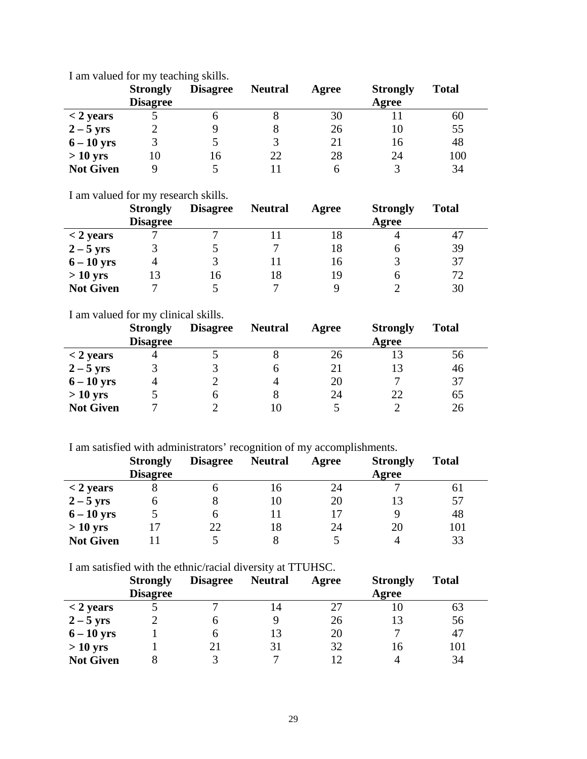I am valued for my teaching skills.

| | Strongly Disagree | Disagree | Neutral | Agree | Strongly Agree | Total |
|---|---|---|---|---|---|---|
| **< 2 years** | 5 | 6 | 8 | 30 | 11 | 60 |
| **2 – 5 yrs** | 2 | 9 | 8 | 26 | 10 | 55 |
| **6 – 10 yrs** | 3 | 5 | 3 | 21 | 16 | 48 |
| **> 10 yrs** | 10 | 16 | 22 | 28 | 24 | 100 |
| **Not Given** | 9 | 5 | 11 | 6 | 3 | 34 |

I am valued for my research skills.

| | Strongly Disagree | Disagree | Neutral | Agree | Strongly Agree | Total |
|---|---|---|---|---|---|---|
| **< 2 years** | 7 | 7 | 11 | 18 | 4 | 47 |
| **2 – 5 yrs** | 3 | 5 | 7 | 18 | 6 | 39 |
| **6 – 10 yrs** | 4 | 3 | 11 | 16 | 3 | 37 |
| **> 10 yrs** | 13 | 16 | 18 | 19 | 6 | 72 |
| **Not Given** | 7 | 5 | 7 | 9 | 2 | 30 |

I am valued for my clinical skills.

| | Strongly Disagree | Disagree | Neutral | Agree | Strongly Agree | Total |
|---|---|---|---|---|---|---|
| **< 2 years** | 4 | 5 | 8 | 26 | 13 | 56 |
| **2 – 5 yrs** | 3 | 3 | 6 | 21 | 13 | 46 |
| **6 – 10 yrs** | 4 | 2 | 4 | 20 | 7 | 37 |
| **> 10 yrs** | 5 | 6 | 8 | 24 | 22 | 65 |
| **Not Given** | 7 | 2 | 10 | 5 | 2 | 26 |

I am satisfied with administrators' recognition of my accomplishments.

| | Strongly Disagree | Disagree | Neutral | Agree | Strongly Agree | Total |
|---|---|---|---|---|---|---|
| **< 2 years** | 8 | 6 | 16 | 24 | 7 | 61 |
| **2 – 5 yrs** | 6 | 8 | 10 | 20 | 13 | 57 |
| **6 – 10 yrs** | 5 | 6 | 11 | 17 | 9 | 48 |
| **> 10 yrs** | 17 | 22 | 18 | 24 | 20 | 101 |
| **Not Given** | 11 | 5 | 8 | 5 | 4 | 33 |

I am satisfied with the ethnic/racial diversity at TTUHSC.

| | Strongly Disagree | Disagree | Neutral | Agree | Strongly Agree | Total |
|---|---|---|---|---|---|---|
| **< 2 years** | 5 | 7 | 14 | 27 | 10 | 63 |
| **2 – 5 yrs** | 2 | 6 | 9 | 26 | 13 | 56 |
| **6 – 10 yrs** | 1 | 6 | 13 | 20 | 7 | 47 |
| **> 10 yrs** | 1 | 21 | 31 | 32 | 16 | 101 |
| **Not Given** | 8 | 3 | 7 | 12 | 4 | 34 |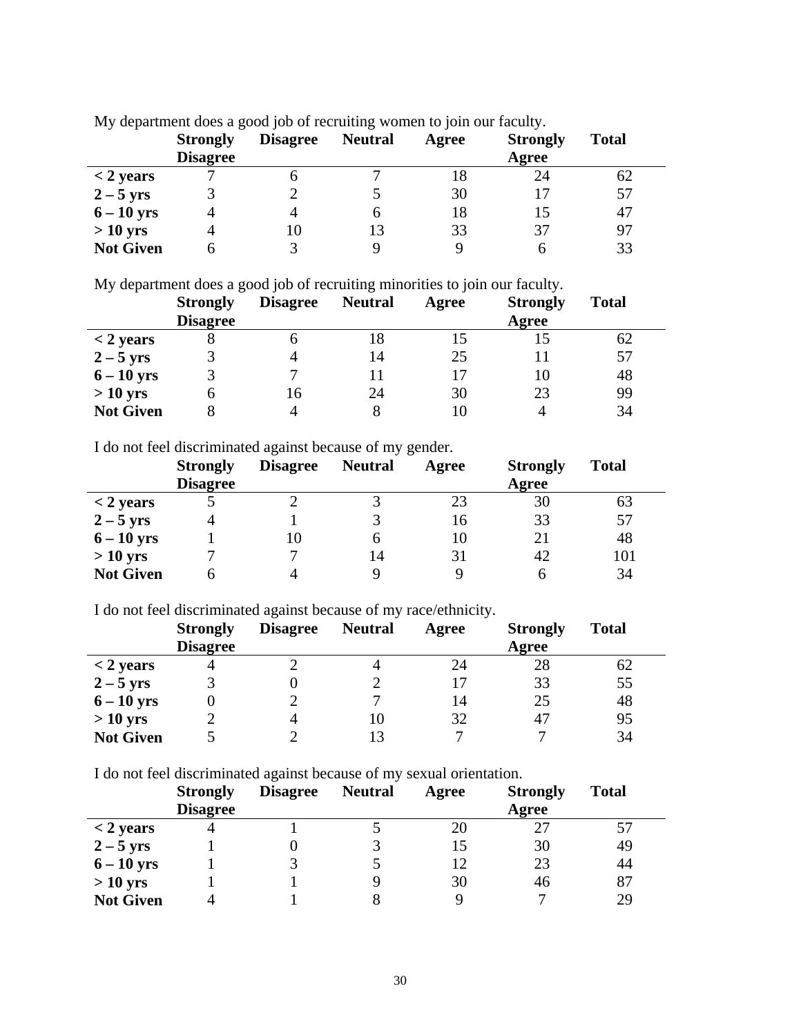My department does a good job of recruiting women to join our faculty.

| | Strongly Disagree | Disagree | Neutral | Agree | Strongly Agree | Total |
|---|---|---|---|---|---|---|
| **< 2 years** | 7 | 6 | 7 | 18 | 24 | 62 |
| **2 – 5 yrs** | 3 | 2 | 5 | 30 | 17 | 57 |
| **6 – 10 yrs** | 4 | 4 | 6 | 18 | 15 | 47 |
| **> 10 yrs** | 4 | 10 | 13 | 33 | 37 | 97 |
| **Not Given** | 6 | 3 | 9 | 9 | 6 | 33 |

My department does a good job of recruiting minorities to join our faculty.

| | Strongly Disagree | Disagree | Neutral | Agree | Strongly Agree | Total |
|---|---|---|---|---|---|---|
| **< 2 years** | 8 | 6 | 18 | 15 | 15 | 62 |
| **2 – 5 yrs** | 3 | 4 | 14 | 25 | 11 | 57 |
| **6 – 10 yrs** | 3 | 7 | 11 | 17 | 10 | 48 |
| **> 10 yrs** | 6 | 16 | 24 | 30 | 23 | 99 |
| **Not Given** | 8 | 4 | 8 | 10 | 4 | 34 |

I do not feel discriminated against because of my gender.

| | Strongly Disagree | Disagree | Neutral | Agree | Strongly Agree | Total |
|---|---|---|---|---|---|---|
| **< 2 years** | 5 | 2 | 3 | 23 | 30 | 63 |
| **2 – 5 yrs** | 4 | 1 | 3 | 16 | 33 | 57 |
| **6 – 10 yrs** | 1 | 10 | 6 | 10 | 21 | 48 |
| **> 10 yrs** | 7 | 7 | 14 | 31 | 42 | 101 |
| **Not Given** | 6 | 4 | 9 | 9 | 6 | 34 |

I do not feel discriminated against because of my race/ethnicity.

| | Strongly Disagree | Disagree | Neutral | Agree | Strongly Agree | Total |
|---|---|---|---|---|---|---|
| **< 2 years** | 4 | 2 | 4 | 24 | 28 | 62 |
| **2 – 5 yrs** | 3 | 0 | 2 | 17 | 33 | 55 |
| **6 – 10 yrs** | 0 | 2 | 7 | 14 | 25 | 48 |
| **> 10 yrs** | 2 | 4 | 10 | 32 | 47 | 95 |
| **Not Given** | 5 | 2 | 13 | 7 | 7 | 34 |

I do not feel discriminated against because of my sexual orientation.

| | Strongly Disagree | Disagree | Neutral | Agree | Strongly Agree | Total |
|---|---|---|---|---|---|---|
| **< 2 years** | 4 | 1 | 5 | 20 | 27 | 57 |
| **2 – 5 yrs** | 1 | 0 | 3 | 15 | 30 | 49 |
| **6 – 10 yrs** | 1 | 3 | 5 | 12 | 23 | 44 |
| **> 10 yrs** | 1 | 1 | 9 | 30 | 46 | 87 |
| **Not Given** | 4 | 1 | 8 | 9 | 7 | 29 |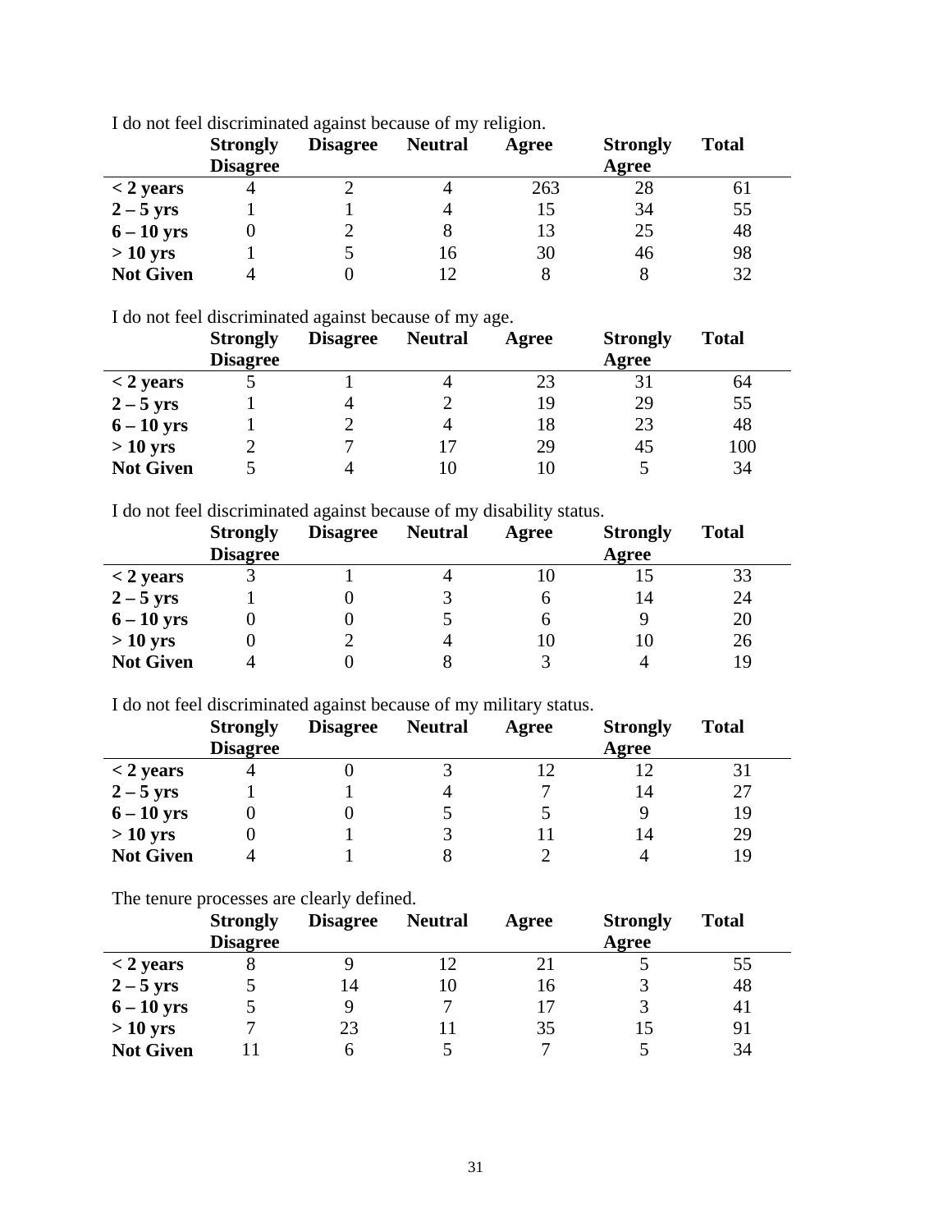I do not feel discriminated against because of my religion.

| | Strongly Disagree | Disagree | Neutral | Agree | Strongly Agree | Total |
|---|---|---|---|---|---|---|
| **< 2 years** | 4 | 2 | 4 | 263 | 28 | 61 |
| **2 – 5 yrs** | 1 | 1 | 4 | 15 | 34 | 55 |
| **6 – 10 yrs** | 0 | 2 | 8 | 13 | 25 | 48 |
| **> 10 yrs** | 1 | 5 | 16 | 30 | 46 | 98 |
| **Not Given** | 4 | 0 | 12 | 8 | 8 | 32 |

I do not feel discriminated against because of my age.

| | Strongly Disagree | Disagree | Neutral | Agree | Strongly Agree | Total |
|---|---|---|---|---|---|---|
| **< 2 years** | 5 | 1 | 4 | 23 | 31 | 64 |
| **2 – 5 yrs** | 1 | 4 | 2 | 19 | 29 | 55 |
| **6 – 10 yrs** | 1 | 2 | 4 | 18 | 23 | 48 |
| **> 10 yrs** | 2 | 7 | 17 | 29 | 45 | 100 |
| **Not Given** | 5 | 4 | 10 | 10 | 5 | 34 |

I do not feel discriminated against because of my disability status.

| | Strongly Disagree | Disagree | Neutral | Agree | Strongly Agree | Total |
|---|---|---|---|---|---|---|
| **< 2 years** | 3 | 1 | 4 | 10 | 15 | 33 |
| **2 – 5 yrs** | 1 | 0 | 3 | 6 | 14 | 24 |
| **6 – 10 yrs** | 0 | 0 | 5 | 6 | 9 | 20 |
| **> 10 yrs** | 0 | 2 | 4 | 10 | 10 | 26 |
| **Not Given** | 4 | 0 | 8 | 3 | 4 | 19 |

I do not feel discriminated against because of my military status.

| | Strongly Disagree | Disagree | Neutral | Agree | Strongly Agree | Total |
|---|---|---|---|---|---|---|
| **< 2 years** | 4 | 0 | 3 | 12 | 12 | 31 |
| **2 – 5 yrs** | 1 | 1 | 4 | 7 | 14 | 27 |
| **6 – 10 yrs** | 0 | 0 | 5 | 5 | 9 | 19 |
| **> 10 yrs** | 0 | 1 | 3 | 11 | 14 | 29 |
| **Not Given** | 4 | 1 | 8 | 2 | 4 | 19 |

The tenure processes are clearly defined.

| | Strongly Disagree | Disagree | Neutral | Agree | Strongly Agree | Total |
|---|---|---|---|---|---|---|
| **< 2 years** | 8 | 9 | 12 | 21 | 5 | 55 |
| **2 – 5 yrs** | 5 | 14 | 10 | 16 | 3 | 48 |
| **6 – 10 yrs** | 5 | 9 | 7 | 17 | 3 | 41 |
| **> 10 yrs** | 7 | 23 | 11 | 35 | 15 | 91 |
| **Not Given** | 11 | 6 | 5 | 7 | 5 | 34 |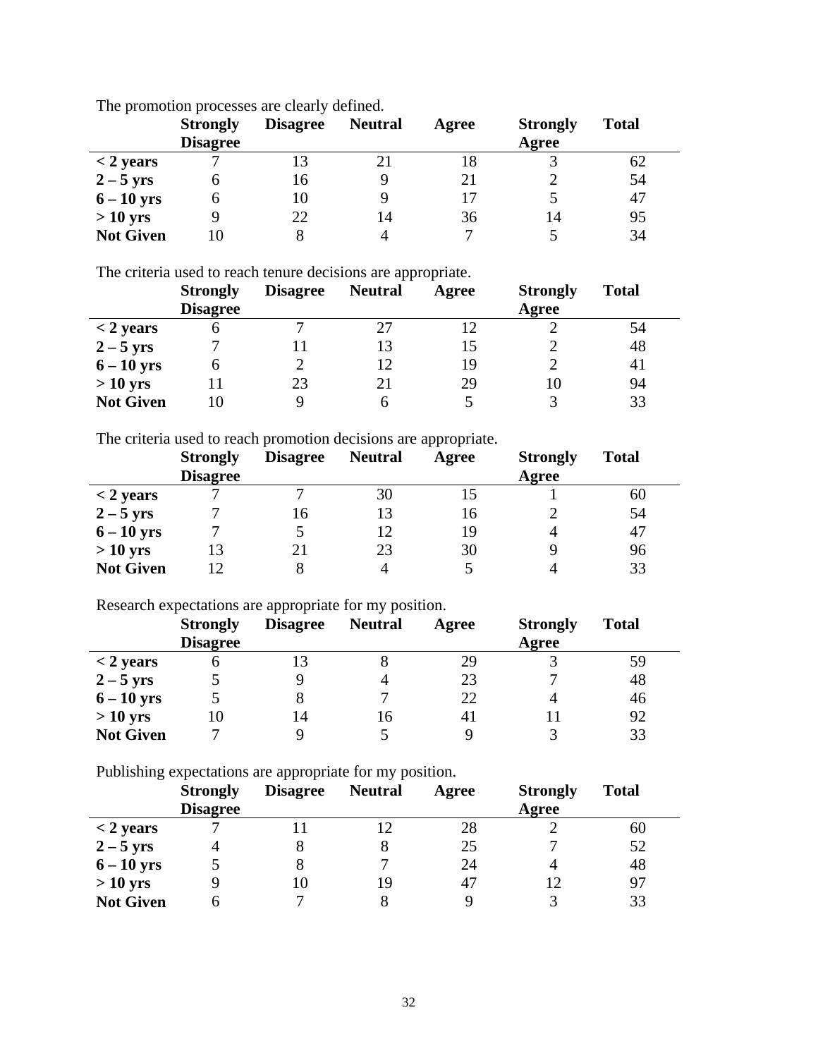The promotion processes are clearly defined.

| | Strongly Disagree | Disagree | Neutral | Agree | Strongly Agree | Total |
|---|---|---|---|---|---|---|
| **< 2 years** | 7 | 13 | 21 | 18 | 3 | 62 |
| **2 – 5 yrs** | 6 | 16 | 9 | 21 | 2 | 54 |
| **6 – 10 yrs** | 6 | 10 | 9 | 17 | 5 | 47 |
| **> 10 yrs** | 9 | 22 | 14 | 36 | 14 | 95 |
| **Not Given** | 10 | 8 | 4 | 7 | 5 | 34 |

The criteria used to reach tenure decisions are appropriate.

| | Strongly Disagree | Disagree | Neutral | Agree | Strongly Agree | Total |
|---|---|---|---|---|---|---|
| **< 2 years** | 6 | 7 | 27 | 12 | 2 | 54 |
| **2 – 5 yrs** | 7 | 11 | 13 | 15 | 2 | 48 |
| **6 – 10 yrs** | 6 | 2 | 12 | 19 | 2 | 41 |
| **> 10 yrs** | 11 | 23 | 21 | 29 | 10 | 94 |
| **Not Given** | 10 | 9 | 6 | 5 | 3 | 33 |

The criteria used to reach promotion decisions are appropriate.

| | Strongly Disagree | Disagree | Neutral | Agree | Strongly Agree | Total |
|---|---|---|---|---|---|---|
| **< 2 years** | 7 | 7 | 30 | 15 | 1 | 60 |
| **2 – 5 yrs** | 7 | 16 | 13 | 16 | 2 | 54 |
| **6 – 10 yrs** | 7 | 5 | 12 | 19 | 4 | 47 |
| **> 10 yrs** | 13 | 21 | 23 | 30 | 9 | 96 |
| **Not Given** | 12 | 8 | 4 | 5 | 4 | 33 |

Research expectations are appropriate for my position.

| | Strongly Disagree | Disagree | Neutral | Agree | Strongly Agree | Total |
|---|---|---|---|---|---|---|
| **< 2 years** | 6 | 13 | 8 | 29 | 3 | 59 |
| **2 – 5 yrs** | 5 | 9 | 4 | 23 | 7 | 48 |
| **6 – 10 yrs** | 5 | 8 | 7 | 22 | 4 | 46 |
| **> 10 yrs** | 10 | 14 | 16 | 41 | 11 | 92 |
| **Not Given** | 7 | 9 | 5 | 9 | 3 | 33 |

Publishing expectations are appropriate for my position.

| | Strongly Disagree | Disagree | Neutral | Agree | Strongly Agree | Total |
|---|---|---|---|---|---|---|
| **< 2 years** | 7 | 11 | 12 | 28 | 2 | 60 |
| **2 – 5 yrs** | 4 | 8 | 8 | 25 | 7 | 52 |
| **6 – 10 yrs** | 5 | 8 | 7 | 24 | 4 | 48 |
| **> 10 yrs** | 9 | 10 | 19 | 47 | 12 | 97 |
| **Not Given** | 6 | 7 | 8 | 9 | 3 | 33 |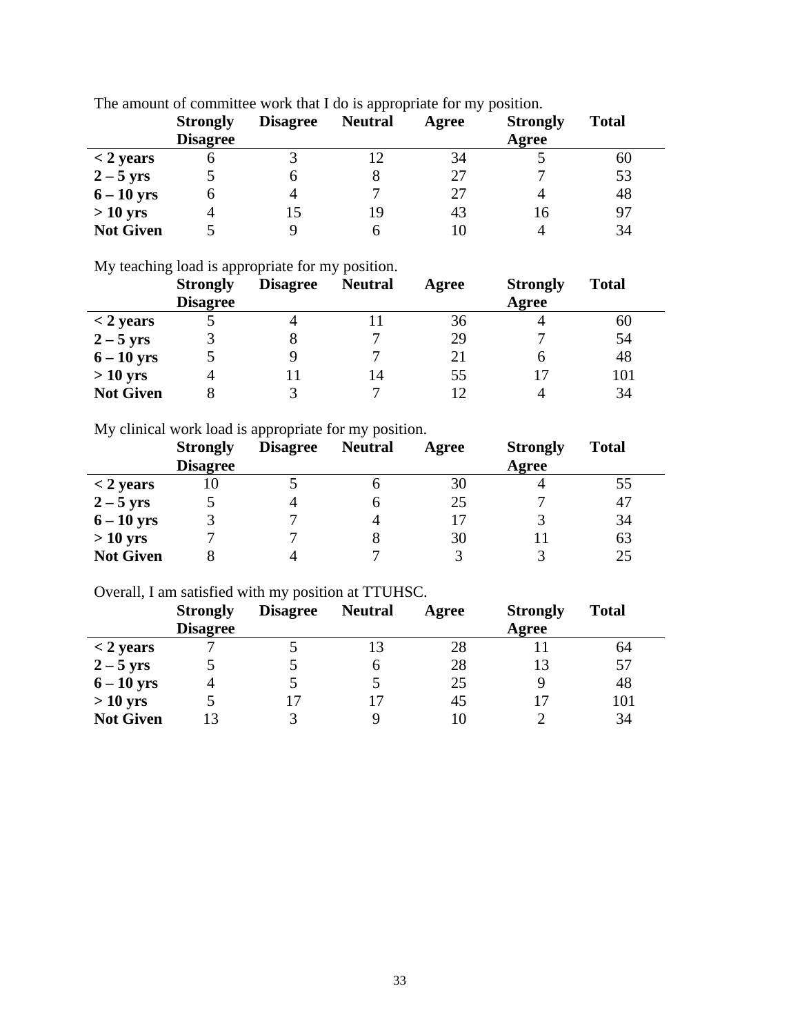The amount of committee work that I do is appropriate for my position.

| | Strongly Disagree | Disagree | Neutral | Agree | Strongly Agree | Total |
|---|---|---|---|---|---|---|
| **< 2 years** | 6 | 3 | 12 | 34 | 5 | 60 |
| **2 – 5 yrs** | 5 | 6 | 8 | 27 | 7 | 53 |
| **6 – 10 yrs** | 6 | 4 | 7 | 27 | 4 | 48 |
| **> 10 yrs** | 4 | 15 | 19 | 43 | 16 | 97 |
| **Not Given** | 5 | 9 | 6 | 10 | 4 | 34 |

My teaching load is appropriate for my position.

| | Strongly Disagree | Disagree | Neutral | Agree | Strongly Agree | Total |
|---|---|---|---|---|---|---|
| **< 2 years** | 5 | 4 | 11 | 36 | 4 | 60 |
| **2 – 5 yrs** | 3 | 8 | 7 | 29 | 7 | 54 |
| **6 – 10 yrs** | 5 | 9 | 7 | 21 | 6 | 48 |
| **> 10 yrs** | 4 | 11 | 14 | 55 | 17 | 101 |
| **Not Given** | 8 | 3 | 7 | 12 | 4 | 34 |

My clinical work load is appropriate for my position.

| | Strongly Disagree | Disagree | Neutral | Agree | Strongly Agree | Total |
|---|---|---|---|---|---|---|
| **< 2 years** | 10 | 5 | 6 | 30 | 4 | 55 |
| **2 – 5 yrs** | 5 | 4 | 6 | 25 | 7 | 47 |
| **6 – 10 yrs** | 3 | 7 | 4 | 17 | 3 | 34 |
| **> 10 yrs** | 7 | 7 | 8 | 30 | 11 | 63 |
| **Not Given** | 8 | 4 | 7 | 3 | 3 | 25 |

Overall, I am satisfied with my position at TTUHSC.

| | Strongly Disagree | Disagree | Neutral | Agree | Strongly Agree | Total |
|---|---|---|---|---|---|---|
| **< 2 years** | 7 | 5 | 13 | 28 | 11 | 64 |
| **2 – 5 yrs** | 5 | 5 | 6 | 28 | 13 | 57 |
| **6 – 10 yrs** | 4 | 5 | 5 | 25 | 9 | 48 |
| **> 10 yrs** | 5 | 17 | 17 | 45 | 17 | 101 |
| **Not Given** | 13 | 3 | 9 | 10 | 2 | 34 |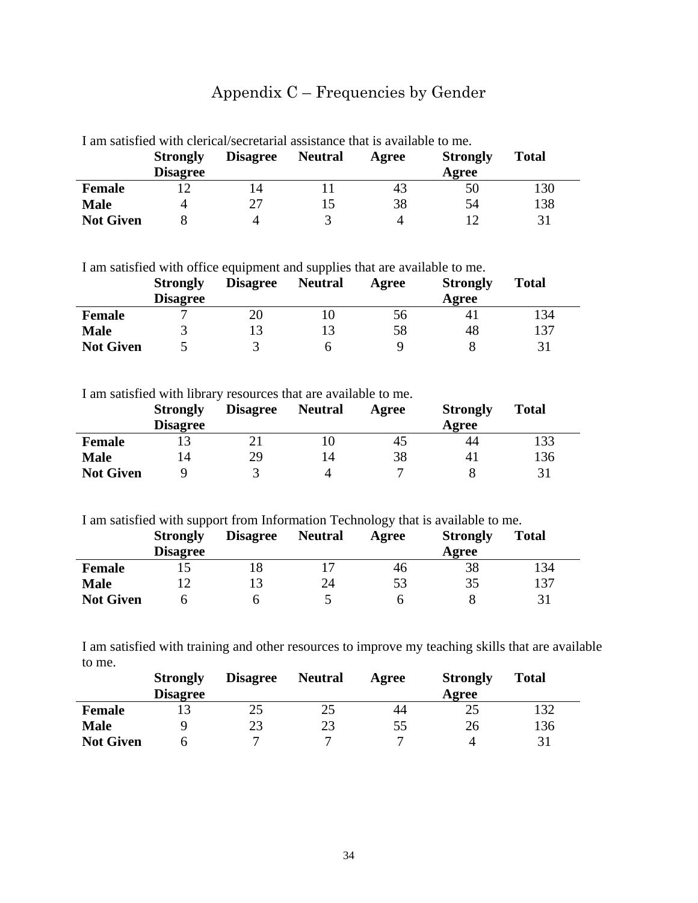# Appendix C – Frequencies by Gender

I am satisfied with clerical/secretarial assistance that is available to me.

| | Strongly Disagree | Disagree | Neutral | Agree | Strongly Agree | Total |
|---|---|---|---|---|---|---|
| **Female** | 12 | 14 | 11 | 43 | 50 | 130 |
| **Male** | 4 | 27 | 15 | 38 | 54 | 138 |
| **Not Given** | 8 | 4 | 3 | 4 | 12 | 31 |

I am satisfied with office equipment and supplies that are available to me.

| | Strongly Disagree | Disagree | Neutral | Agree | Strongly Agree | Total |
|---|---|---|---|---|---|---|
| **Female** | 7 | 20 | 10 | 56 | 41 | 134 |
| **Male** | 3 | 13 | 13 | 58 | 48 | 137 |
| **Not Given** | 5 | 3 | 6 | 9 | 8 | 31 |

I am satisfied with library resources that are available to me.

| | Strongly Disagree | Disagree | Neutral | Agree | Strongly Agree | Total |
|---|---|---|---|---|---|---|
| **Female** | 13 | 21 | 10 | 45 | 44 | 133 |
| **Male** | 14 | 29 | 14 | 38 | 41 | 136 |
| **Not Given** | 9 | 3 | 4 | 7 | 8 | 31 |

I am satisfied with support from Information Technology that is available to me.

| | Strongly Disagree | Disagree | Neutral | Agree | Strongly Agree | Total |
|---|---|---|---|---|---|---|
| **Female** | 15 | 18 | 17 | 46 | 38 | 134 |
| **Male** | 12 | 13 | 24 | 53 | 35 | 137 |
| **Not Given** | 6 | 6 | 5 | 6 | 8 | 31 |

I am satisfied with training and other resources to improve my teaching skills that are available to me.

| | Strongly Disagree | Disagree | Neutral | Agree | Strongly Agree | Total |
|---|---|---|---|---|---|---|
| **Female** | 13 | 25 | 25 | 44 | 25 | 132 |
| **Male** | 9 | 23 | 23 | 55 | 26 | 136 |
| **Not Given** | 6 | 7 | 7 | 7 | 4 | 31 |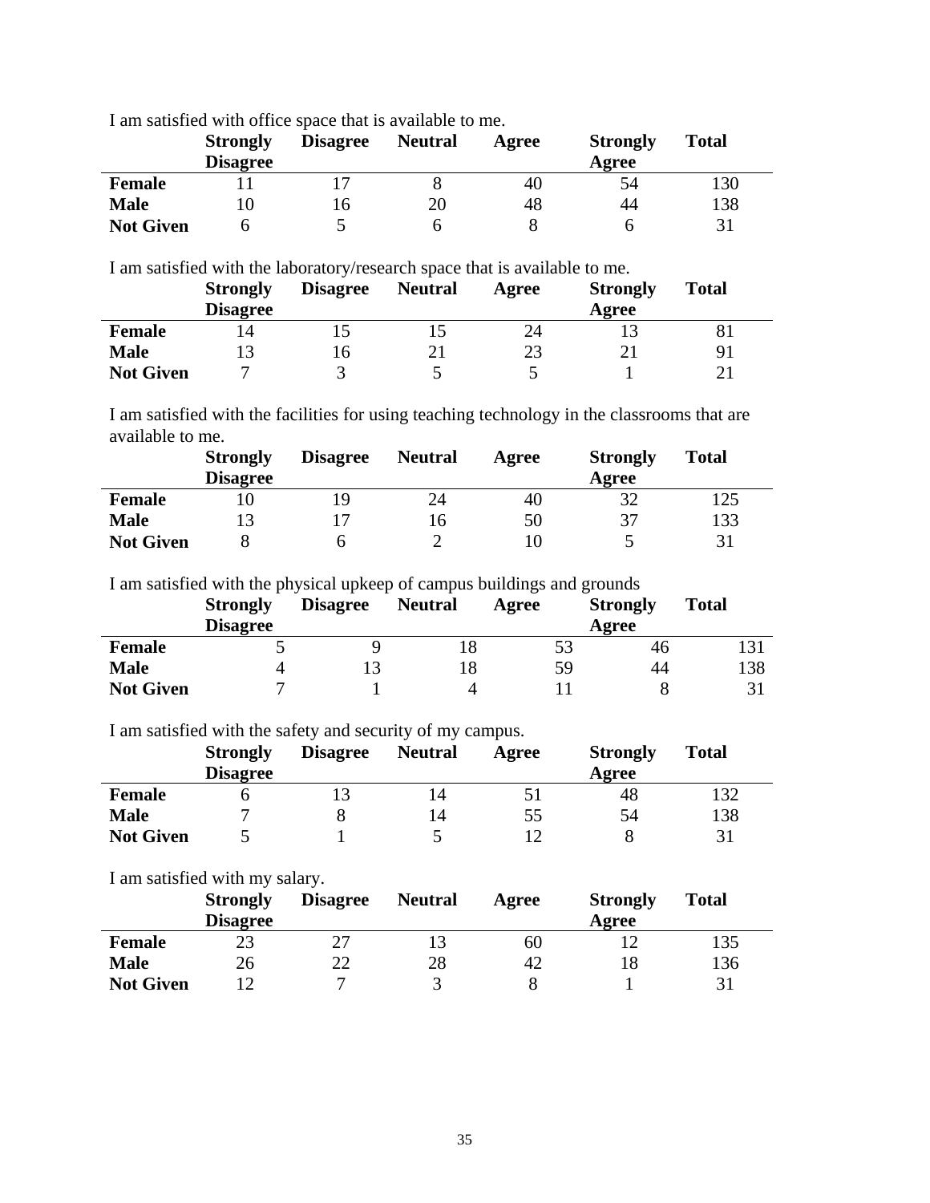I am satisfied with office space that is available to me.

| | Strongly Disagree | Disagree | Neutral | Agree | Strongly Agree | Total |
|---|---|---|---|---|---|---|
| **Female** | 11 | 17 | 8 | 40 | 54 | 130 |
| **Male** | 10 | 16 | 20 | 48 | 44 | 138 |
| **Not Given** | 6 | 5 | 6 | 8 | 6 | 31 |

I am satisfied with the laboratory/research space that is available to me.

| | Strongly Disagree | Disagree | Neutral | Agree | Strongly Agree | Total |
|---|---|---|---|---|---|---|
| **Female** | 14 | 15 | 15 | 24 | 13 | 81 |
| **Male** | 13 | 16 | 21 | 23 | 21 | 91 |
| **Not Given** | 7 | 3 | 5 | 5 | 1 | 21 |

I am satisfied with the facilities for using teaching technology in the classrooms that are available to me.

| | Strongly Disagree | Disagree | Neutral | Agree | Strongly Agree | Total |
|---|---|---|---|---|---|---|
| **Female** | 10 | 19 | 24 | 40 | 32 | 125 |
| **Male** | 13 | 17 | 16 | 50 | 37 | 133 |
| **Not Given** | 8 | 6 | 2 | 10 | 5 | 31 |

I am satisfied with the physical upkeep of campus buildings and grounds

| | Strongly Disagree | Disagree | Neutral | Agree | Strongly Agree | Total |
|---|---|---|---|---|---|---|
| **Female** | 5 | 9 | 18 | 53 | 46 | 131 |
| **Male** | 4 | 13 | 18 | 59 | 44 | 138 |
| **Not Given** | 7 | 1 | 4 | 11 | 8 | 31 |

I am satisfied with the safety and security of my campus.

| | Strongly Disagree | Disagree | Neutral | Agree | Strongly Agree | Total |
|---|---|---|---|---|---|---|
| **Female** | 6 | 13 | 14 | 51 | 48 | 132 |
| **Male** | 7 | 8 | 14 | 55 | 54 | 138 |
| **Not Given** | 5 | 1 | 5 | 12 | 8 | 31 |

I am satisfied with my salary.

| | Strongly Disagree | Disagree | Neutral | Agree | Strongly Agree | Total |
|---|---|---|---|---|---|---|
| **Female** | 23 | 27 | 13 | 60 | 12 | 135 |
| **Male** | 26 | 22 | 28 | 42 | 18 | 136 |
| **Not Given** | 12 | 7 | 3 | 8 | 1 | 31 |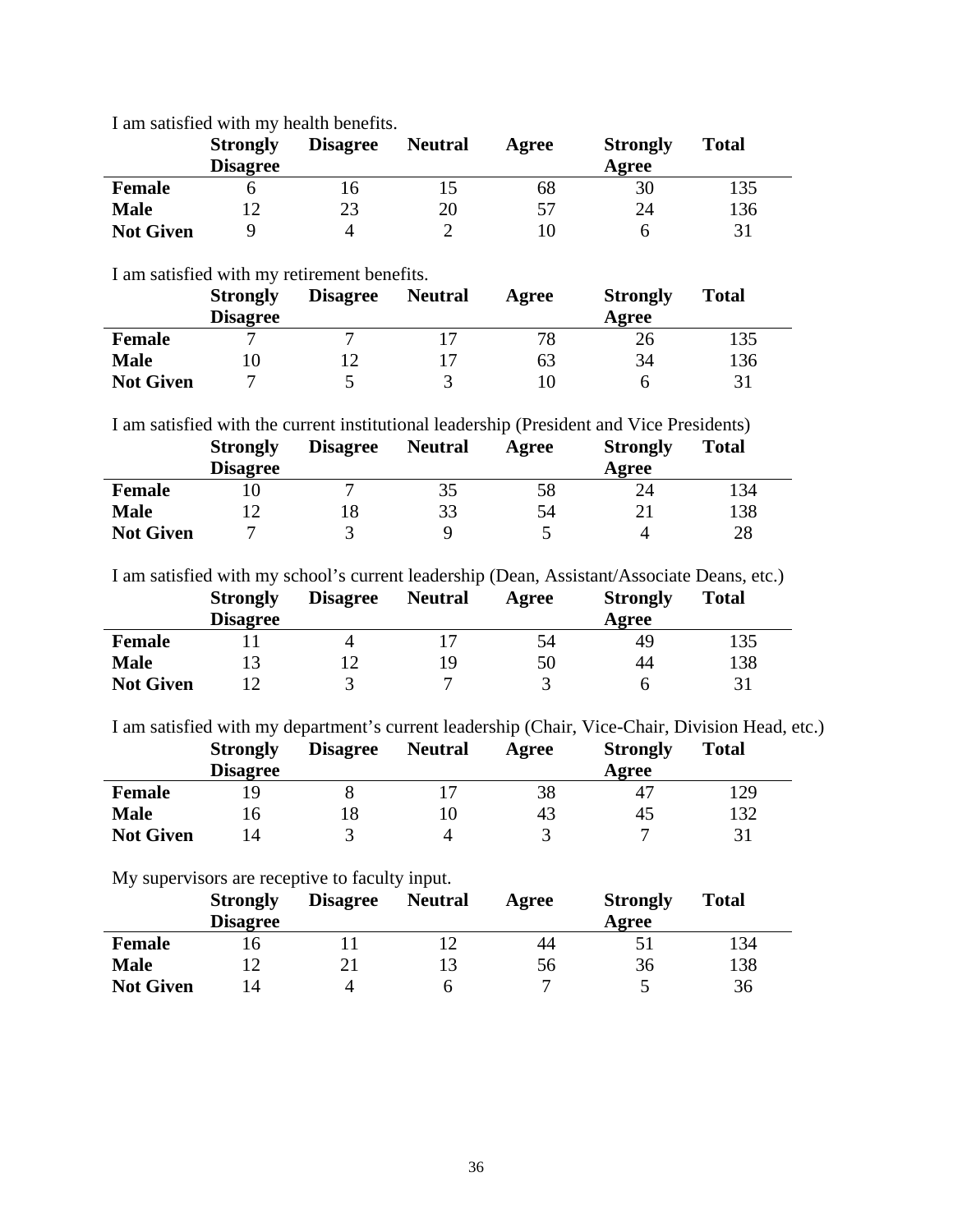I am satisfied with my health benefits.

| | Strongly Disagree | Disagree | Neutral | Agree | Strongly Agree | Total |
|---|---|---|---|---|---|---|
| **Female** | 6 | 16 | 15 | 68 | 30 | 135 |
| **Male** | 12 | 23 | 20 | 57 | 24 | 136 |
| **Not Given** | 9 | 4 | 2 | 10 | 6 | 31 |

I am satisfied with my retirement benefits.

| | Strongly Disagree | Disagree | Neutral | Agree | Strongly Agree | Total |
|---|---|---|---|---|---|---|
| **Female** | 7 | 7 | 17 | 78 | 26 | 135 |
| **Male** | 10 | 12 | 17 | 63 | 34 | 136 |
| **Not Given** | 7 | 5 | 3 | 10 | 6 | 31 |

I am satisfied with the current institutional leadership (President and Vice Presidents)

| | Strongly Disagree | Disagree | Neutral | Agree | Strongly Agree | Total |
|---|---|---|---|---|---|---|
| **Female** | 10 | 7 | 35 | 58 | 24 | 134 |
| **Male** | 12 | 18 | 33 | 54 | 21 | 138 |
| **Not Given** | 7 | 3 | 9 | 5 | 4 | 28 |

I am satisfied with my school's current leadership (Dean, Assistant/Associate Deans, etc.)

| | Strongly Disagree | Disagree | Neutral | Agree | Strongly Agree | Total |
|---|---|---|---|---|---|---|
| **Female** | 11 | 4 | 17 | 54 | 49 | 135 |
| **Male** | 13 | 12 | 19 | 50 | 44 | 138 |
| **Not Given** | 12 | 3 | 7 | 3 | 6 | 31 |

I am satisfied with my department's current leadership (Chair, Vice-Chair, Division Head, etc.)

| | Strongly Disagree | Disagree | Neutral | Agree | Strongly Agree | Total |
|---|---|---|---|---|---|---|
| **Female** | 19 | 8 | 17 | 38 | 47 | 129 |
| **Male** | 16 | 18 | 10 | 43 | 45 | 132 |
| **Not Given** | 14 | 3 | 4 | 3 | 7 | 31 |

My supervisors are receptive to faculty input.

| | Strongly Disagree | Disagree | Neutral | Agree | Strongly Agree | Total |
|---|---|---|---|---|---|---|
| **Female** | 16 | 11 | 12 | 44 | 51 | 134 |
| **Male** | 12 | 21 | 13 | 56 | 36 | 138 |
| **Not Given** | 14 | 4 | 6 | 7 | 5 | 36 |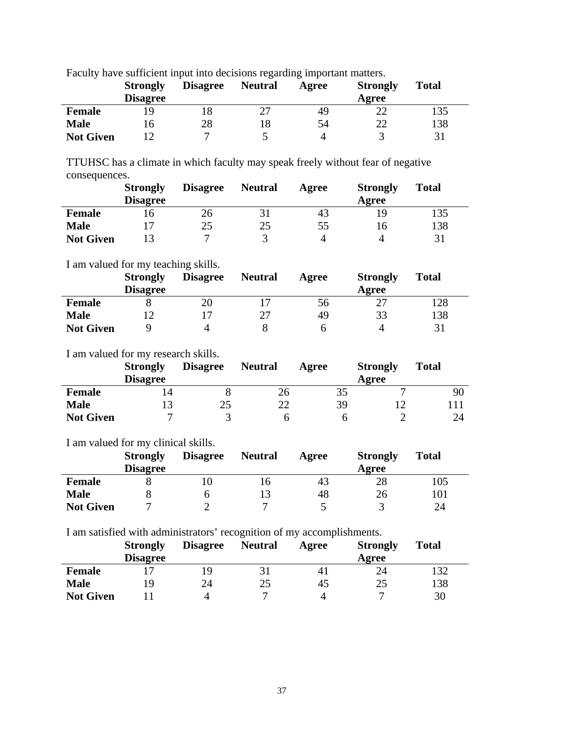Faculty have sufficient input into decisions regarding important matters.

| | Strongly Disagree | Disagree | Neutral | Agree | Strongly Agree | Total |
|---|---|---|---|---|---|---|
| **Female** | 19 | 18 | 27 | 49 | 22 | 135 |
| **Male** | 16 | 28 | 18 | 54 | 22 | 138 |
| **Not Given** | 12 | 7 | 5 | 4 | 3 | 31 |

TTUHSC has a climate in which faculty may speak freely without fear of negative consequences.

| | Strongly Disagree | Disagree | Neutral | Agree | Strongly Agree | Total |
|---|---|---|---|---|---|---|
| **Female** | 16 | 26 | 31 | 43 | 19 | 135 |
| **Male** | 17 | 25 | 25 | 55 | 16 | 138 |
| **Not Given** | 13 | 7 | 3 | 4 | 4 | 31 |

I am valued for my teaching skills.

| | Strongly Disagree | Disagree | Neutral | Agree | Strongly Agree | Total |
|---|---|---|---|---|---|---|
| **Female** | 8 | 20 | 17 | 56 | 27 | 128 |
| **Male** | 12 | 17 | 27 | 49 | 33 | 138 |
| **Not Given** | 9 | 4 | 8 | 6 | 4 | 31 |

I am valued for my research skills.

| | Strongly Disagree | Disagree | Neutral | Agree | Strongly Agree | Total |
|---|---|---|---|---|---|---|
| **Female** | 14 | 8 | 26 | 35 | 7 | 90 |
| **Male** | 13 | 25 | 22 | 39 | 12 | 111 |
| **Not Given** | 7 | 3 | 6 | 6 | 2 | 24 |

I am valued for my clinical skills.

| | Strongly Disagree | Disagree | Neutral | Agree | Strongly Agree | Total |
|---|---|---|---|---|---|---|
| **Female** | 8 | 10 | 16 | 43 | 28 | 105 |
| **Male** | 8 | 6 | 13 | 48 | 26 | 101 |
| **Not Given** | 7 | 2 | 7 | 5 | 3 | 24 |

I am satisfied with administrators' recognition of my accomplishments.

| | Strongly Disagree | Disagree | Neutral | Agree | Strongly Agree | Total |
|---|---|---|---|---|---|---|
| **Female** | 17 | 19 | 31 | 41 | 24 | 132 |
| **Male** | 19 | 24 | 25 | 45 | 25 | 138 |
| **Not Given** | 11 | 4 | 7 | 4 | 7 | 30 |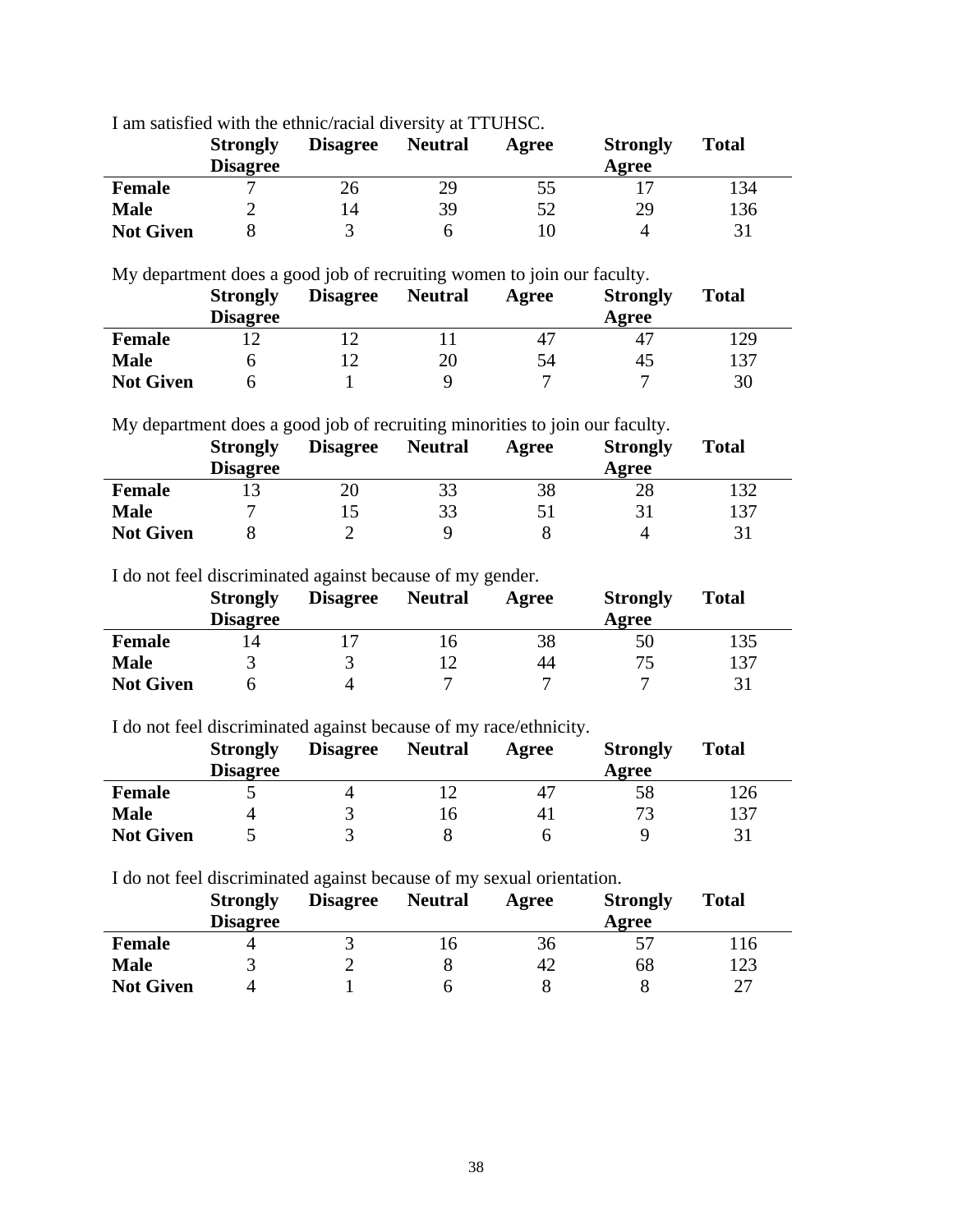I am satisfied with the ethnic/racial diversity at TTUHSC.

| | Strongly Disagree | Disagree | Neutral | Agree | Strongly Agree | Total |
|---|---|---|---|---|---|---|
| **Female** | 7 | 26 | 29 | 55 | 17 | 134 |
| **Male** | 2 | 14 | 39 | 52 | 29 | 136 |
| **Not Given** | 8 | 3 | 6 | 10 | 4 | 31 |

My department does a good job of recruiting women to join our faculty.

| | Strongly Disagree | Disagree | Neutral | Agree | Strongly Agree | Total |
|---|---|---|---|---|---|---|
| **Female** | 12 | 12 | 11 | 47 | 47 | 129 |
| **Male** | 6 | 12 | 20 | 54 | 45 | 137 |
| **Not Given** | 6 | 1 | 9 | 7 | 7 | 30 |

My department does a good job of recruiting minorities to join our faculty.

| | Strongly Disagree | Disagree | Neutral | Agree | Strongly Agree | Total |
|---|---|---|---|---|---|---|
| **Female** | 13 | 20 | 33 | 38 | 28 | 132 |
| **Male** | 7 | 15 | 33 | 51 | 31 | 137 |
| **Not Given** | 8 | 2 | 9 | 8 | 4 | 31 |

I do not feel discriminated against because of my gender.

| | Strongly Disagree | Disagree | Neutral | Agree | Strongly Agree | Total |
|---|---|---|---|---|---|---|
| **Female** | 14 | 17 | 16 | 38 | 50 | 135 |
| **Male** | 3 | 3 | 12 | 44 | 75 | 137 |
| **Not Given** | 6 | 4 | 7 | 7 | 7 | 31 |

I do not feel discriminated against because of my race/ethnicity.

| | Strongly Disagree | Disagree | Neutral | Agree | Strongly Agree | Total |
|---|---|---|---|---|---|---|
| **Female** | 5 | 4 | 12 | 47 | 58 | 126 |
| **Male** | 4 | 3 | 16 | 41 | 73 | 137 |
| **Not Given** | 5 | 3 | 8 | 6 | 9 | 31 |

I do not feel discriminated against because of my sexual orientation.

| | Strongly Disagree | Disagree | Neutral | Agree | Strongly Agree | Total |
|---|---|---|---|---|---|---|
| **Female** | 4 | 3 | 16 | 36 | 57 | 116 |
| **Male** | 3 | 2 | 8 | 42 | 68 | 123 |
| **Not Given** | 4 | 1 | 6 | 8 | 8 | 27 |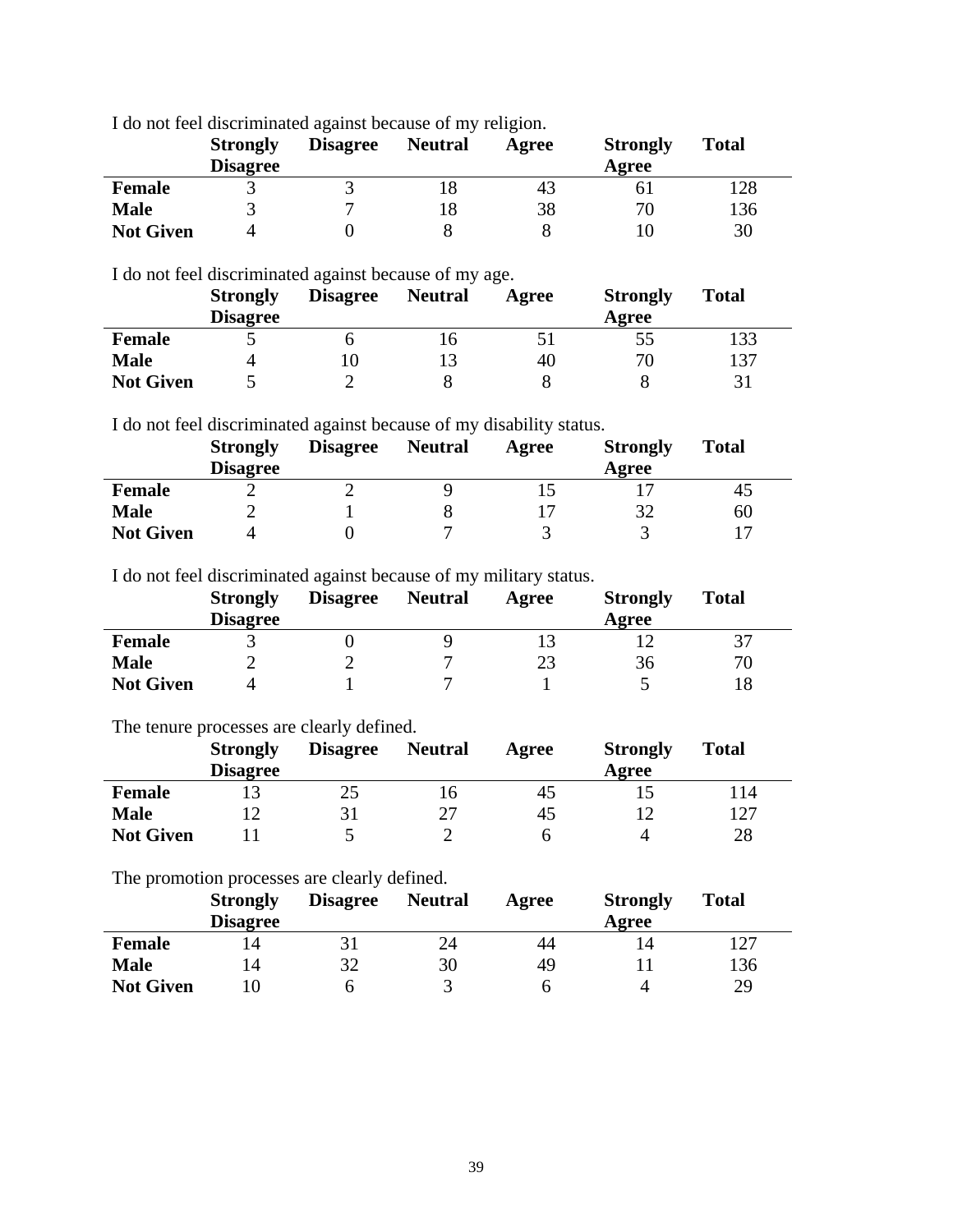I do not feel discriminated against because of my religion.

| | Strongly Disagree | Disagree | Neutral | Agree | Strongly Agree | Total |
|---|---|---|---|---|---|---|
| **Female** | 3 | 3 | 18 | 43 | 61 | 128 |
| **Male** | 3 | 7 | 18 | 38 | 70 | 136 |
| **Not Given** | 4 | 0 | 8 | 8 | 10 | 30 |

I do not feel discriminated against because of my age.

| | Strongly Disagree | Disagree | Neutral | Agree | Strongly Agree | Total |
|---|---|---|---|---|---|---|
| **Female** | 5 | 6 | 16 | 51 | 55 | 133 |
| **Male** | 4 | 10 | 13 | 40 | 70 | 137 |
| **Not Given** | 5 | 2 | 8 | 8 | 8 | 31 |

I do not feel discriminated against because of my disability status.

| | Strongly Disagree | Disagree | Neutral | Agree | Strongly Agree | Total |
|---|---|---|---|---|---|---|
| **Female** | 2 | 2 | 9 | 15 | 17 | 45 |
| **Male** | 2 | 1 | 8 | 17 | 32 | 60 |
| **Not Given** | 4 | 0 | 7 | 3 | 3 | 17 |

I do not feel discriminated against because of my military status.

| | Strongly Disagree | Disagree | Neutral | Agree | Strongly Agree | Total |
|---|---|---|---|---|---|---|
| **Female** | 3 | 0 | 9 | 13 | 12 | 37 |
| **Male** | 2 | 2 | 7 | 23 | 36 | 70 |
| **Not Given** | 4 | 1 | 7 | 1 | 5 | 18 |

The tenure processes are clearly defined.

| | Strongly Disagree | Disagree | Neutral | Agree | Strongly Agree | Total |
|---|---|---|---|---|---|---|
| **Female** | 13 | 25 | 16 | 45 | 15 | 114 |
| **Male** | 12 | 31 | 27 | 45 | 12 | 127 |
| **Not Given** | 11 | 5 | 2 | 6 | 4 | 28 |

The promotion processes are clearly defined.

| | Strongly Disagree | Disagree | Neutral | Agree | Strongly Agree | Total |
|---|---|---|---|---|---|---|
| **Female** | 14 | 31 | 24 | 44 | 14 | 127 |
| **Male** | 14 | 32 | 30 | 49 | 11 | 136 |
| **Not Given** | 10 | 6 | 3 | 6 | 4 | 29 |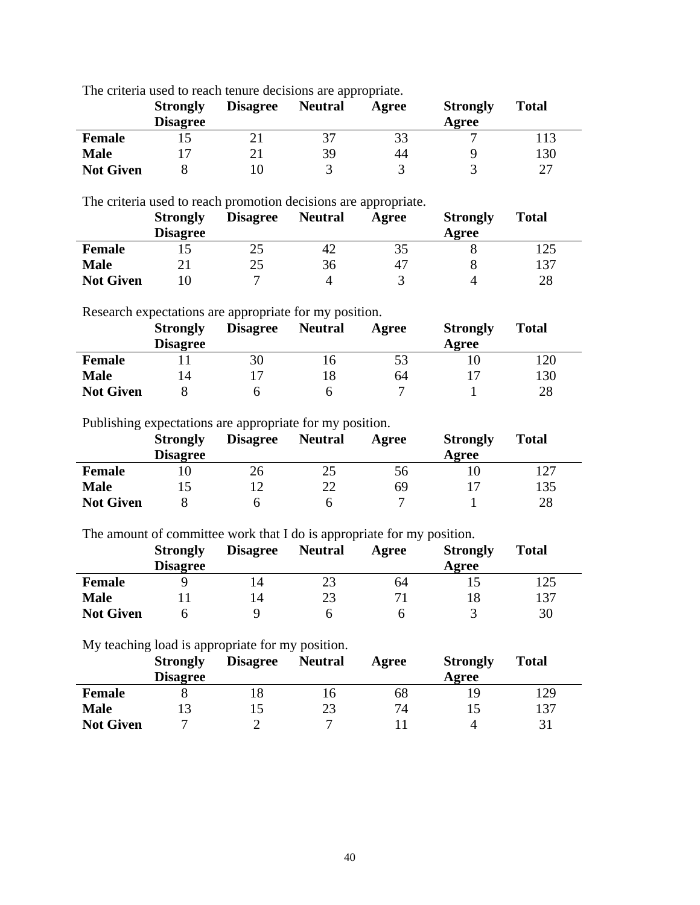The criteria used to reach tenure decisions are appropriate.

| | Strongly Disagree | Disagree | Neutral | Agree | Strongly Agree | Total |
|---|---|---|---|---|---|---|
| **Female** | 15 | 21 | 37 | 33 | 7 | 113 |
| **Male** | 17 | 21 | 39 | 44 | 9 | 130 |
| **Not Given** | 8 | 10 | 3 | 3 | 3 | 27 |

The criteria used to reach promotion decisions are appropriate.

| | Strongly Disagree | Disagree | Neutral | Agree | Strongly Agree | Total |
|---|---|---|---|---|---|---|
| **Female** | 15 | 25 | 42 | 35 | 8 | 125 |
| **Male** | 21 | 25 | 36 | 47 | 8 | 137 |
| **Not Given** | 10 | 7 | 4 | 3 | 4 | 28 |

Research expectations are appropriate for my position.

| | Strongly Disagree | Disagree | Neutral | Agree | Strongly Agree | Total |
|---|---|---|---|---|---|---|
| **Female** | 11 | 30 | 16 | 53 | 10 | 120 |
| **Male** | 14 | 17 | 18 | 64 | 17 | 130 |
| **Not Given** | 8 | 6 | 6 | 7 | 1 | 28 |

Publishing expectations are appropriate for my position.

| | Strongly Disagree | Disagree | Neutral | Agree | Strongly Agree | Total |
|---|---|---|---|---|---|---|
| **Female** | 10 | 26 | 25 | 56 | 10 | 127 |
| **Male** | 15 | 12 | 22 | 69 | 17 | 135 |
| **Not Given** | 8 | 6 | 6 | 7 | 1 | 28 |

The amount of committee work that I do is appropriate for my position.

| | Strongly Disagree | Disagree | Neutral | Agree | Strongly Agree | Total |
|---|---|---|---|---|---|---|
| **Female** | 9 | 14 | 23 | 64 | 15 | 125 |
| **Male** | 11 | 14 | 23 | 71 | 18 | 137 |
| **Not Given** | 6 | 9 | 6 | 6 | 3 | 30 |

My teaching load is appropriate for my position.

| | Strongly Disagree | Disagree | Neutral | Agree | Strongly Agree | Total |
|---|---|---|---|---|---|---|
| **Female** | 8 | 18 | 16 | 68 | 19 | 129 |
| **Male** | 13 | 15 | 23 | 74 | 15 | 137 |
| **Not Given** | 7 | 2 | 7 | 11 | 4 | 31 |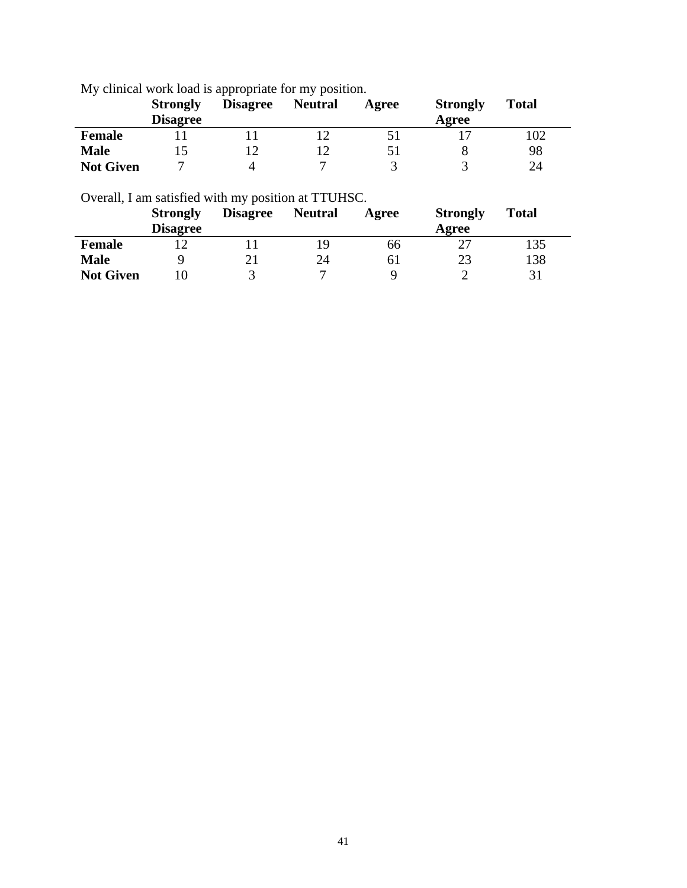My clinical work load is appropriate for my position.

| | Strongly Disagree | Disagree | Neutral | Agree | Strongly Agree | Total |
|---|---|---|---|---|---|---|
| **Female** | 11 | 11 | 12 | 51 | 17 | 102 |
| **Male** | 15 | 12 | 12 | 51 | 8 | 98 |
| **Not Given** | 7 | 4 | 7 | 3 | 3 | 24 |

Overall, I am satisfied with my position at TTUHSC.

| | Strongly Disagree | Disagree | Neutral | Agree | Strongly Agree | Total |
|---|---|---|---|---|---|---|
| **Female** | 12 | 11 | 19 | 66 | 27 | 135 |
| **Male** | 9 | 21 | 24 | 61 | 23 | 138 |
| **Not Given** | 10 | 3 | 7 | 9 | 2 | 31 |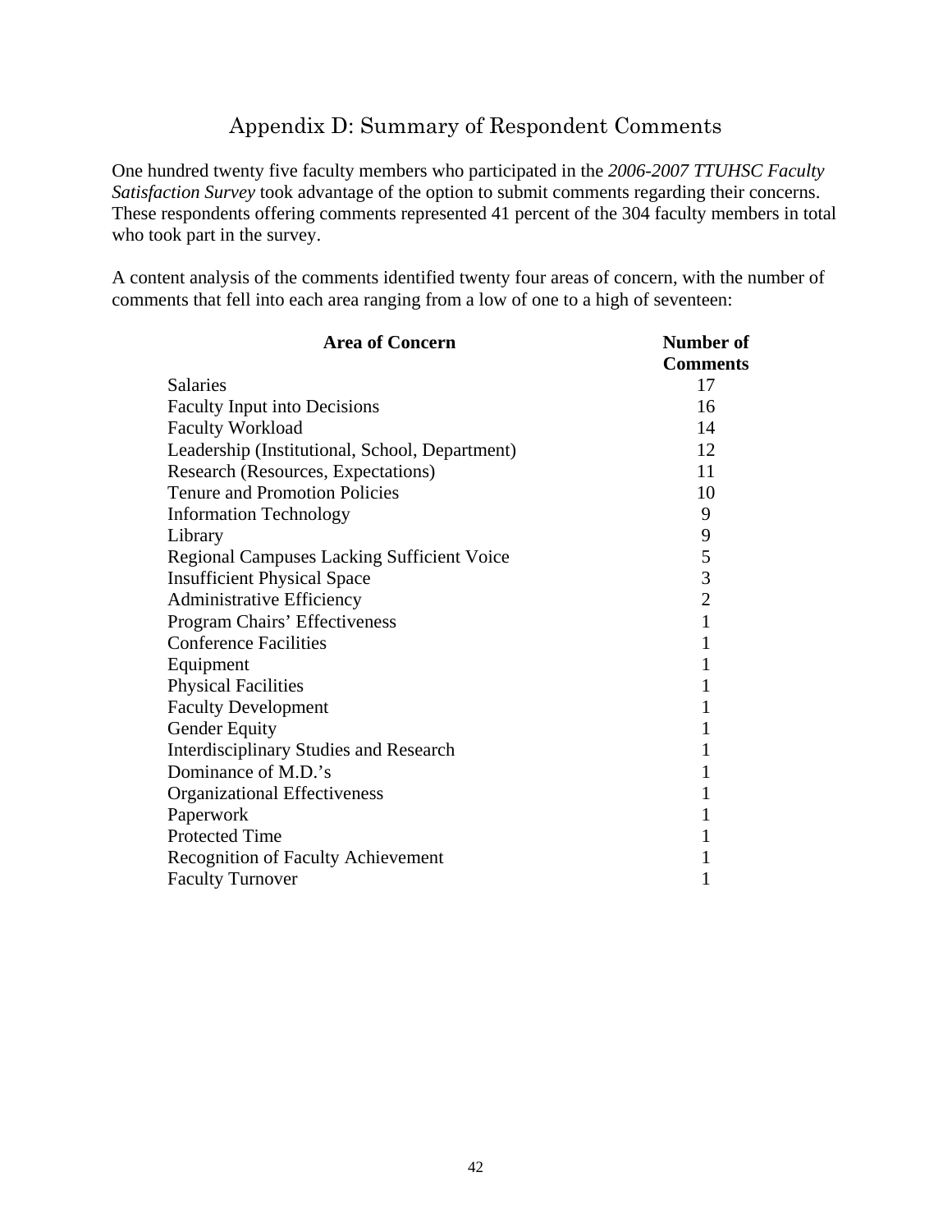# Appendix D: Summary of Respondent Comments

One hundred twenty five faculty members who participated in the *2006-2007 TTUHSC Faculty Satisfaction Survey* took advantage of the option to submit comments regarding their concerns. These respondents offering comments represented 41 percent of the 304 faculty members in total who took part in the survey.

A content analysis of the comments identified twenty four areas of concern, with the number of comments that fell into each area ranging from a low of one to a high of seventeen:

| Area of Concern | Number of Comments |
|---|---|
| Salaries | 17 |
| Faculty Input into Decisions | 16 |
| Faculty Workload | 14 |
| Leadership (Institutional, School, Department) | 12 |
| Research (Resources, Expectations) | 11 |
| Tenure and Promotion Policies | 10 |
| Information Technology | 9 |
| Library | 9 |
| Regional Campuses Lacking Sufficient Voice | 5 |
| Insufficient Physical Space | 3 |
| Administrative Efficiency | 2 |
| Program Chairs' Effectiveness | 1 |
| Conference Facilities | 1 |
| Equipment | 1 |
| Physical Facilities | 1 |
| Faculty Development | 1 |
| Gender Equity | 1 |
| Interdisciplinary Studies and Research | 1 |
| Dominance of M.D.'s | 1 |
| Organizational Effectiveness | 1 |
| Paperwork | 1 |
| Protected Time | 1 |
| Recognition of Faculty Achievement | 1 |
| Faculty Turnover | 1 |